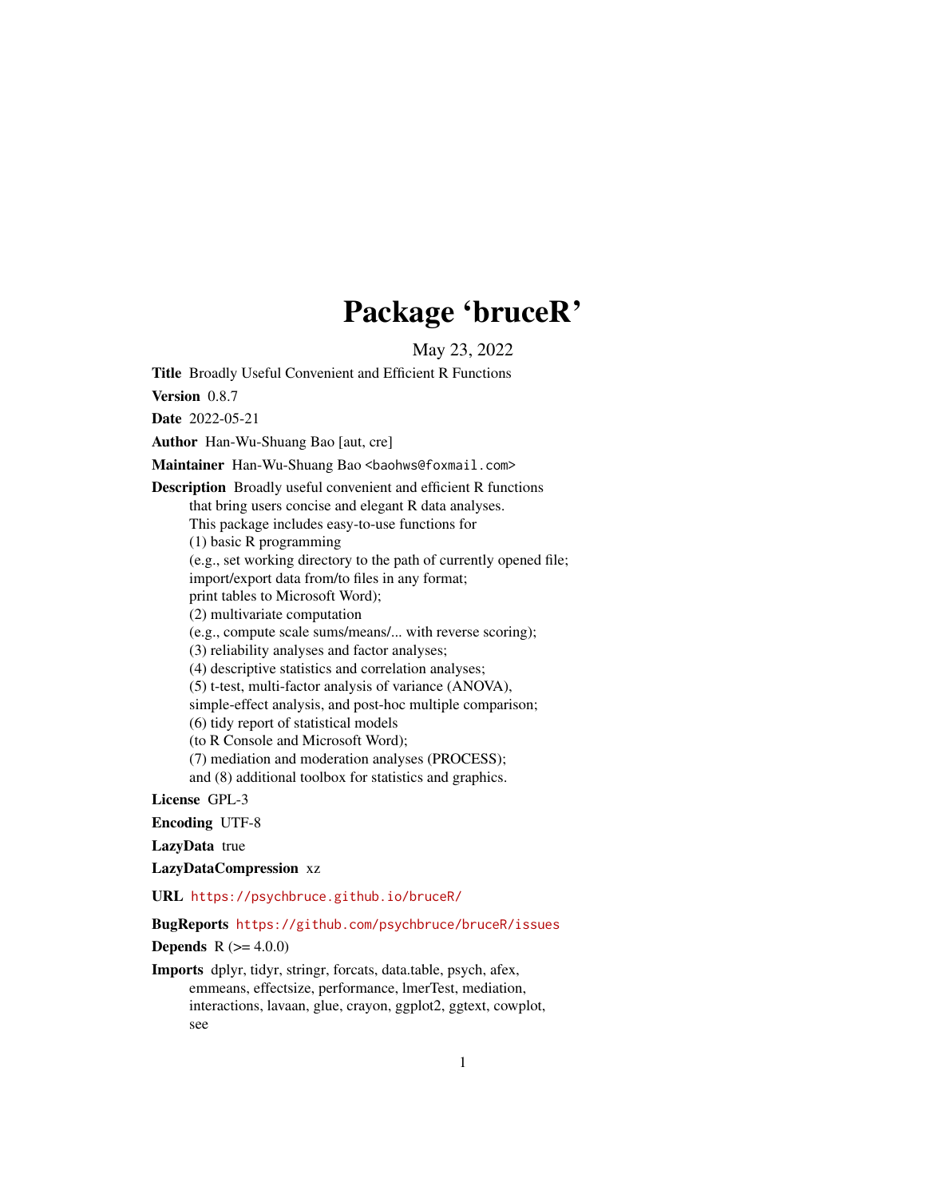# Package 'bruceR'

May 23, 2022

**Title** Broadly Useful Convenient and Efficient R Functions

**Version** 0.8.7

**Date** 2022-05-21

**Author** Han-Wu-Shuang Bao [aut, cre]

**Maintainer** Han-Wu-Shuang Bao <baohws@foxmail.com>

**Description** Broadly useful convenient and efficient R functions
that bring users concise and elegant R data analyses.
This package includes easy-to-use functions for
(1) basic R programming
(e.g., set working directory to the path of currently opened file;
import/export data from/to files in any format;
print tables to Microsoft Word);
(2) multivariate computation
(e.g., compute scale sums/means/... with reverse scoring);
(3) reliability analyses and factor analyses;
(4) descriptive statistics and correlation analyses;
(5) t-test, multi-factor analysis of variance (ANOVA),
simple-effect analysis, and post-hoc multiple comparison;
(6) tidy report of statistical models
(to R Console and Microsoft Word);
(7) mediation and moderation analyses (PROCESS);
and (8) additional toolbox for statistics and graphics.

**License** GPL-3

**Encoding** UTF-8

**LazyData** true

**LazyDataCompression** xz

**URL** https://psychbruce.github.io/bruceR/

**BugReports** https://github.com/psychbruce/bruceR/issues

**Depends** R (>= 4.0.0)

**Imports** dplyr, tidyr, stringr, forcats, data.table, psych, afex,
emmeans, effectsize, performance, lmerTest, mediation,
interactions, lavaan, glue, crayon, ggplot2, ggtext, cowplot,
see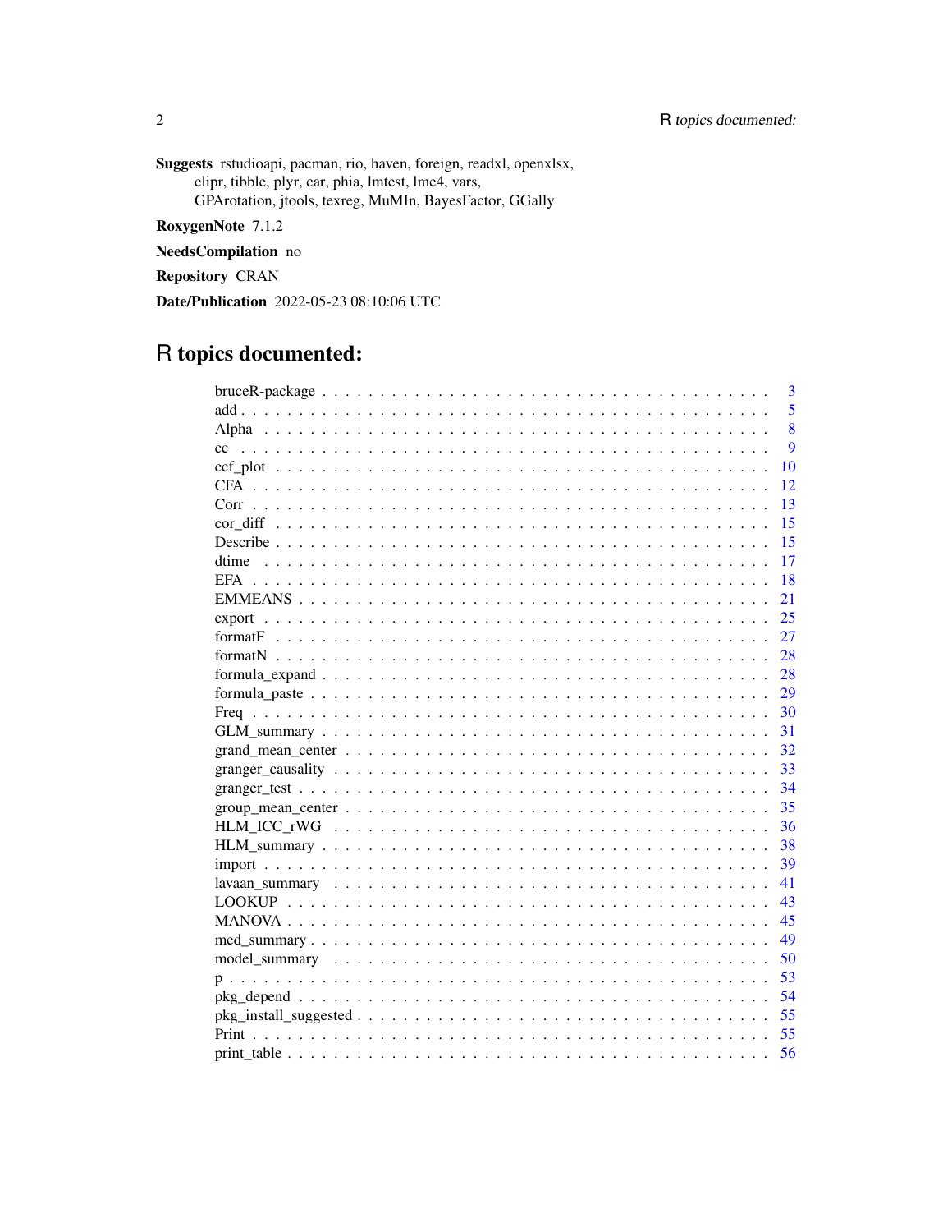**Suggests** rstudioapi, pacman, rio, haven, foreign, readxl, openxlsx, clipr, tibble, plyr, car, phia, lmtest, lme4, vars, GPArotation, jtools, texreg, MuMIn, BayesFactor, GGally

**RoxygenNote** 7.1.2

**NeedsCompilation** no

**Repository** CRAN

**Date/Publication** 2022-05-23 08:10:06 UTC

# R topics documented:

| | |
|---|---|
| bruceR-package | 3 |
| add | 5 |
| Alpha | 8 |
| cc | 9 |
| ccf_plot | 10 |
| CFA | 12 |
| Corr | 13 |
| cor_diff | 15 |
| Describe | 15 |
| dtime | 17 |
| EFA | 18 |
| EMMEANS | 21 |
| export | 25 |
| formatF | 27 |
| formatN | 28 |
| formula_expand | 28 |
| formula_paste | 29 |
| Freq | 30 |
| GLM_summary | 31 |
| grand_mean_center | 32 |
| granger_causality | 33 |
| granger_test | 34 |
| group_mean_center | 35 |
| HLM_ICC_rWG | 36 |
| HLM_summary | 38 |
| import | 39 |
| lavaan_summary | 41 |
| LOOKUP | 43 |
| MANOVA | 45 |
| med_summary | 49 |
| model_summary | 50 |
| p | 53 |
| pkg_depend | 54 |
| pkg_install_suggested | 55 |
| Print | 55 |
| print_table | 56 |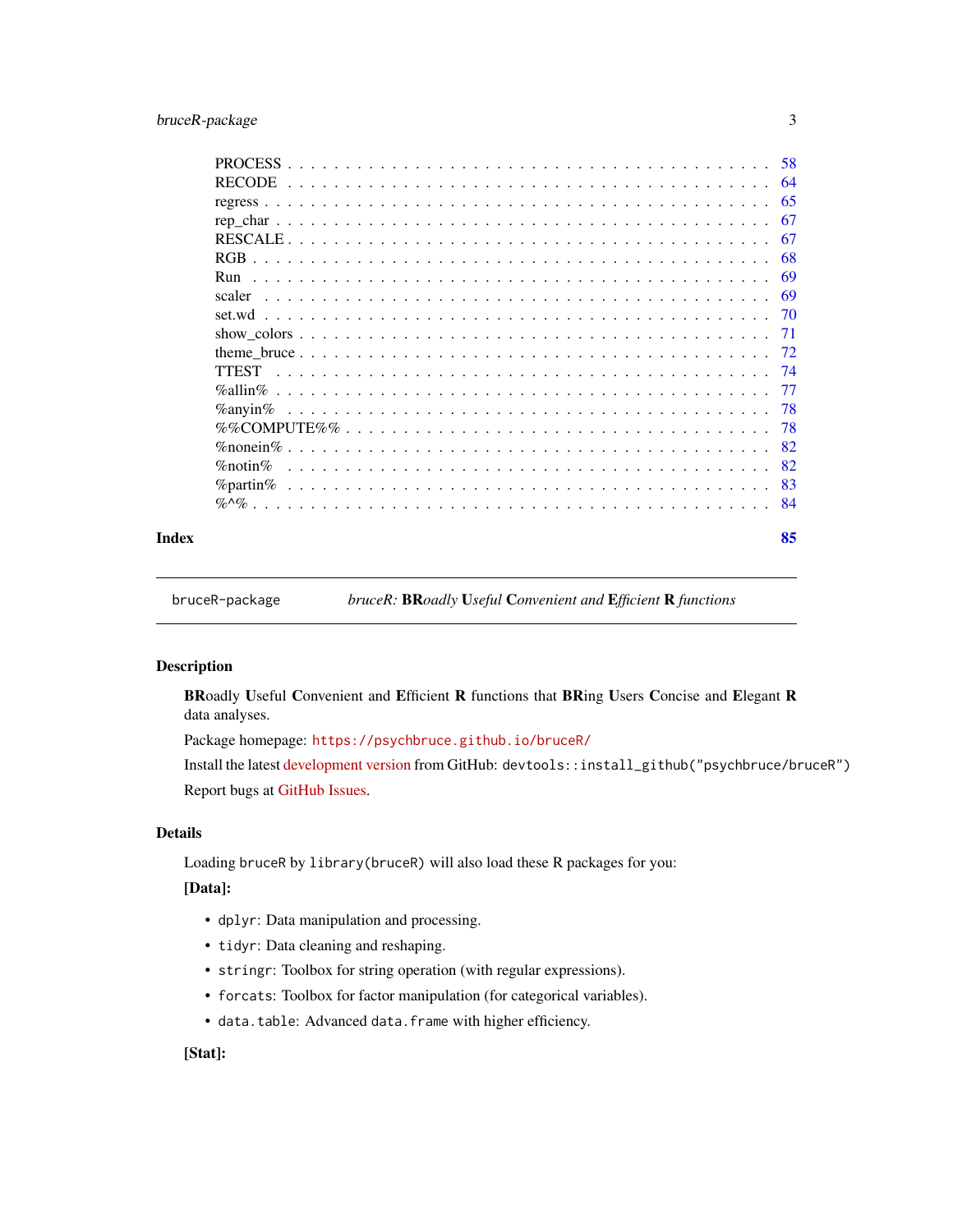PROCESS . . . . . . . . . . . . . . . . . . . . . . . . . . . . . . . . . . . . . 58
RECODE . . . . . . . . . . . . . . . . . . . . . . . . . . . . . . . . . . . . . 64
regress . . . . . . . . . . . . . . . . . . . . . . . . . . . . . . . . . . . . . 65
rep_char . . . . . . . . . . . . . . . . . . . . . . . . . . . . . . . . . . . . . 67
RESCALE . . . . . . . . . . . . . . . . . . . . . . . . . . . . . . . . . . . . . 67
RGB . . . . . . . . . . . . . . . . . . . . . . . . . . . . . . . . . . . . . 68
Run . . . . . . . . . . . . . . . . . . . . . . . . . . . . . . . . . . . . . 69
scaler . . . . . . . . . . . . . . . . . . . . . . . . . . . . . . . . . . . . . 69
set.wd . . . . . . . . . . . . . . . . . . . . . . . . . . . . . . . . . . . . . 70
show_colors . . . . . . . . . . . . . . . . . . . . . . . . . . . . . . . . . . . . . 71
theme_bruce . . . . . . . . . . . . . . . . . . . . . . . . . . . . . . . . . . . . . 72
TTEST . . . . . . . . . . . . . . . . . . . . . . . . . . . . . . . . . . . . . 74
%allin% . . . . . . . . . . . . . . . . . . . . . . . . . . . . . . . . . . . . . 77
%anyin% . . . . . . . . . . . . . . . . . . . . . . . . . . . . . . . . . . . . . 78
%%COMPUTE%% . . . . . . . . . . . . . . . . . . . . . . . . . . . . . . . . . . . . . 78
%nonein% . . . . . . . . . . . . . . . . . . . . . . . . . . . . . . . . . . . . . 82
%notin% . . . . . . . . . . . . . . . . . . . . . . . . . . . . . . . . . . . . . 82
%partin% . . . . . . . . . . . . . . . . . . . . . . . . . . . . . . . . . . . . . 83
%^% . . . . . . . . . . . . . . . . . . . . . . . . . . . . . . . . . . . . . 84

**Index** **85**

---

`bruceR-package` *bruceR:* ***BR**oadly **U**seful **C**onvenient and **E**fficient **R** functions*

---

## Description

**BR**oadly **U**seful **C**onvenient and **E**fficient **R** functions that **BR**ing **U**sers **C**oncise and **E**legant **R** data analyses.

Package homepage: `https://psychbruce.github.io/bruceR/`

Install the latest development version from GitHub: `devtools::install_github("psychbruce/bruceR")`

Report bugs at GitHub Issues.

## Details

Loading `bruceR` by `library(bruceR)` will also load these R packages for you:

**[Data]:**

- `dplyr`: Data manipulation and processing.
- `tidyr`: Data cleaning and reshaping.
- `stringr`: Toolbox for string operation (with regular expressions).
- `forcats`: Toolbox for factor manipulation (for categorical variables).
- `data.table`: Advanced `data.frame` with higher efficiency.

**[Stat]:**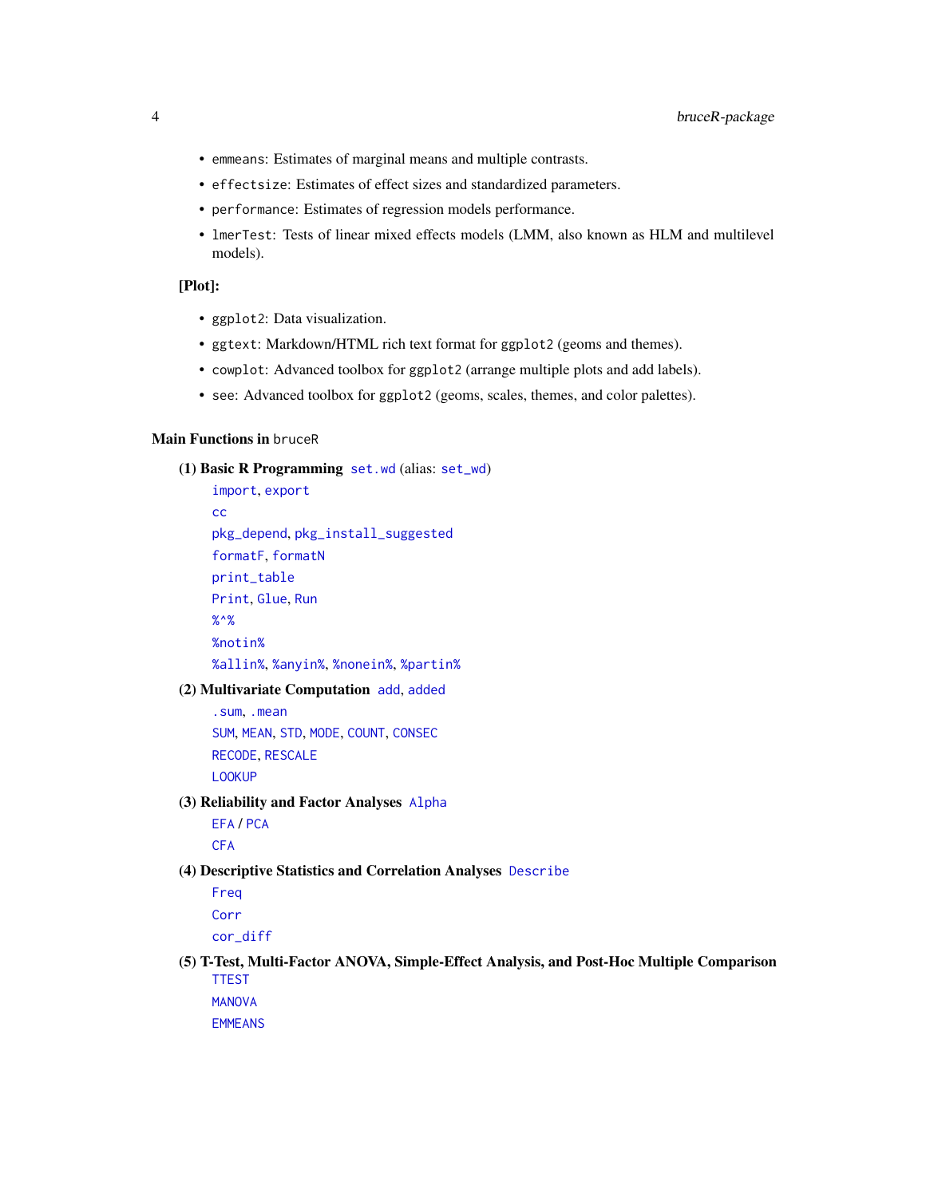- `emmeans`: Estimates of marginal means and multiple contrasts.
- `effectsize`: Estimates of effect sizes and standardized parameters.
- `performance`: Estimates of regression models performance.
- `lmerTest`: Tests of linear mixed effects models (LMM, also known as HLM and multilevel models).

**[Plot]:**

- `ggplot2`: Data visualization.
- `ggtext`: Markdown/HTML rich text format for `ggplot2` (geoms and themes).
- `cowplot`: Advanced toolbox for `ggplot2` (arrange multiple plots and add labels).
- `see`: Advanced toolbox for `ggplot2` (geoms, scales, themes, and color palettes).

### Main Functions in `bruceR`

**(1) Basic R Programming** `set.wd` (alias: `set_wd`)

`import`, `export`
`cc`
`pkg_depend`, `pkg_install_suggested`
`formatF`, `formatN`
`print_table`
`Print`, `Glue`, `Run`
`%^%`
`%notin%`
`%allin%`, `%anyin%`, `%nonein%`, `%partin%`

**(2) Multivariate Computation** `add`, `added`

`.sum`, `.mean`
`SUM`, `MEAN`, `STD`, `MODE`, `COUNT`, `CONSEC`
`RECODE`, `RESCALE`
`LOOKUP`

**(3) Reliability and Factor Analyses** `Alpha`

`EFA` / `PCA`
`CFA`

**(4) Descriptive Statistics and Correlation Analyses** `Describe`

`Freq`
`Corr`
`cor_diff`

**(5) T-Test, Multi-Factor ANOVA, Simple-Effect Analysis, and Post-Hoc Multiple Comparison**

`TTEST`
`MANOVA`
`EMMEANS`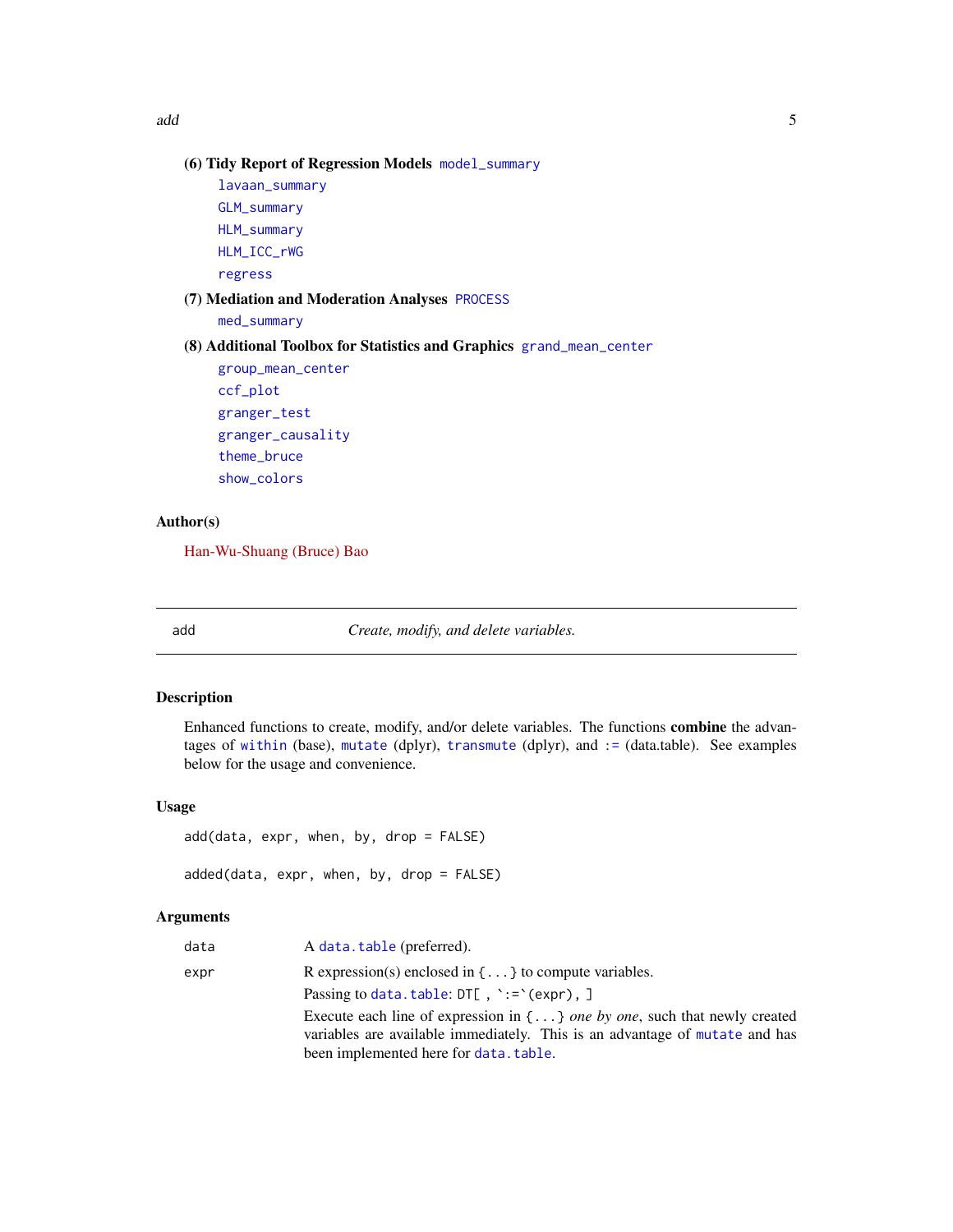**(6) Tidy Report of Regression Models** model_summary

lavaan_summary

GLM_summary

HLM_summary

HLM_ICC_rWG

regress

**(7) Mediation and Moderation Analyses** PROCESS

med_summary

**(8) Additional Toolbox for Statistics and Graphics** grand_mean_center

group_mean_center

ccf_plot

granger_test

granger_causality

theme_bruce

show_colors

### Author(s)

Han-Wu-Shuang (Bruce) Bao

---

## add — *Create, modify, and delete variables.*

---

### Description

Enhanced functions to create, modify, and/or delete variables. The functions **combine** the advantages of `within` (base), `mutate` (dplyr), `transmute` (dplyr), and `:=` (data.table). See examples below for the usage and convenience.

### Usage

```
add(data, expr, when, by, drop = FALSE)

added(data, expr, when, by, drop = FALSE)
```

### Arguments

| | |
|---|---|
| `data` | A `data.table` (preferred). |
| `expr` | R expression(s) enclosed in `{...}` to compute variables.<br>Passing to `data.table`: `` DT[ , `:=`(expr), ] ``<br>Execute each line of expression in `{...}` *one by one*, such that newly created variables are available immediately. This is an advantage of `mutate` and has been implemented here for `data.table`. |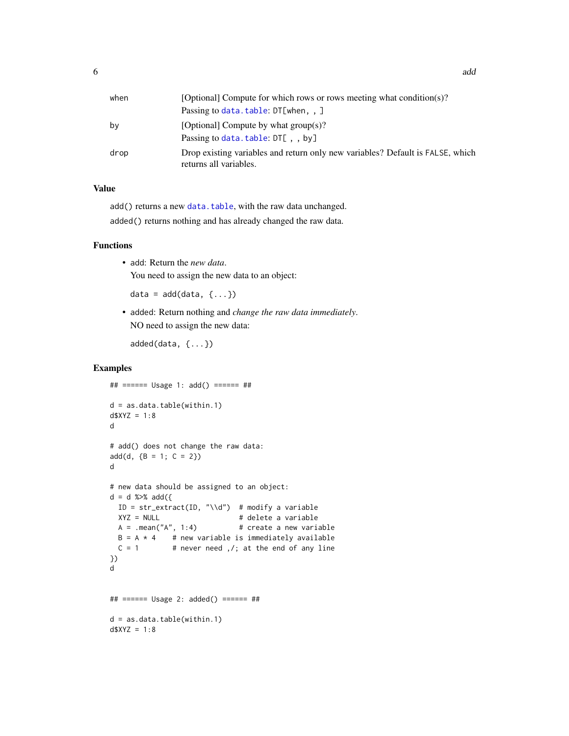| | |
|---|---|
| `when` | [Optional] Compute for which rows or rows meeting what condition(s)? Passing to `data.table`: `DT[when, , ]` |
| `by` | [Optional] Compute by what group(s)? Passing to `data.table`: `DT[ , , by]` |
| `drop` | Drop existing variables and return only new variables? Default is `FALSE`, which returns all variables. |

## Value

`add()` returns a new `data.table`, with the raw data unchanged.

`added()` returns nothing and has already changed the raw data.

## Functions

- add: Return the *new data*.

  You need to assign the new data to an object:

  ```
  data = add(data, {...})
  ```

- added: Return nothing and *change the raw data immediately*.

  NO need to assign the new data:

  ```
  added(data, {...})
  ```

## Examples

```
## ====== Usage 1: add() ====== ##

d = as.data.table(within.1)
d$XYZ = 1:8
d

# add() does not change the raw data:
add(d, {B = 1; C = 2})
d

# new data should be assigned to an object:
d = d %>% add({
  ID = str_extract(ID, "\\d")  # modify a variable
  XYZ = NULL                   # delete a variable
  A = .mean("A", 1:4)          # create a new variable
  B = A * 4    # new variable is immediately available
  C = 1        # never need ,/; at the end of any line
})
d


## ====== Usage 2: added() ====== ##

d = as.data.table(within.1)
d$XYZ = 1:8
```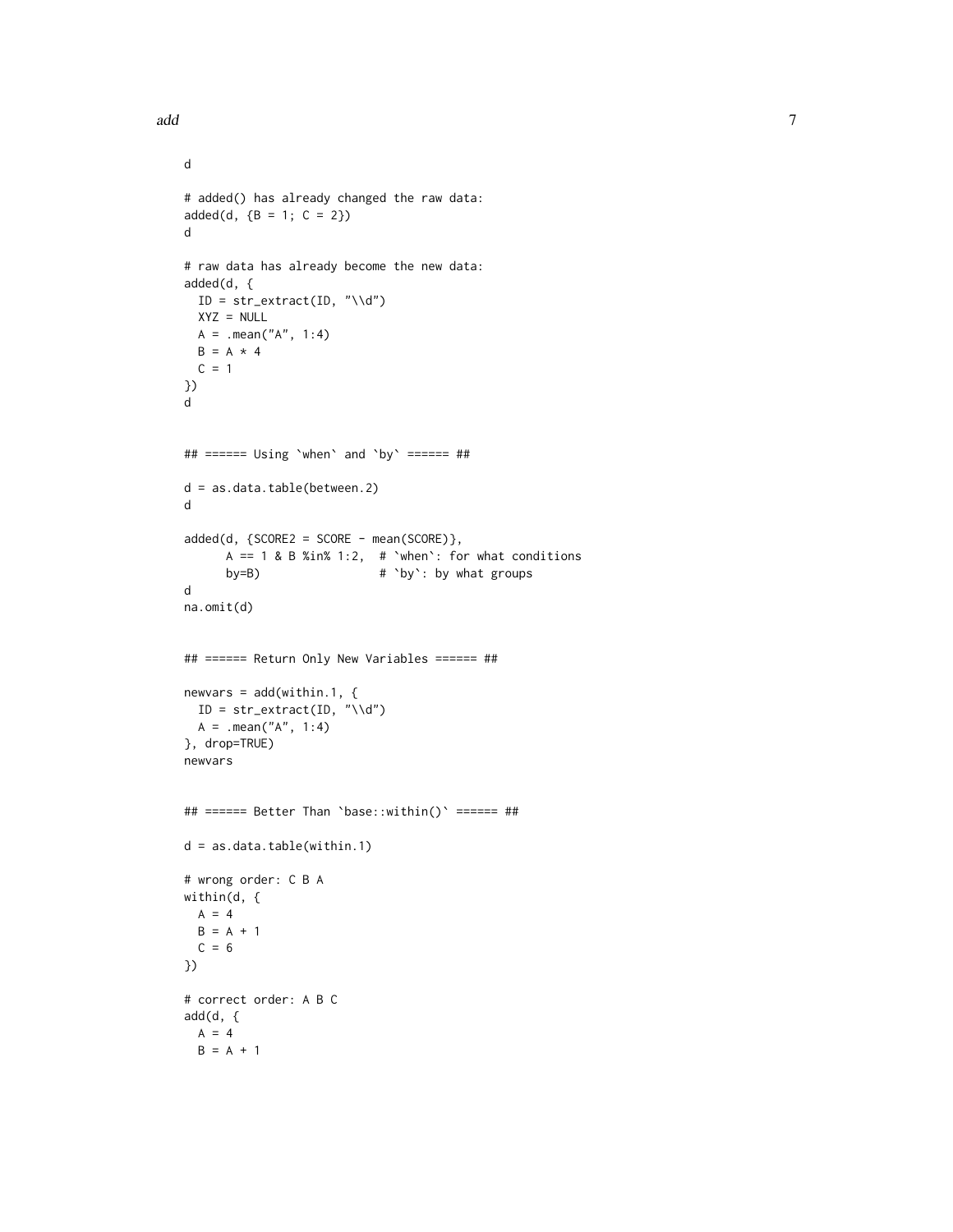```
d

# added() has already changed the raw data:
added(d, {B = 1; C = 2})
d

# raw data has already become the new data:
added(d, {
  ID = str_extract(ID, "\\d")
  XYZ = NULL
  A = .mean("A", 1:4)
  B = A * 4
  C = 1
})
d


## ====== Using `when` and `by` ====== ##

d = as.data.table(between.2)
d

added(d, {SCORE2 = SCORE - mean(SCORE)},
      A == 1 & B %in% 1:2,  # `when`: for what conditions
      by=B)                 # `by`: by what groups
d
na.omit(d)


## ====== Return Only New Variables ====== ##

newvars = add(within.1, {
  ID = str_extract(ID, "\\d")
  A = .mean("A", 1:4)
}, drop=TRUE)
newvars


## ====== Better Than `base::within()` ====== ##

d = as.data.table(within.1)

# wrong order: C B A
within(d, {
  A = 4
  B = A + 1
  C = 6
})

# correct order: A B C
add(d, {
  A = 4
  B = A + 1
```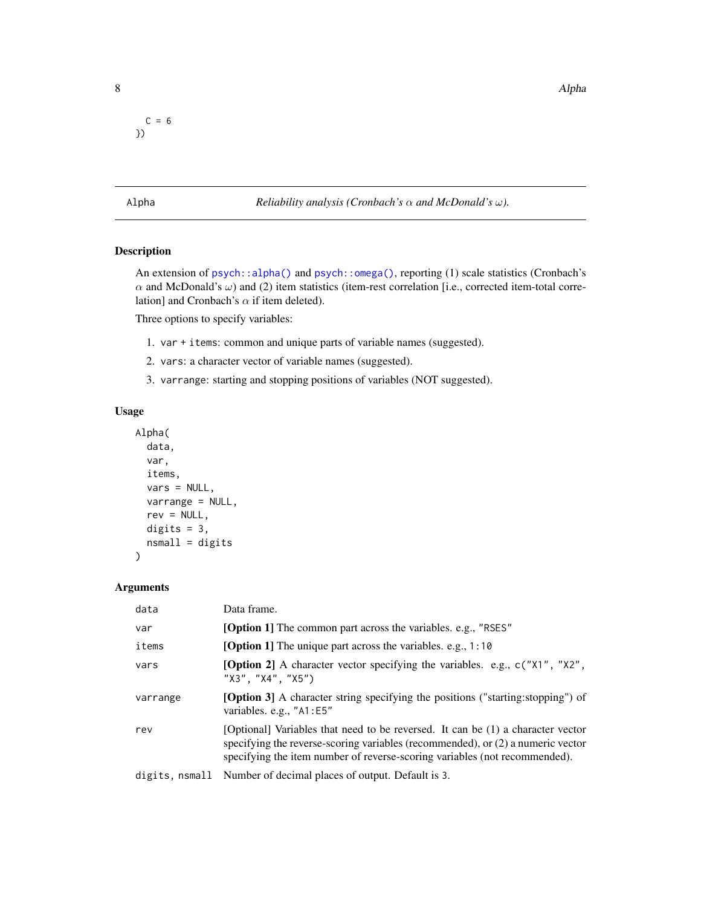```
  C = 6
})
```

## Alpha — *Reliability analysis (Cronbach's $\alpha$ and McDonald's $\omega$).*

### Description

An extension of `psych::alpha()` and `psych::omega()`, reporting (1) scale statistics (Cronbach's $\alpha$ and McDonald's $\omega$) and (2) item statistics (item-rest correlation [i.e., corrected item-total correlation] and Cronbach's $\alpha$ if item deleted).

Three options to specify variables:

1. `var + items`: common and unique parts of variable names (suggested).
2. `vars`: a character vector of variable names (suggested).
3. `varrange`: starting and stopping positions of variables (NOT suggested).

### Usage

```
Alpha(
  data,
  var,
  items,
  vars = NULL,
  varrange = NULL,
  rev = NULL,
  digits = 3,
  nsmall = digits
)
```

### Arguments

| Argument | Description |
|---|---|
| `data` | Data frame. |
| `var` | **[Option 1]** The common part across the variables. e.g., `"RSES"` |
| `items` | **[Option 1]** The unique part across the variables. e.g., `1:10` |
| `vars` | **[Option 2]** A character vector specifying the variables. e.g., `c("X1", "X2", "X3", "X4", "X5")` |
| `varrange` | **[Option 3]** A character string specifying the positions ("starting:stopping") of variables. e.g., `"A1:E5"` |
| `rev` | [Optional] Variables that need to be reversed. It can be (1) a character vector specifying the reverse-scoring variables (recommended), or (2) a numeric vector specifying the item number of reverse-scoring variables (not recommended). |
| `digits, nsmall` | Number of decimal places of output. Default is `3`. |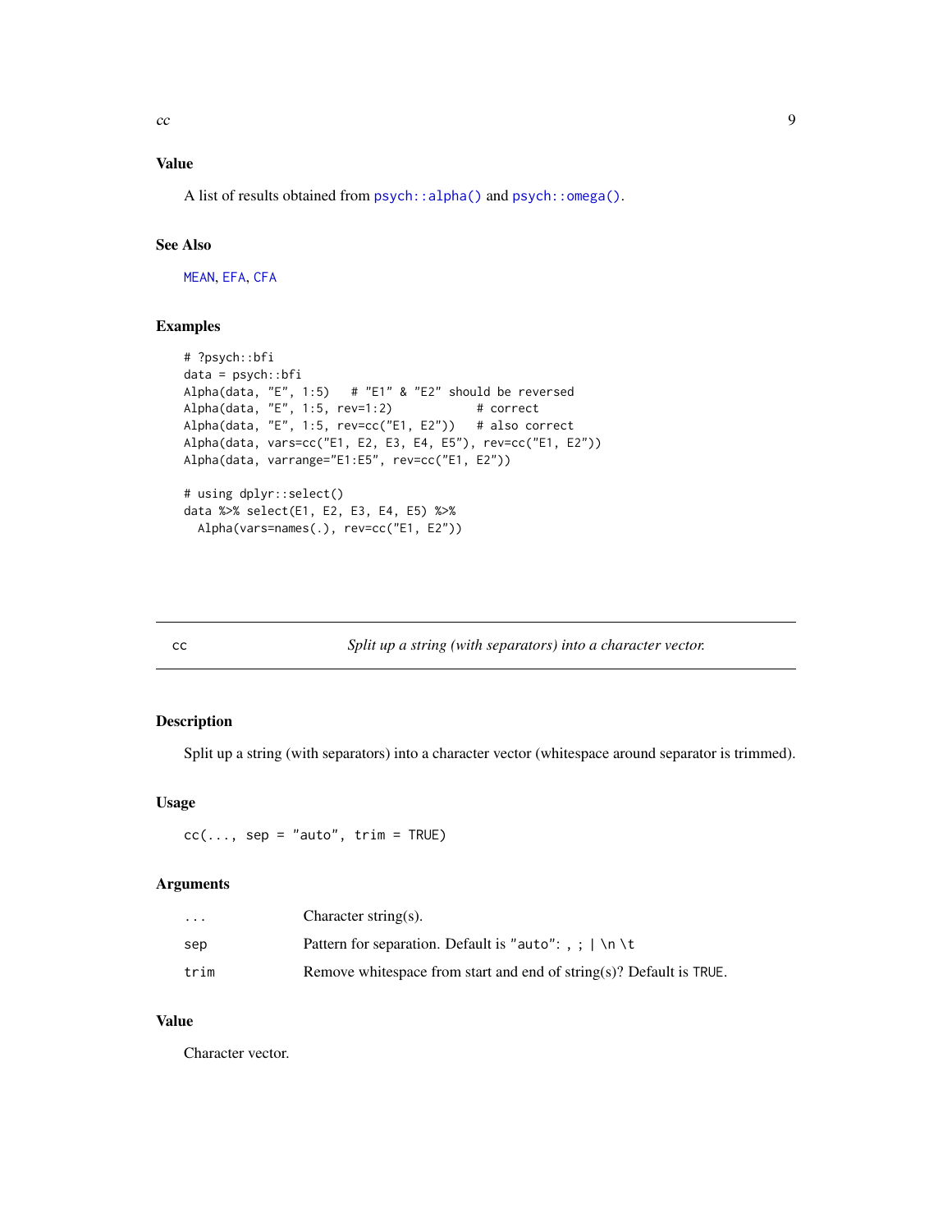### Value

A list of results obtained from `psych::alpha()` and `psych::omega()`.

### See Also

`MEAN`, `EFA`, `CFA`

### Examples

```
# ?psych::bfi
data = psych::bfi
Alpha(data, "E", 1:5)   # "E1" & "E2" should be reversed
Alpha(data, "E", 1:5, rev=1:2)            # correct
Alpha(data, "E", 1:5, rev=cc("E1, E2"))   # also correct
Alpha(data, vars=cc("E1, E2, E3, E4, E5"), rev=cc("E1, E2"))
Alpha(data, varrange="E1:E5", rev=cc("E1, E2"))

# using dplyr::select()
data %>% select(E1, E2, E3, E4, E5) %>%
  Alpha(vars=names(.), rev=cc("E1, E2"))
```

---

## cc — *Split up a string (with separators) into a character vector.*

---

### Description

Split up a string (with separators) into a character vector (whitespace around separator is trimmed).

### Usage

```
cc(..., sep = "auto", trim = TRUE)
```

### Arguments

| | |
|---|---|
| `...` | Character string(s). |
| `sep` | Pattern for separation. Default is `"auto"`: `,` `;` `|` `\n` `\t` |
| `trim` | Remove whitespace from start and end of string(s)? Default is `TRUE`. |

### Value

Character vector.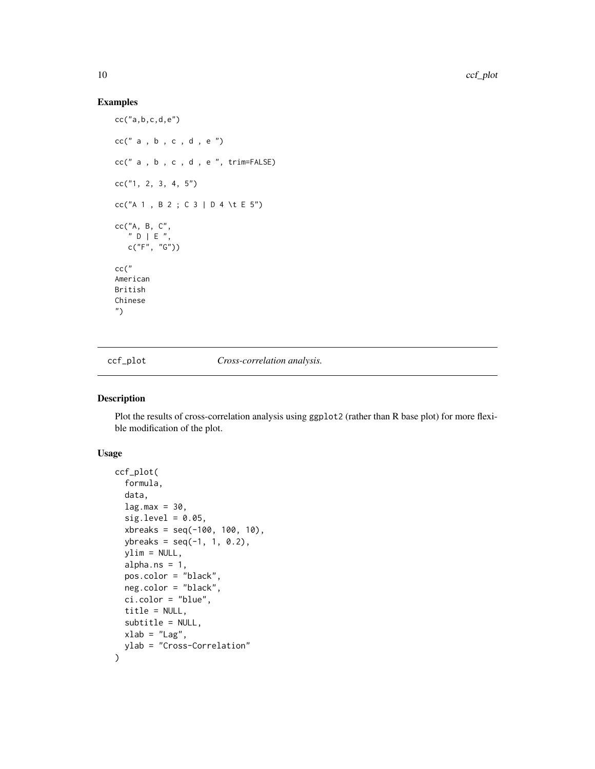## Examples

```
cc("a,b,c,d,e")

cc(" a , b , c , d , e ")

cc(" a , b , c , d , e ", trim=FALSE)

cc("1, 2, 3, 4, 5")

cc("A 1 , B 2 ; C 3 | D 4 \t E 5")

cc("A, B, C",
   " D | E ",
   c("F", "G"))

cc("
American
British
Chinese
")
```

---

# ccf_plot    *Cross-correlation analysis.*

---

## Description

Plot the results of cross-correlation analysis using ggplot2 (rather than R base plot) for more flexible modification of the plot.

## Usage

```
ccf_plot(
  formula,
  data,
  lag.max = 30,
  sig.level = 0.05,
  xbreaks = seq(-100, 100, 10),
  ybreaks = seq(-1, 1, 0.2),
  ylim = NULL,
  alpha.ns = 1,
  pos.color = "black",
  neg.color = "black",
  ci.color = "blue",
  title = NULL,
  subtitle = NULL,
  xlab = "Lag",
  ylab = "Cross-Correlation"
)
```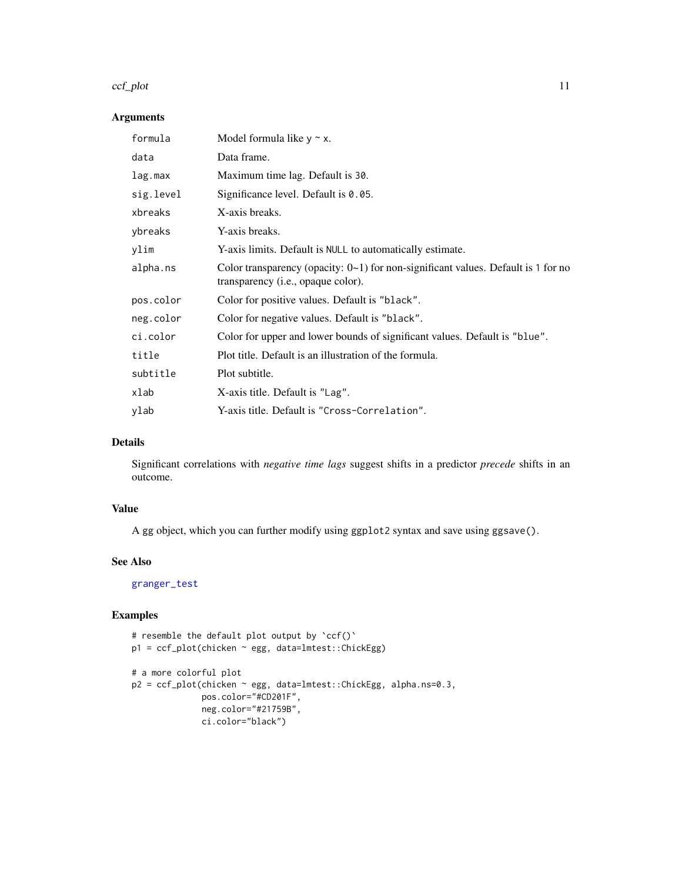## Arguments

| | |
|---|---|
| `formula` | Model formula like `y ~ x`. |
| `data` | Data frame. |
| `lag.max` | Maximum time lag. Default is `30`. |
| `sig.level` | Significance level. Default is `0.05`. |
| `xbreaks` | X-axis breaks. |
| `ybreaks` | Y-axis breaks. |
| `ylim` | Y-axis limits. Default is `NULL` to automatically estimate. |
| `alpha.ns` | Color transparency (opacity: 0~1) for non-significant values. Default is `1` for no transparency (i.e., opaque color). |
| `pos.color` | Color for positive values. Default is `"black"`. |
| `neg.color` | Color for negative values. Default is `"black"`. |
| `ci.color` | Color for upper and lower bounds of significant values. Default is `"blue"`. |
| `title` | Plot title. Default is an illustration of the formula. |
| `subtitle` | Plot subtitle. |
| `xlab` | X-axis title. Default is `"Lag"`. |
| `ylab` | Y-axis title. Default is `"Cross-Correlation"`. |

## Details

Significant correlations with *negative time lags* suggest shifts in a predictor *precede* shifts in an outcome.

## Value

A gg object, which you can further modify using `ggplot2` syntax and save using `ggsave()`.

## See Also

`granger_test`

## Examples

```
# resemble the default plot output by `ccf()`
p1 = ccf_plot(chicken ~ egg, data=lmtest::ChickEgg)

# a more colorful plot
p2 = ccf_plot(chicken ~ egg, data=lmtest::ChickEgg, alpha.ns=0.3,
              pos.color="#CD201F",
              neg.color="#21759B",
              ci.color="black")
```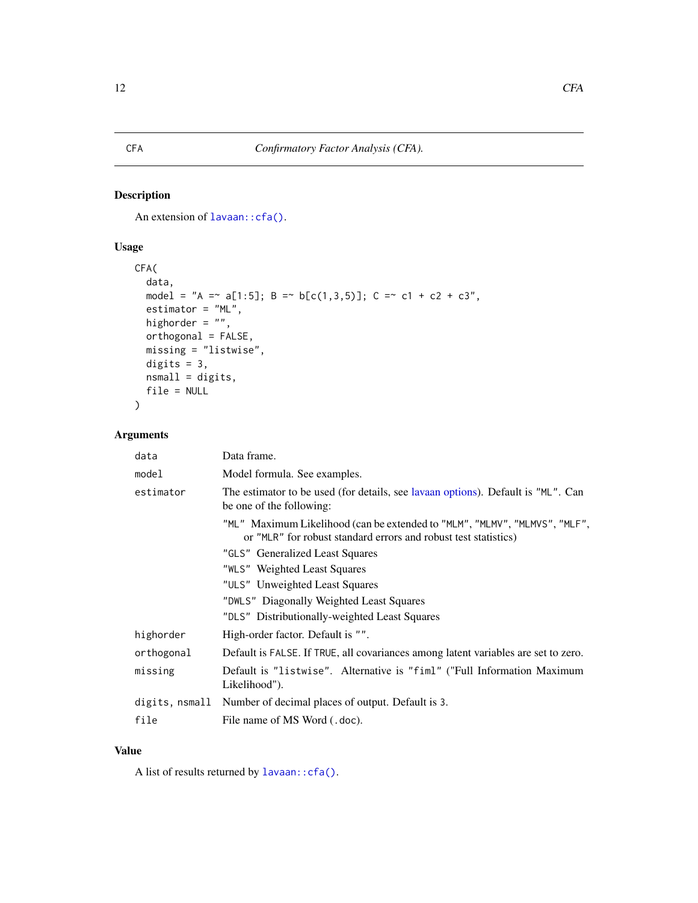## CFA    *Confirmatory Factor Analysis (CFA).*

### Description

An extension of `lavaan::cfa()`.

### Usage

```
CFA(
  data,
  model = "A =~ a[1:5]; B =~ b[c(1,3,5)]; C =~ c1 + c2 + c3",
  estimator = "ML",
  highorder = "",
  orthogonal = FALSE,
  missing = "listwise",
  digits = 3,
  nsmall = digits,
  file = NULL
)
```

### Arguments

| | |
|---|---|
| `data` | Data frame. |
| `model` | Model formula. See examples. |
| `estimator` | The estimator to be used (for details, see lavaan options). Default is `"ML"`. Can be one of the following:<br>`"ML"` Maximum Likelihood (can be extended to `"MLM"`, `"MLMV"`, `"MLMVS"`, `"MLF"`, or `"MLR"` for robust standard errors and robust test statistics)<br>`"GLS"` Generalized Least Squares<br>`"WLS"` Weighted Least Squares<br>`"ULS"` Unweighted Least Squares<br>`"DWLS"` Diagonally Weighted Least Squares<br>`"DLS"` Distributionally-weighted Least Squares |
| `highorder` | High-order factor. Default is `""`. |
| `orthogonal` | Default is `FALSE`. If `TRUE`, all covariances among latent variables are set to zero. |
| `missing` | Default is `"listwise"`. Alternative is `"fiml"` ("Full Information Maximum Likelihood"). |
| `digits, nsmall` | Number of decimal places of output. Default is `3`. |
| `file` | File name of MS Word (`.doc`). |

### Value

A list of results returned by `lavaan::cfa()`.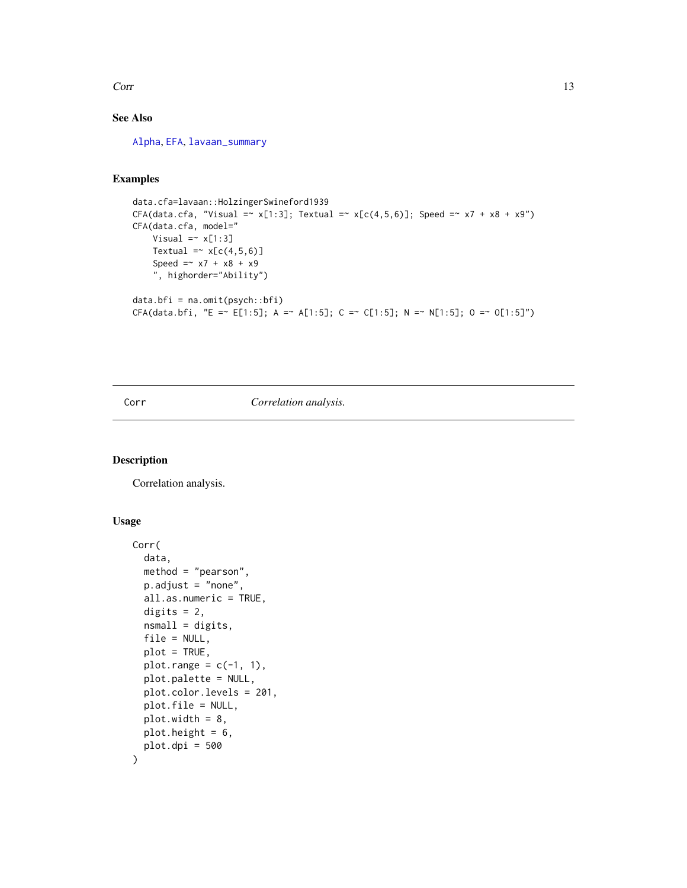## See Also

Alpha, EFA, lavaan_summary

## Examples

```
data.cfa=lavaan::HolzingerSwineford1939
CFA(data.cfa, "Visual =~ x[1:3]; Textual =~ x[c(4,5,6)]; Speed =~ x7 + x8 + x9")
CFA(data.cfa, model="
    Visual =~ x[1:3]
    Textual =~ x[c(4,5,6)]
    Speed =~ x7 + x8 + x9
    ", highorder="Ability")

data.bfi = na.omit(psych::bfi)
CFA(data.bfi, "E =~ E[1:5]; A =~ A[1:5]; C =~ C[1:5]; N =~ N[1:5]; O =~ O[1:5]")
```

---

# Corr *Correlation analysis.*

## Description

Correlation analysis.

## Usage

```
Corr(
  data,
  method = "pearson",
  p.adjust = "none",
  all.as.numeric = TRUE,
  digits = 2,
  nsmall = digits,
  file = NULL,
  plot = TRUE,
  plot.range = c(-1, 1),
  plot.palette = NULL,
  plot.color.levels = 201,
  plot.file = NULL,
  plot.width = 8,
  plot.height = 6,
  plot.dpi = 500
)
```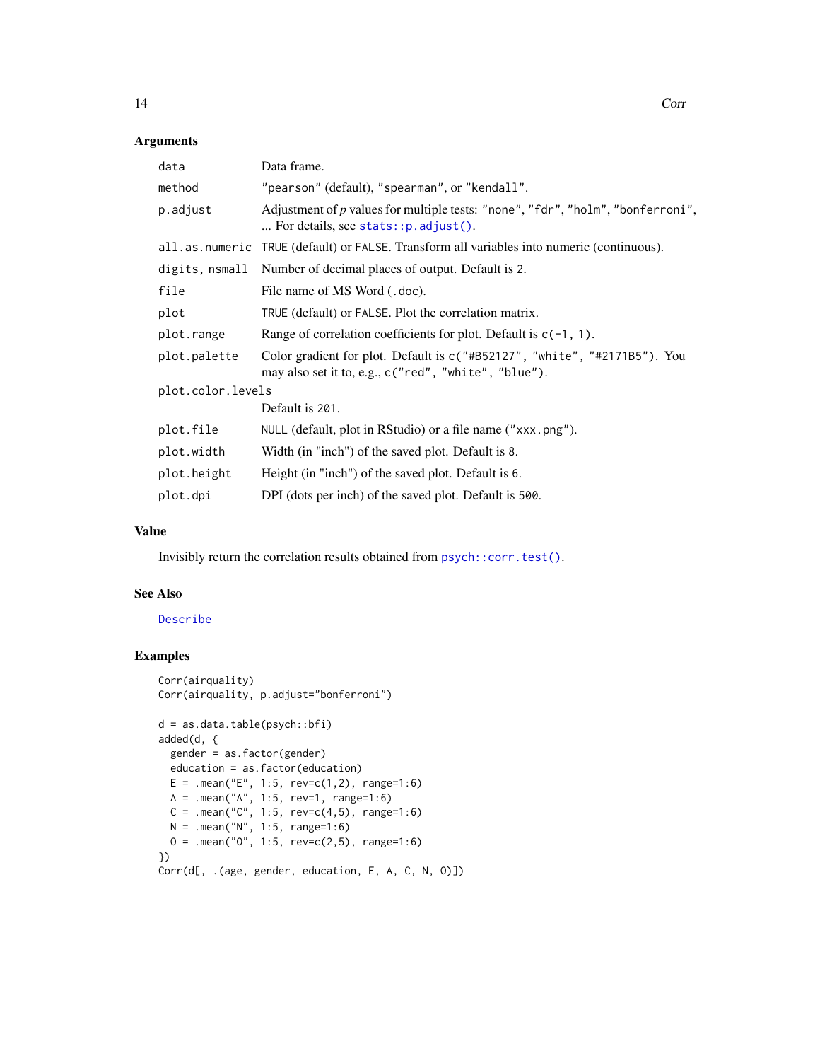## Arguments

| | |
|---|---|
| data | Data frame. |
| method | "pearson" (default), "spearman", or "kendall". |
| p.adjust | Adjustment of *p* values for multiple tests: "none", "fdr", "holm", "bonferroni", ... For details, see stats::p.adjust(). |
| all.as.numeric | TRUE (default) or FALSE. Transform all variables into numeric (continuous). |
| digits, nsmall | Number of decimal places of output. Default is 2. |
| file | File name of MS Word (.doc). |
| plot | TRUE (default) or FALSE. Plot the correlation matrix. |
| plot.range | Range of correlation coefficients for plot. Default is c(-1, 1). |
| plot.palette | Color gradient for plot. Default is c("#B52127", "white", "#2171B5"). You may also set it to, e.g., c("red", "white", "blue"). |
| plot.color.levels | Default is 201. |
| plot.file | NULL (default, plot in RStudio) or a file name ("xxx.png"). |
| plot.width | Width (in "inch") of the saved plot. Default is 8. |
| plot.height | Height (in "inch") of the saved plot. Default is 6. |
| plot.dpi | DPI (dots per inch) of the saved plot. Default is 500. |

## Value

Invisibly return the correlation results obtained from psych::corr.test().

## See Also

Describe

## Examples

```
Corr(airquality)
Corr(airquality, p.adjust="bonferroni")

d = as.data.table(psych::bfi)
added(d, {
  gender = as.factor(gender)
  education = as.factor(education)
  E = .mean("E", 1:5, rev=c(1,2), range=1:6)
  A = .mean("A", 1:5, rev=1, range=1:6)
  C = .mean("C", 1:5, rev=c(4,5), range=1:6)
  N = .mean("N", 1:5, range=1:6)
  O = .mean("O", 1:5, rev=c(2,5), range=1:6)
})
Corr(d[, .(age, gender, education, E, A, C, N, O)])
```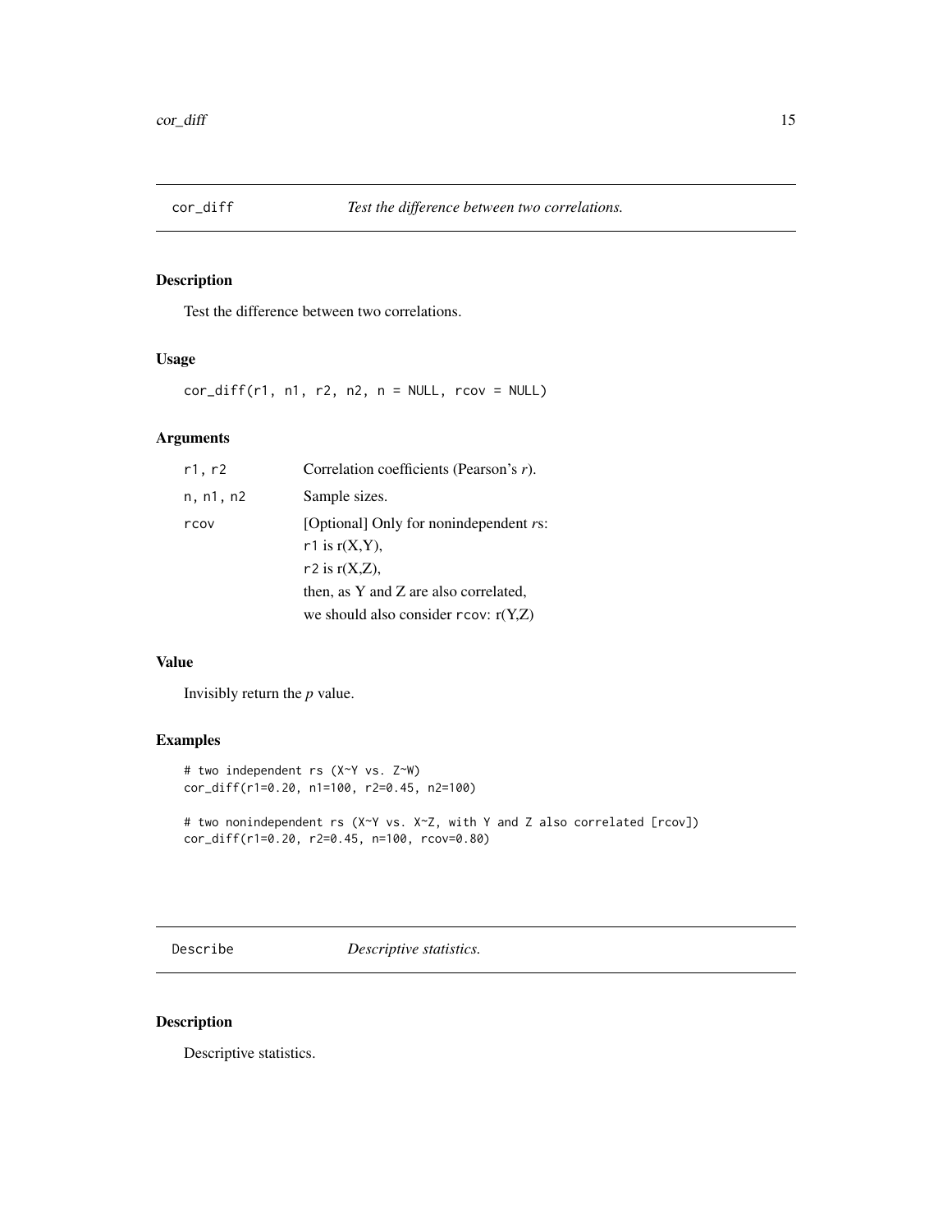## cor_diff — *Test the difference between two correlations.*

### Description

Test the difference between two correlations.

### Usage

```
cor_diff(r1, n1, r2, n2, n = NULL, rcov = NULL)
```

### Arguments

| | |
|---|---|
| r1, r2 | Correlation coefficients (Pearson's *r*). |
| n, n1, n2 | Sample sizes. |
| rcov | [Optional] Only for nonindependent *r*s:<br>r1 is r(X,Y),<br>r2 is r(X,Z),<br>then, as Y and Z are also correlated,<br>we should also consider rcov: r(Y,Z) |

### Value

Invisibly return the *p* value.

### Examples

```
# two independent rs (X~Y vs. Z~W)
cor_diff(r1=0.20, n1=100, r2=0.45, n2=100)

# two nonindependent rs (X~Y vs. X~Z, with Y and Z also correlated [rcov])
cor_diff(r1=0.20, r2=0.45, n=100, rcov=0.80)
```

## Describe — *Descriptive statistics.*

### Description

Descriptive statistics.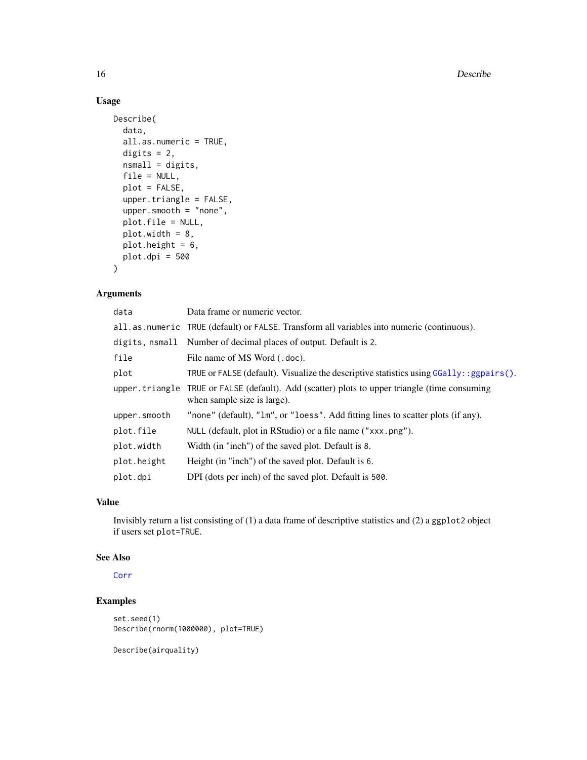### Usage

```
Describe(
  data,
  all.as.numeric = TRUE,
  digits = 2,
  nsmall = digits,
  file = NULL,
  plot = FALSE,
  upper.triangle = FALSE,
  upper.smooth = "none",
  plot.file = NULL,
  plot.width = 8,
  plot.height = 6,
  plot.dpi = 500
)
```

### Arguments

| | |
|---|---|
| `data` | Data frame or numeric vector. |
| `all.as.numeric` | `TRUE` (default) or `FALSE`. Transform all variables into numeric (continuous). |
| `digits, nsmall` | Number of decimal places of output. Default is `2`. |
| `file` | File name of MS Word (`.doc`). |
| `plot` | `TRUE` or `FALSE` (default). Visualize the descriptive statistics using `GGally::ggpairs()`. |
| `upper.triangle` | `TRUE` or `FALSE` (default). Add (scatter) plots to upper triangle (time consuming when sample size is large). |
| `upper.smooth` | `"none"` (default), `"lm"`, or `"loess"`. Add fitting lines to scatter plots (if any). |
| `plot.file` | `NULL` (default, plot in RStudio) or a file name (`"xxx.png"`). |
| `plot.width` | Width (in "inch") of the saved plot. Default is `8`. |
| `plot.height` | Height (in "inch") of the saved plot. Default is `6`. |
| `plot.dpi` | DPI (dots per inch) of the saved plot. Default is `500`. |

### Value

Invisibly return a list consisting of (1) a data frame of descriptive statistics and (2) a `ggplot2` object if users set `plot=TRUE`.

### See Also

`Corr`

### Examples

```
set.seed(1)
Describe(rnorm(1000000), plot=TRUE)

Describe(airquality)
```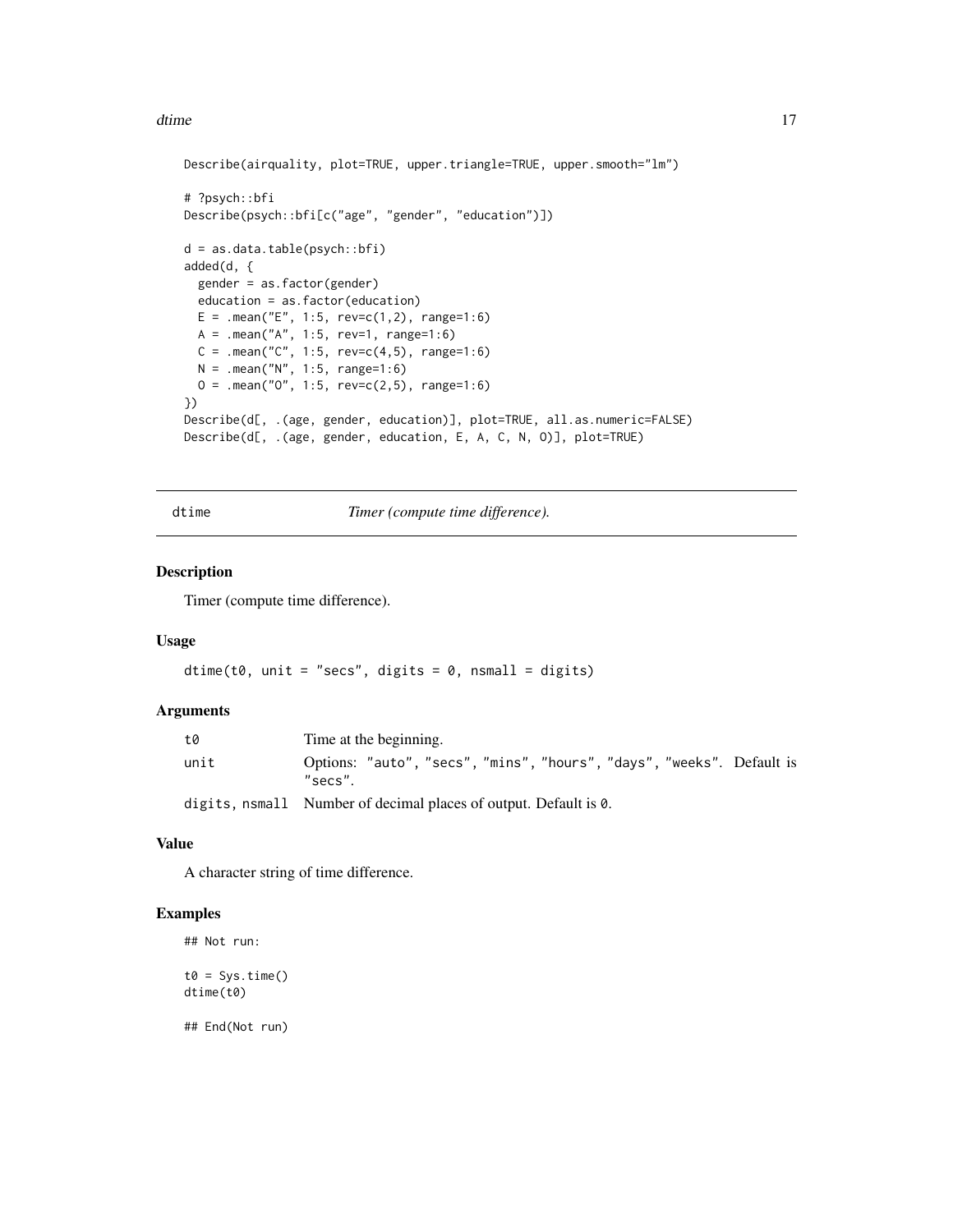```
Describe(airquality, plot=TRUE, upper.triangle=TRUE, upper.smooth="lm")

# ?psych::bfi
Describe(psych::bfi[c("age", "gender", "education")])

d = as.data.table(psych::bfi)
added(d, {
  gender = as.factor(gender)
  education = as.factor(education)
  E = .mean("E", 1:5, rev=c(1,2), range=1:6)
  A = .mean("A", 1:5, rev=1, range=1:6)
  C = .mean("C", 1:5, rev=c(4,5), range=1:6)
  N = .mean("N", 1:5, range=1:6)
  O = .mean("O", 1:5, rev=c(2,5), range=1:6)
})
Describe(d[, .(age, gender, education)], plot=TRUE, all.as.numeric=FALSE)
Describe(d[, .(age, gender, education, E, A, C, N, O)], plot=TRUE)
```

## dtime — *Timer (compute time difference).*

### Description

Timer (compute time difference).

### Usage

```
dtime(t0, unit = "secs", digits = 0, nsmall = digits)
```

### Arguments

| | |
|---|---|
| `t0` | Time at the beginning. |
| `unit` | Options: `"auto"`, `"secs"`, `"mins"`, `"hours"`, `"days"`, `"weeks"`. Default is `"secs"`. |
| `digits, nsmall` | Number of decimal places of output. Default is `0`. |

### Value

A character string of time difference.

### Examples

```
## Not run:

t0 = Sys.time()
dtime(t0)

## End(Not run)
```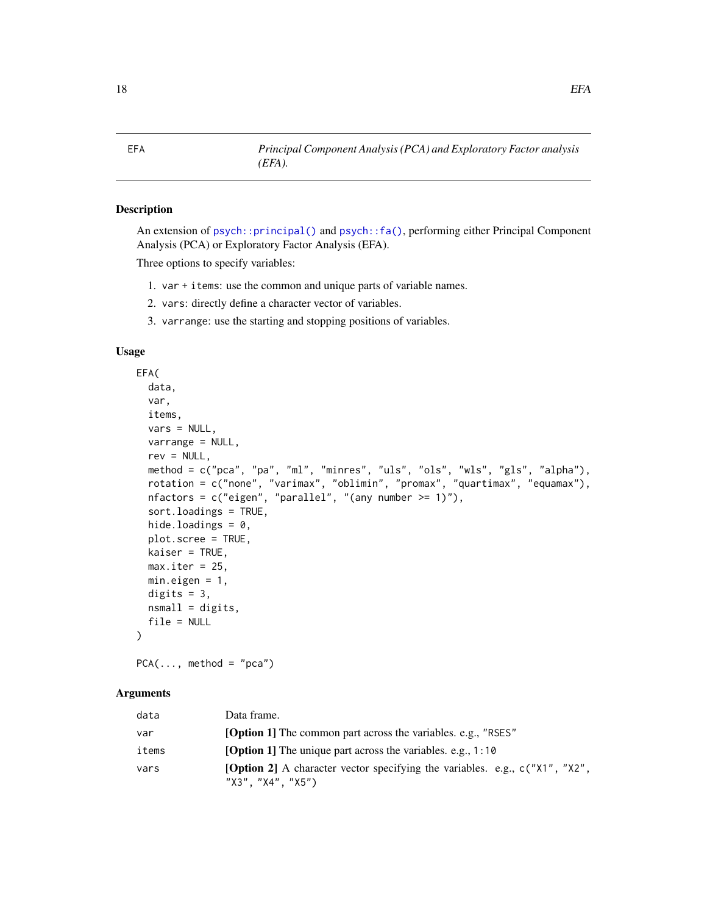## EFA — *Principal Component Analysis (PCA) and Exploratory Factor analysis (EFA).*

### Description

An extension of `psych::principal()` and `psych::fa()`, performing either Principal Component Analysis (PCA) or Exploratory Factor Analysis (EFA).

Three options to specify variables:

1. `var` + `items`: use the common and unique parts of variable names.
2. `vars`: directly define a character vector of variables.
3. `varrange`: use the starting and stopping positions of variables.

### Usage

```
EFA(
  data,
  var,
  items,
  vars = NULL,
  varrange = NULL,
  rev = NULL,
  method = c("pca", "pa", "ml", "minres", "uls", "ols", "wls", "gls", "alpha"),
  rotation = c("none", "varimax", "oblimin", "promax", "quartimax", "equamax"),
  nfactors = c("eigen", "parallel", "(any number >= 1)"),
  sort.loadings = TRUE,
  hide.loadings = 0,
  plot.scree = TRUE,
  kaiser = TRUE,
  max.iter = 25,
  min.eigen = 1,
  digits = 3,
  nsmall = digits,
  file = NULL
)

PCA(..., method = "pca")
```

### Arguments

| | |
|---|---|
| `data` | Data frame. |
| `var` | **[Option 1]** The common part across the variables. e.g., `"RSES"` |
| `items` | **[Option 1]** The unique part across the variables. e.g., `1:10` |
| `vars` | **[Option 2]** A character vector specifying the variables. e.g., `c("X1", "X2", "X3", "X4", "X5")` |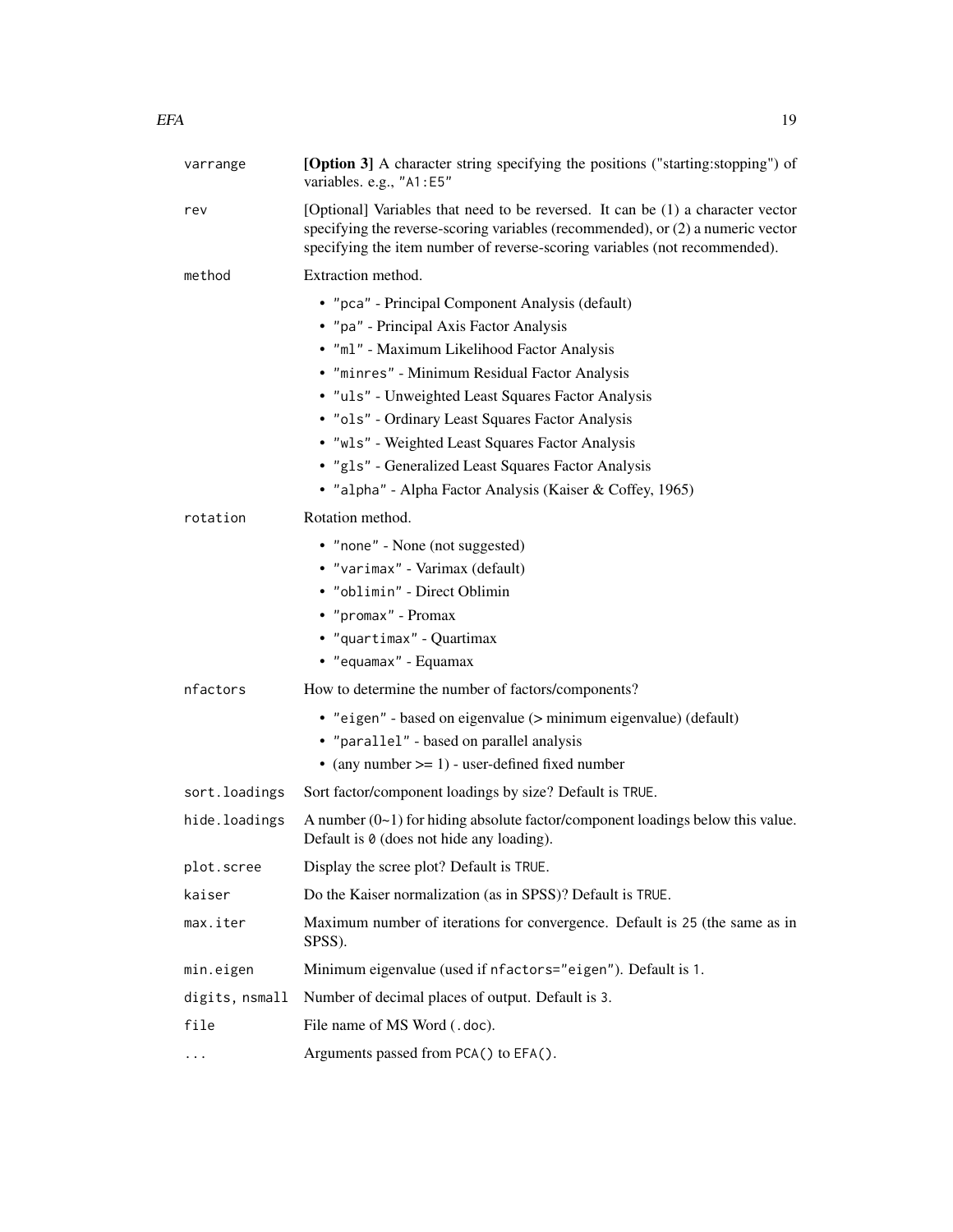| Argument | Description |
| --- | --- |
| `varrange` | **[Option 3]** A character string specifying the positions ("starting:stopping") of variables. e.g., `"A1:E5"` |
| `rev` | [Optional] Variables that need to be reversed. It can be (1) a character vector specifying the reverse-scoring variables (recommended), or (2) a numeric vector specifying the item number of reverse-scoring variables (not recommended). |
| `method` | Extraction method.<br>• `"pca"` - Principal Component Analysis (default)<br>• `"pa"` - Principal Axis Factor Analysis<br>• `"ml"` - Maximum Likelihood Factor Analysis<br>• `"minres"` - Minimum Residual Factor Analysis<br>• `"uls"` - Unweighted Least Squares Factor Analysis<br>• `"ols"` - Ordinary Least Squares Factor Analysis<br>• `"wls"` - Weighted Least Squares Factor Analysis<br>• `"gls"` - Generalized Least Squares Factor Analysis<br>• `"alpha"` - Alpha Factor Analysis (Kaiser & Coffey, 1965) |
| `rotation` | Rotation method.<br>• `"none"` - None (not suggested)<br>• `"varimax"` - Varimax (default)<br>• `"oblimin"` - Direct Oblimin<br>• `"promax"` - Promax<br>• `"quartimax"` - Quartimax<br>• `"equamax"` - Equamax |
| `nfactors` | How to determine the number of factors/components?<br>• `"eigen"` - based on eigenvalue (> minimum eigenvalue) (default)<br>• `"parallel"` - based on parallel analysis<br>• (any number >= 1) - user-defined fixed number |
| `sort.loadings` | Sort factor/component loadings by size? Default is `TRUE`. |
| `hide.loadings` | A number (0~1) for hiding absolute factor/component loadings below this value. Default is `0` (does not hide any loading). |
| `plot.scree` | Display the scree plot? Default is `TRUE`. |
| `kaiser` | Do the Kaiser normalization (as in SPSS)? Default is `TRUE`. |
| `max.iter` | Maximum number of iterations for convergence. Default is `25` (the same as in SPSS). |
| `min.eigen` | Minimum eigenvalue (used if `nfactors="eigen"`). Default is `1`. |
| `digits, nsmall` | Number of decimal places of output. Default is `3`. |
| `file` | File name of MS Word (`.doc`). |
| `...` | Arguments passed from `PCA()` to `EFA()`. |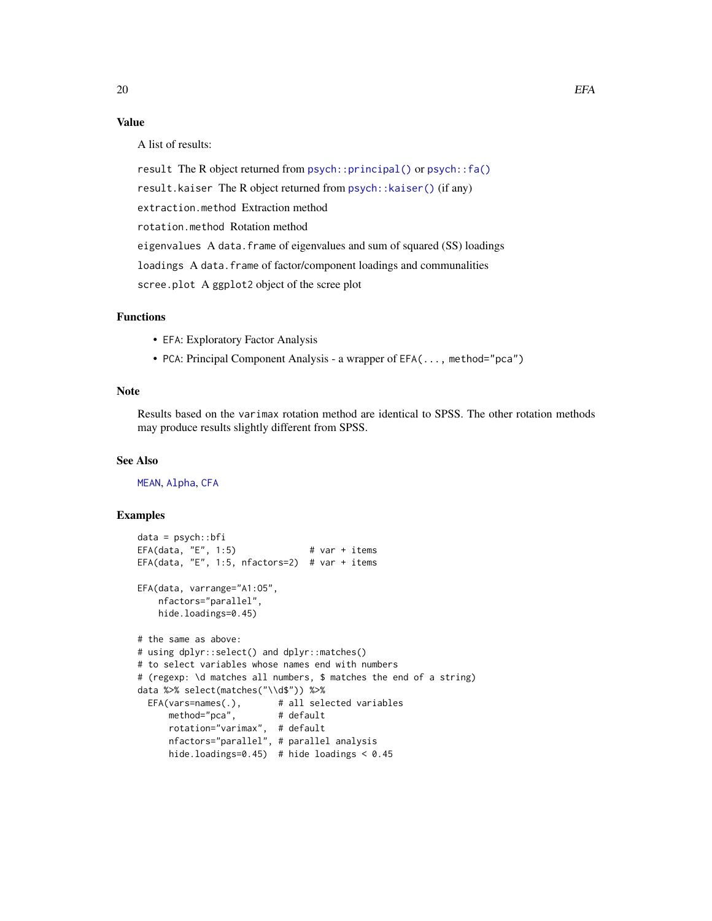## Value

A list of results:

`result` The R object returned from `psych::principal()` or `psych::fa()`

`result.kaiser` The R object returned from `psych::kaiser()` (if any)

`extraction.method` Extraction method

`rotation.method` Rotation method

`eigenvalues` A `data.frame` of eigenvalues and sum of squared (SS) loadings

`loadings` A `data.frame` of factor/component loadings and communalities

`scree.plot` A `ggplot2` object of the scree plot

## Functions

- `EFA`: Exploratory Factor Analysis
- `PCA`: Principal Component Analysis - a wrapper of `EFA(..., method="pca")`

## Note

Results based on the `varimax` rotation method are identical to SPSS. The other rotation methods may produce results slightly different from SPSS.

## See Also

`MEAN`, `Alpha`, `CFA`

## Examples

```
data = psych::bfi
EFA(data, "E", 1:5)              # var + items
EFA(data, "E", 1:5, nfactors=2)  # var + items

EFA(data, varrange="A1:O5",
    nfactors="parallel",
    hide.loadings=0.45)

# the same as above:
# using dplyr::select() and dplyr::matches()
# to select variables whose names end with numbers
# (regexp: \d matches all numbers, $ matches the end of a string)
data %>% select(matches("\\d$")) %>%
  EFA(vars=names(.),       # all selected variables
      method="pca",        # default
      rotation="varimax",  # default
      nfactors="parallel", # parallel analysis
      hide.loadings=0.45)  # hide loadings < 0.45
```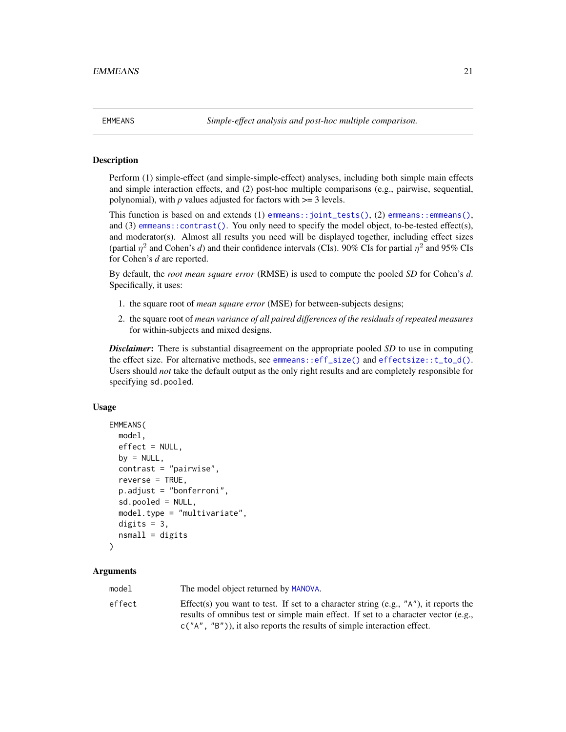EMMEANS — *Simple-effect analysis and post-hoc multiple comparison.*

### Description

Perform (1) simple-effect (and simple-simple-effect) analyses, including both simple main effects and simple interaction effects, and (2) post-hoc multiple comparisons (e.g., pairwise, sequential, polynomial), with *p* values adjusted for factors with >= 3 levels.

This function is based on and extends (1) `emmeans::joint_tests()`, (2) `emmeans::emmeans()`, and (3) `emmeans::contrast()`. You only need to specify the model object, to-be-tested effect(s), and moderator(s). Almost all results you need will be displayed together, including effect sizes (partial $\eta^2$ and Cohen's *d*) and their confidence intervals (CIs). 90% CIs for partial $\eta^2$ and 95% CIs for Cohen's *d* are reported.

By default, the *root mean square error* (RMSE) is used to compute the pooled *SD* for Cohen's *d*. Specifically, it uses:

1. the square root of *mean square error* (MSE) for between-subjects designs;
2. the square root of *mean variance of all paired differences of the residuals of repeated measures* for within-subjects and mixed designs.

***Disclaimer***: There is substantial disagreement on the appropriate pooled *SD* to use in computing the effect size. For alternative methods, see `emmeans::eff_size()` and `effectsize::t_to_d()`. Users should *not* take the default output as the only right results and are completely responsible for specifying `sd.pooled`.

### Usage

```
EMMEANS(
  model,
  effect = NULL,
  by = NULL,
  contrast = "pairwise",
  reverse = TRUE,
  p.adjust = "bonferroni",
  sd.pooled = NULL,
  model.type = "multivariate",
  digits = 3,
  nsmall = digits
)
```

### Arguments

| | |
|---|---|
| `model` | The model object returned by `MANOVA`. |
| `effect` | Effect(s) you want to test. If set to a character string (e.g., `"A"`), it reports the results of omnibus test or simple main effect. If set to a character vector (e.g., `c("A", "B")`), it also reports the results of simple interaction effect. |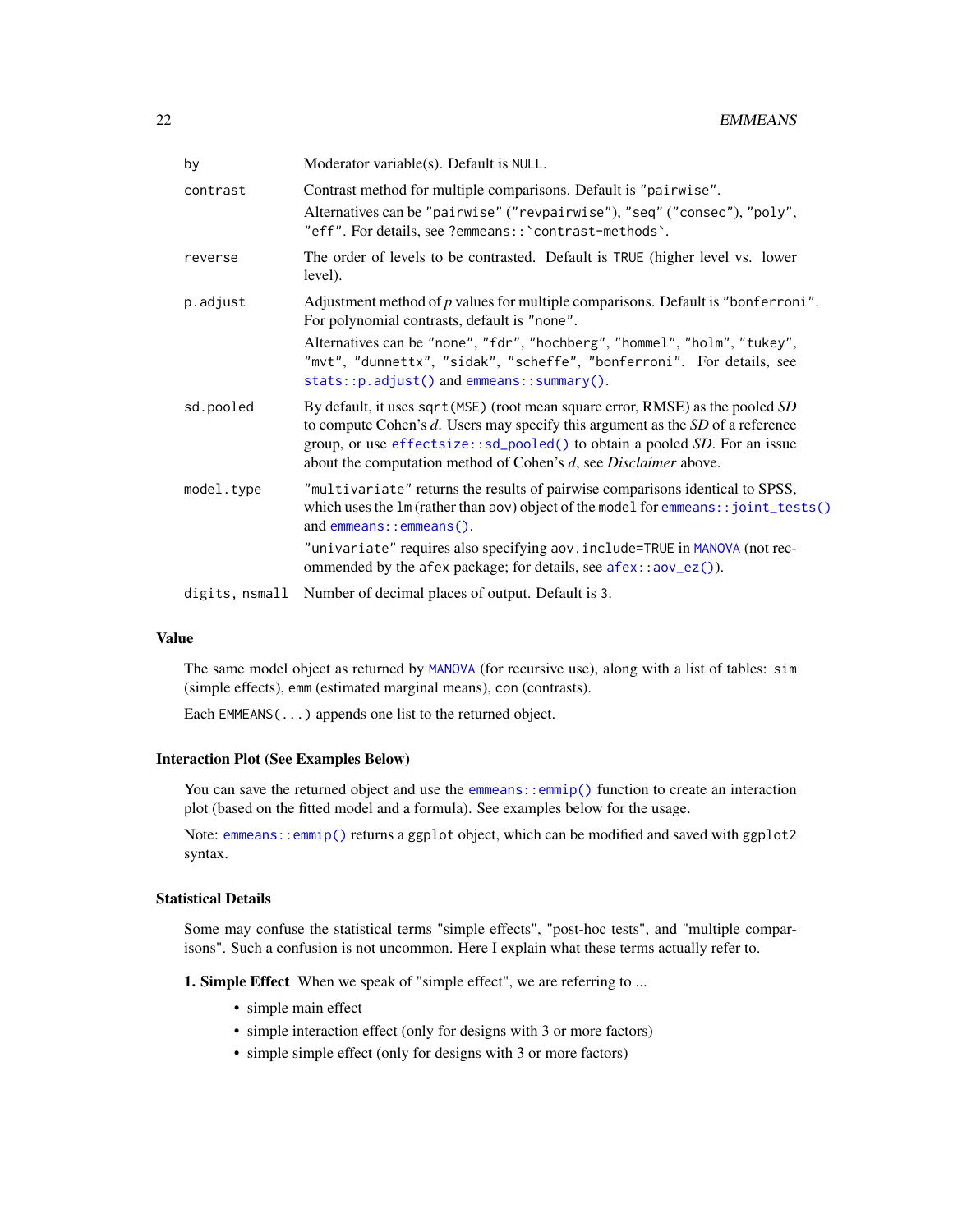| | |
|---|---|
| `by` | Moderator variable(s). Default is `NULL`. |
| `contrast` | Contrast method for multiple comparisons. Default is `"pairwise"`.<br>Alternatives can be `"pairwise"` (`"revpairwise"`), `"seq"` (`"consec"`), `"poly"`, `"eff"`. For details, see `?emmeans::`contrast-methods``. |
| `reverse` | The order of levels to be contrasted. Default is `TRUE` (higher level vs. lower level). |
| `p.adjust` | Adjustment method of *p* values for multiple comparisons. Default is `"bonferroni"`. For polynomial contrasts, default is `"none"`.<br>Alternatives can be `"none"`, `"fdr"`, `"hochberg"`, `"hommel"`, `"holm"`, `"tukey"`, `"mvt"`, `"dunnettx"`, `"sidak"`, `"scheffe"`, `"bonferroni"`. For details, see `stats::p.adjust()` and `emmeans::summary()`. |
| `sd.pooled` | By default, it uses `sqrt(MSE)` (root mean square error, RMSE) as the pooled *SD* to compute Cohen's *d*. Users may specify this argument as the *SD* of a reference group, or use `effectsize::sd_pooled()` to obtain a pooled *SD*. For an issue about the computation method of Cohen's *d*, see *Disclaimer* above. |
| `model.type` | `"multivariate"` returns the results of pairwise comparisons identical to SPSS, which uses the `lm` (rather than `aov`) object of the `model` for `emmeans::joint_tests()` and `emmeans::emmeans()`.<br>`"univariate"` requires also specifying `aov.include=TRUE` in `MANOVA` (not recommended by the `afex` package; for details, see `afex::aov_ez()`). |
| `digits, nsmall` | Number of decimal places of output. Default is `3`. |

### Value

The same model object as returned by `MANOVA` (for recursive use), along with a list of tables: `sim` (simple effects), `emm` (estimated marginal means), `con` (contrasts).

Each `EMMEANS(...)` appends one list to the returned object.

### Interaction Plot (See Examples Below)

You can save the returned object and use the `emmeans::emmip()` function to create an interaction plot (based on the fitted model and a formula). See examples below for the usage.

Note: `emmeans::emmip()` returns a `ggplot` object, which can be modified and saved with `ggplot2` syntax.

### Statistical Details

Some may confuse the statistical terms "simple effects", "post-hoc tests", and "multiple comparisons". Such a confusion is not uncommon. Here I explain what these terms actually refer to.

**1. Simple Effect** When we speak of "simple effect", we are referring to ...

- simple main effect
- simple interaction effect (only for designs with 3 or more factors)
- simple simple effect (only for designs with 3 or more factors)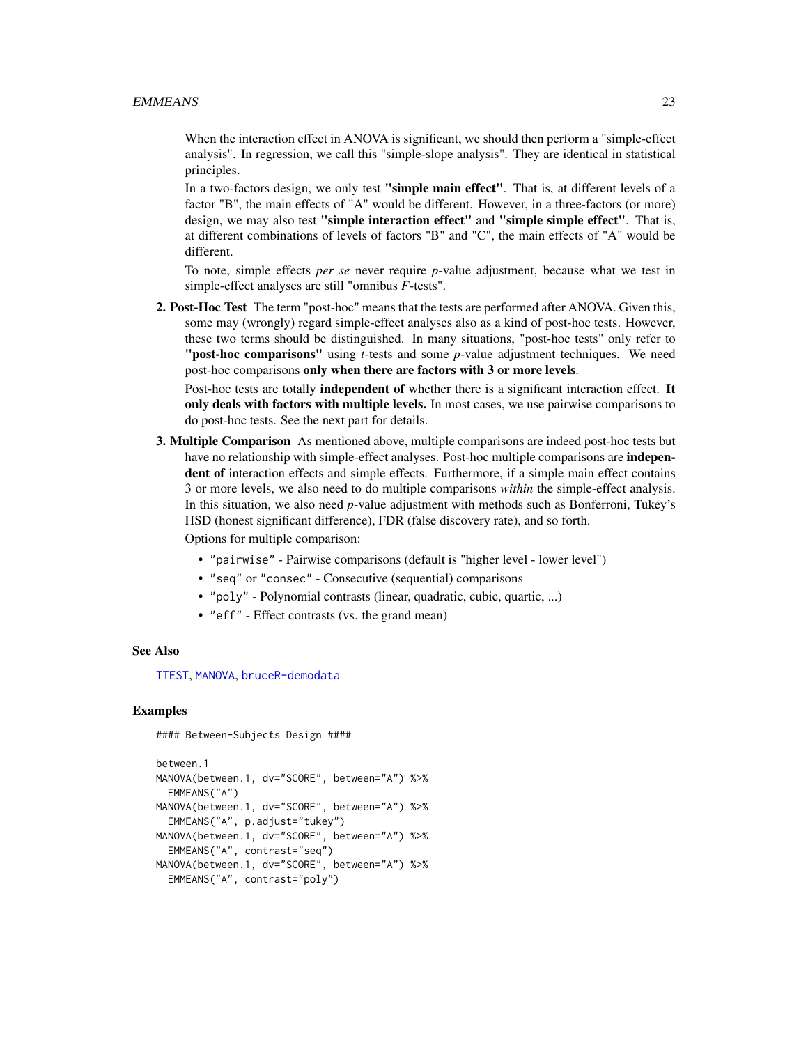When the interaction effect in ANOVA is significant, we should then perform a "simple-effect analysis". In regression, we call this "simple-slope analysis". They are identical in statistical principles.

In a two-factors design, we only test **"simple main effect"**. That is, at different levels of a factor "B", the main effects of "A" would be different. However, in a three-factors (or more) design, we may also test **"simple interaction effect"** and **"simple simple effect"**. That is, at different combinations of levels of factors "B" and "C", the main effects of "A" would be different.

To note, simple effects *per se* never require *p*-value adjustment, because what we test in simple-effect analyses are still "omnibus *F*-tests".

**2. Post-Hoc Test** The term "post-hoc" means that the tests are performed after ANOVA. Given this, some may (wrongly) regard simple-effect analyses also as a kind of post-hoc tests. However, these two terms should be distinguished. In many situations, "post-hoc tests" only refer to **"post-hoc comparisons"** using *t*-tests and some *p*-value adjustment techniques. We need post-hoc comparisons **only when there are factors with 3 or more levels**.

Post-hoc tests are totally **independent of** whether there is a significant interaction effect. **It only deals with factors with multiple levels.** In most cases, we use pairwise comparisons to do post-hoc tests. See the next part for details.

**3. Multiple Comparison** As mentioned above, multiple comparisons are indeed post-hoc tests but have no relationship with simple-effect analyses. Post-hoc multiple comparisons are **independent of** interaction effects and simple effects. Furthermore, if a simple main effect contains 3 or more levels, we also need to do multiple comparisons *within* the simple-effect analysis. In this situation, we also need *p*-value adjustment with methods such as Bonferroni, Tukey's HSD (honest significant difference), FDR (false discovery rate), and so forth.

Options for multiple comparison:

- `"pairwise"` - Pairwise comparisons (default is "higher level - lower level")
- `"seq"` or `"consec"` - Consecutive (sequential) comparisons
- `"poly"` - Polynomial contrasts (linear, quadratic, cubic, quartic, ...)
- `"eff"` - Effect contrasts (vs. the grand mean)

## See Also

TTEST, MANOVA, bruceR-demodata

## Examples

```
#### Between-Subjects Design ####

between.1
MANOVA(between.1, dv="SCORE", between="A") %>%
  EMMEANS("A")
MANOVA(between.1, dv="SCORE", between="A") %>%
  EMMEANS("A", p.adjust="tukey")
MANOVA(between.1, dv="SCORE", between="A") %>%
  EMMEANS("A", contrast="seq")
MANOVA(between.1, dv="SCORE", between="A") %>%
  EMMEANS("A", contrast="poly")
```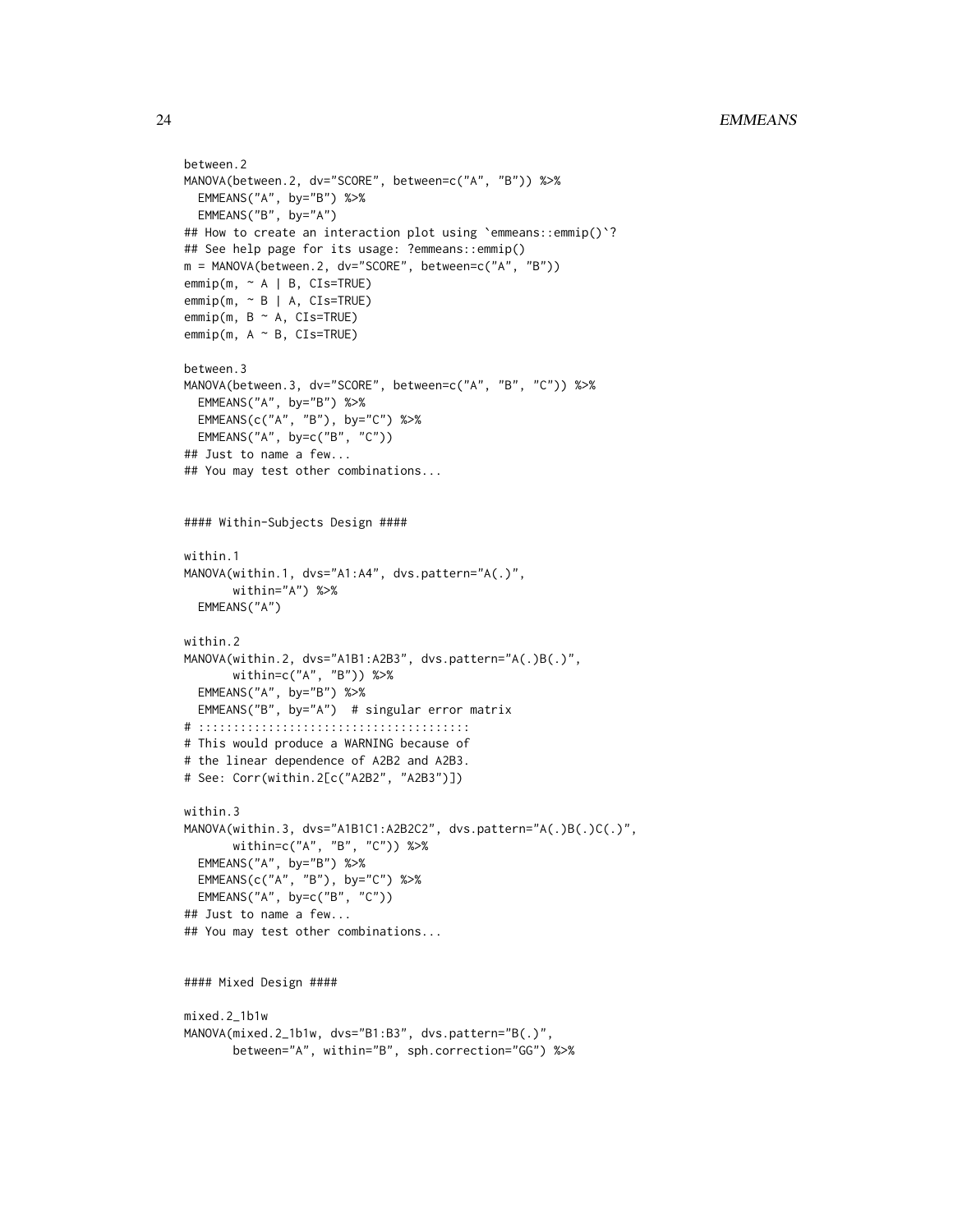```
between.2
MANOVA(between.2, dv="SCORE", between=c("A", "B")) %>%
  EMMEANS("A", by="B") %>%
  EMMEANS("B", by="A")
## How to create an interaction plot using `emmeans::emmip()`?
## See help page for its usage: ?emmeans::emmip()
m = MANOVA(between.2, dv="SCORE", between=c("A", "B"))
emmip(m, ~ A | B, CIs=TRUE)
emmip(m, ~ B | A, CIs=TRUE)
emmip(m, B ~ A, CIs=TRUE)
emmip(m, A ~ B, CIs=TRUE)

between.3
MANOVA(between.3, dv="SCORE", between=c("A", "B", "C")) %>%
  EMMEANS("A", by="B") %>%
  EMMEANS(c("A", "B"), by="C") %>%
  EMMEANS("A", by=c("B", "C"))
## Just to name a few...
## You may test other combinations...


#### Within-Subjects Design ####

within.1
MANOVA(within.1, dvs="A1:A4", dvs.pattern="A(.)",
       within="A") %>%
  EMMEANS("A")

within.2
MANOVA(within.2, dvs="A1B1:A2B3", dvs.pattern="A(.)B(.)",
       within=c("A", "B")) %>%
  EMMEANS("A", by="B") %>%
  EMMEANS("B", by="A")  # singular error matrix
# ::::::::::::::::::::::::::::::::::::::
# This would produce a WARNING because of
# the linear dependence of A2B2 and A2B3.
# See: Corr(within.2[c("A2B2", "A2B3")])

within.3
MANOVA(within.3, dvs="A1B1C1:A2B2C2", dvs.pattern="A(.)B(.)C(.)",
       within=c("A", "B", "C")) %>%
  EMMEANS("A", by="B") %>%
  EMMEANS(c("A", "B"), by="C") %>%
  EMMEANS("A", by=c("B", "C"))
## Just to name a few...
## You may test other combinations...


#### Mixed Design ####

mixed.2_1b1w
MANOVA(mixed.2_1b1w, dvs="B1:B3", dvs.pattern="B(.)",
       between="A", within="B", sph.correction="GG") %>%
```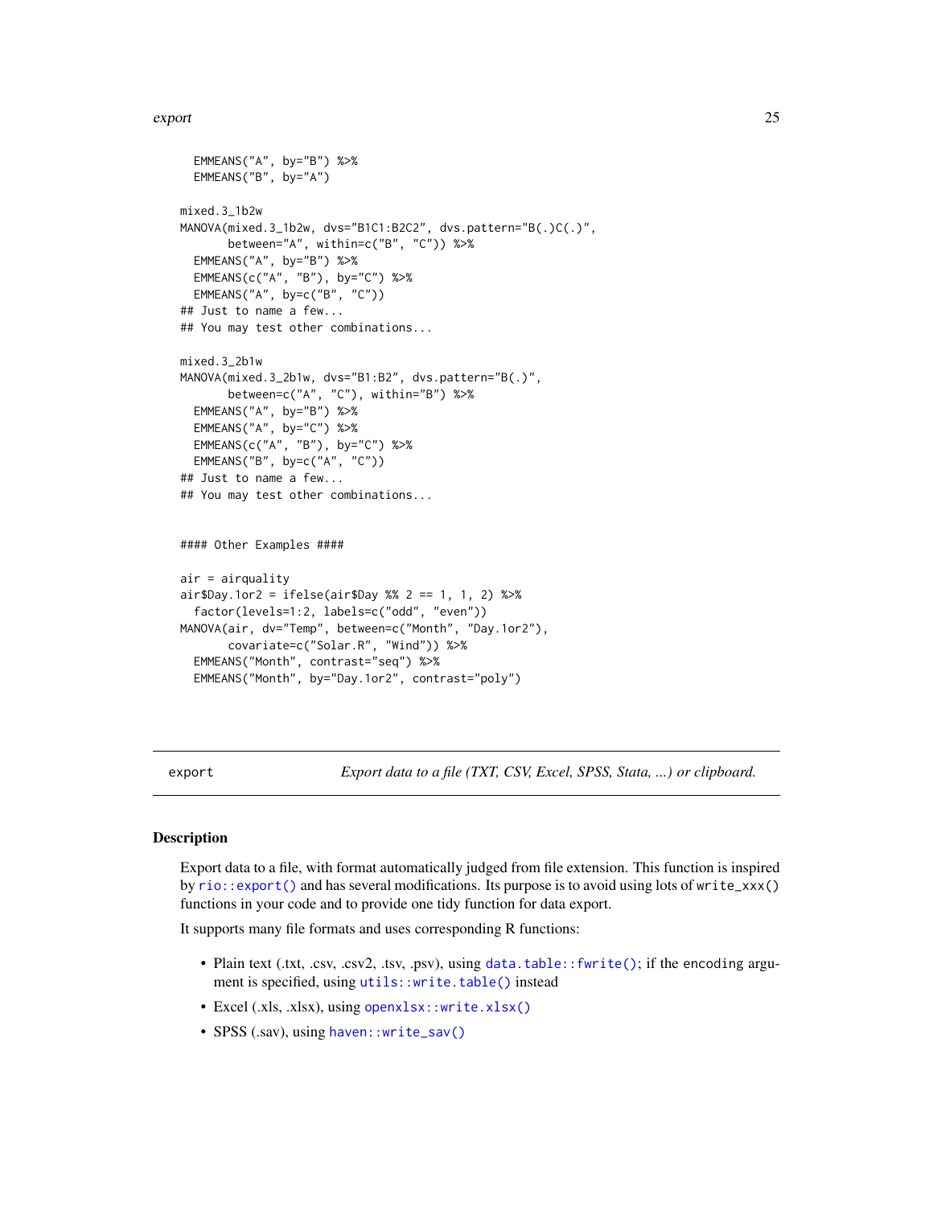```
  EMMEANS("A", by="B") %>%
  EMMEANS("B", by="A")

mixed.3_1b2w
MANOVA(mixed.3_1b2w, dvs="B1C1:B2C2", dvs.pattern="B(.)C(.)",
       between="A", within=c("B", "C")) %>%
  EMMEANS("A", by="B") %>%
  EMMEANS(c("A", "B"), by="C") %>%
  EMMEANS("A", by=c("B", "C"))
## Just to name a few...
## You may test other combinations...

mixed.3_2b1w
MANOVA(mixed.3_2b1w, dvs="B1:B2", dvs.pattern="B(.)",
       between=c("A", "C"), within="B") %>%
  EMMEANS("A", by="B") %>%
  EMMEANS("A", by="C") %>%
  EMMEANS(c("A", "B"), by="C") %>%
  EMMEANS("B", by=c("A", "C"))
## Just to name a few...
## You may test other combinations...


#### Other Examples ####

air = airquality
air$Day.1or2 = ifelse(air$Day %% 2 == 1, 1, 2) %>%
  factor(levels=1:2, labels=c("odd", "even"))
MANOVA(air, dv="Temp", between=c("Month", "Day.1or2"),
       covariate=c("Solar.R", "Wind")) %>%
  EMMEANS("Month", contrast="seq") %>%
  EMMEANS("Month", by="Day.1or2", contrast="poly")
```

---

`export` *Export data to a file (TXT, CSV, Excel, SPSS, Stata, ...) or clipboard.*

---

## Description

Export data to a file, with format automatically judged from file extension. This function is inspired by `rio::export()` and has several modifications. Its purpose is to avoid using lots of `write_xxx()` functions in your code and to provide one tidy function for data export.

It supports many file formats and uses corresponding R functions:

- Plain text (.txt, .csv, .csv2, .tsv, .psv), using `data.table::fwrite()`; if the `encoding` argument is specified, using `utils::write.table()` instead
- Excel (.xls, .xlsx), using `openxlsx::write.xlsx()`
- SPSS (.sav), using `haven::write_sav()`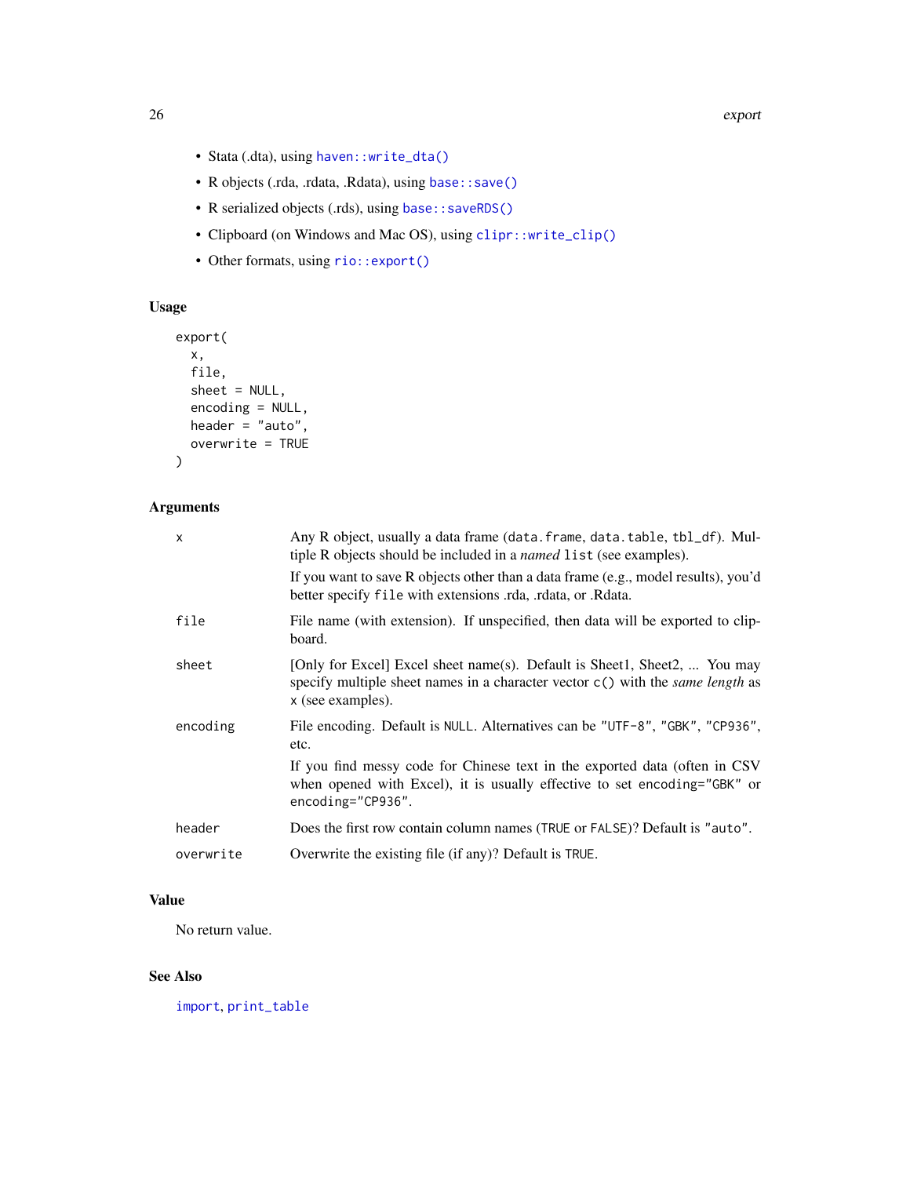- Stata (.dta), using `haven::write_dta()`
- R objects (.rda, .rdata, .Rdata), using `base::save()`
- R serialized objects (.rds), using `base::saveRDS()`
- Clipboard (on Windows and Mac OS), using `clipr::write_clip()`
- Other formats, using `rio::export()`

### Usage

```
export(
  x,
  file,
  sheet = NULL,
  encoding = NULL,
  header = "auto",
  overwrite = TRUE
)
```

### Arguments

| | |
|---|---|
| `x` | Any R object, usually a data frame (`data.frame`, `data.table`, `tbl_df`). Multiple R objects should be included in a *named* `list` (see examples). <br><br> If you want to save R objects other than a data frame (e.g., model results), you'd better specify `file` with extensions .rda, .rdata, or .Rdata. |
| `file` | File name (with extension). If unspecified, then data will be exported to clipboard. |
| `sheet` | [Only for Excel] Excel sheet name(s). Default is Sheet1, Sheet2, ... You may specify multiple sheet names in a character vector `c()` with the *same length* as `x` (see examples). |
| `encoding` | File encoding. Default is `NULL`. Alternatives can be `"UTF-8"`, `"GBK"`, `"CP936"`, etc. <br><br> If you find messy code for Chinese text in the exported data (often in CSV when opened with Excel), it is usually effective to set `encoding="GBK"` or `encoding="CP936"`. |
| `header` | Does the first row contain column names (`TRUE` or `FALSE`)? Default is `"auto"`. |
| `overwrite` | Overwrite the existing file (if any)? Default is `TRUE`. |

### Value

No return value.

### See Also

`import`, `print_table`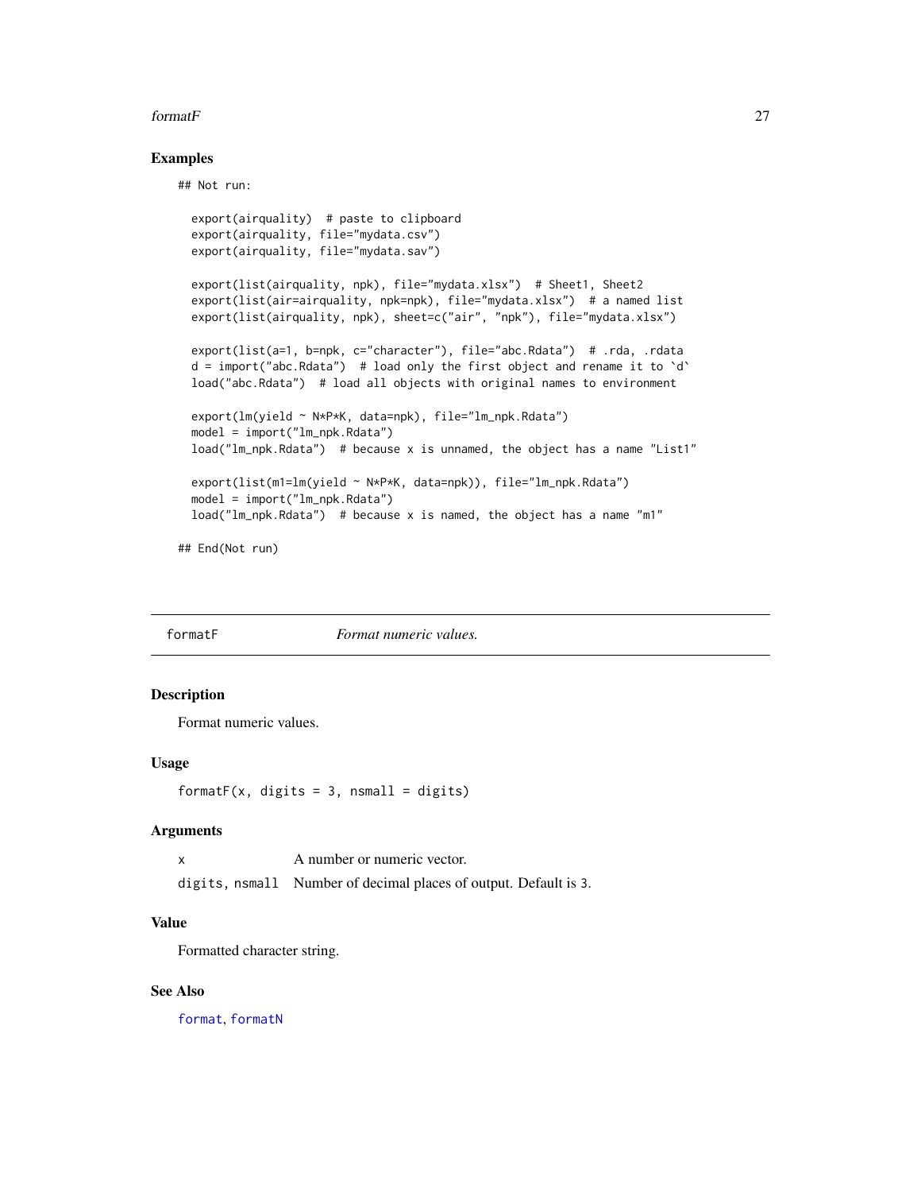## Examples

```
## Not run:

  export(airquality)  # paste to clipboard
  export(airquality, file="mydata.csv")
  export(airquality, file="mydata.sav")

  export(list(airquality, npk), file="mydata.xlsx")  # Sheet1, Sheet2
  export(list(air=airquality, npk=npk), file="mydata.xlsx")  # a named list
  export(list(airquality, npk), sheet=c("air", "npk"), file="mydata.xlsx")

  export(list(a=1, b=npk, c="character"), file="abc.Rdata")  # .rda, .rdata
  d = import("abc.Rdata")  # load only the first object and rename it to `d`
  load("abc.Rdata")  # load all objects with original names to environment

  export(lm(yield ~ N*P*K, data=npk), file="lm_npk.Rdata")
  model = import("lm_npk.Rdata")
  load("lm_npk.Rdata")  # because x is unnamed, the object has a name "List1"

  export(list(m1=lm(yield ~ N*P*K, data=npk)), file="lm_npk.Rdata")
  model = import("lm_npk.Rdata")
  load("lm_npk.Rdata")  # because x is named, the object has a name "m1"

## End(Not run)
```

---

# formatF — *Format numeric values.*

## Description

Format numeric values.

## Usage

```
formatF(x, digits = 3, nsmall = digits)
```

## Arguments

| | |
|---|---|
| x | A number or numeric vector. |
| digits, nsmall | Number of decimal places of output. Default is 3. |

## Value

Formatted character string.

## See Also

format, formatN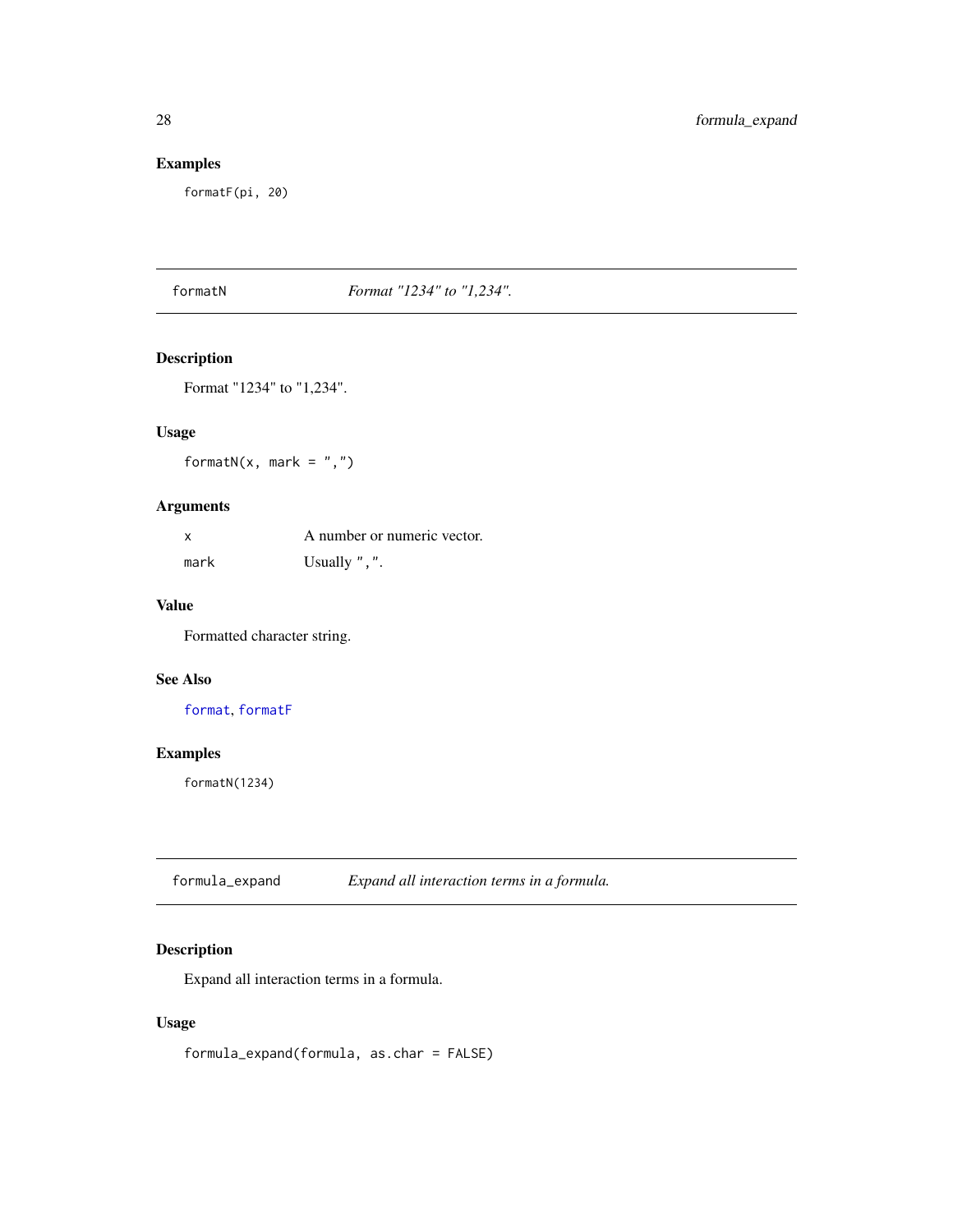## Examples

```
formatF(pi, 20)
```

---

# formatN — *Format "1234" to "1,234".*

## Description

Format "1234" to "1,234".

## Usage

```
formatN(x, mark = ",")
```

## Arguments

| | |
|---|---|
| x | A number or numeric vector. |
| mark | Usually ",". |

## Value

Formatted character string.

## See Also

format, formatF

## Examples

```
formatN(1234)
```

---

# formula_expand — *Expand all interaction terms in a formula.*

## Description

Expand all interaction terms in a formula.

## Usage

```
formula_expand(formula, as.char = FALSE)
```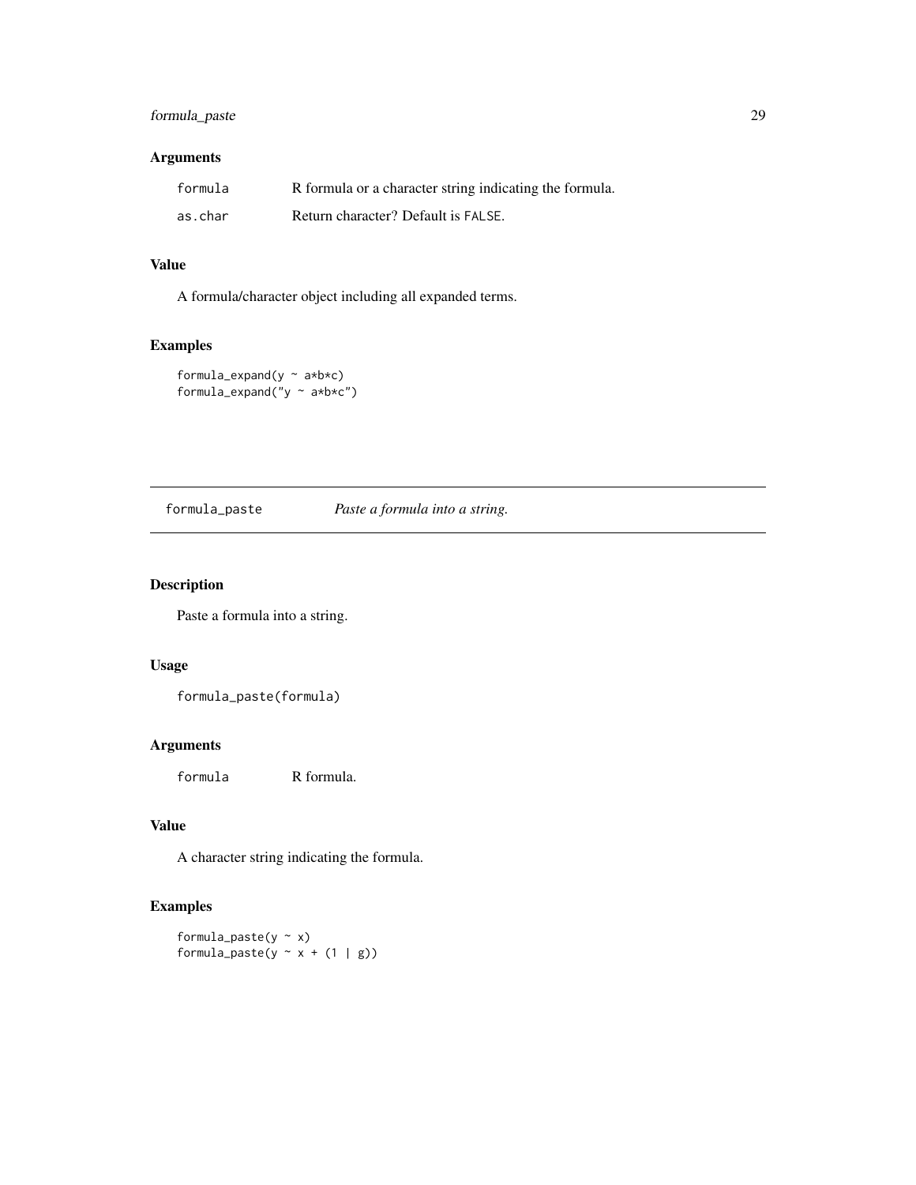## Arguments

| | |
|---|---|
| formula | R formula or a character string indicating the formula. |
| as.char | Return character? Default is FALSE. |

## Value

A formula/character object including all expanded terms.

## Examples

```
formula_expand(y ~ a*b*c)
formula_expand("y ~ a*b*c")
```

---

# formula_paste — *Paste a formula into a string.*

---

## Description

Paste a formula into a string.

## Usage

```
formula_paste(formula)
```

## Arguments

| | |
|---|---|
| formula | R formula. |

## Value

A character string indicating the formula.

## Examples

```
formula_paste(y ~ x)
formula_paste(y ~ x + (1 | g))
```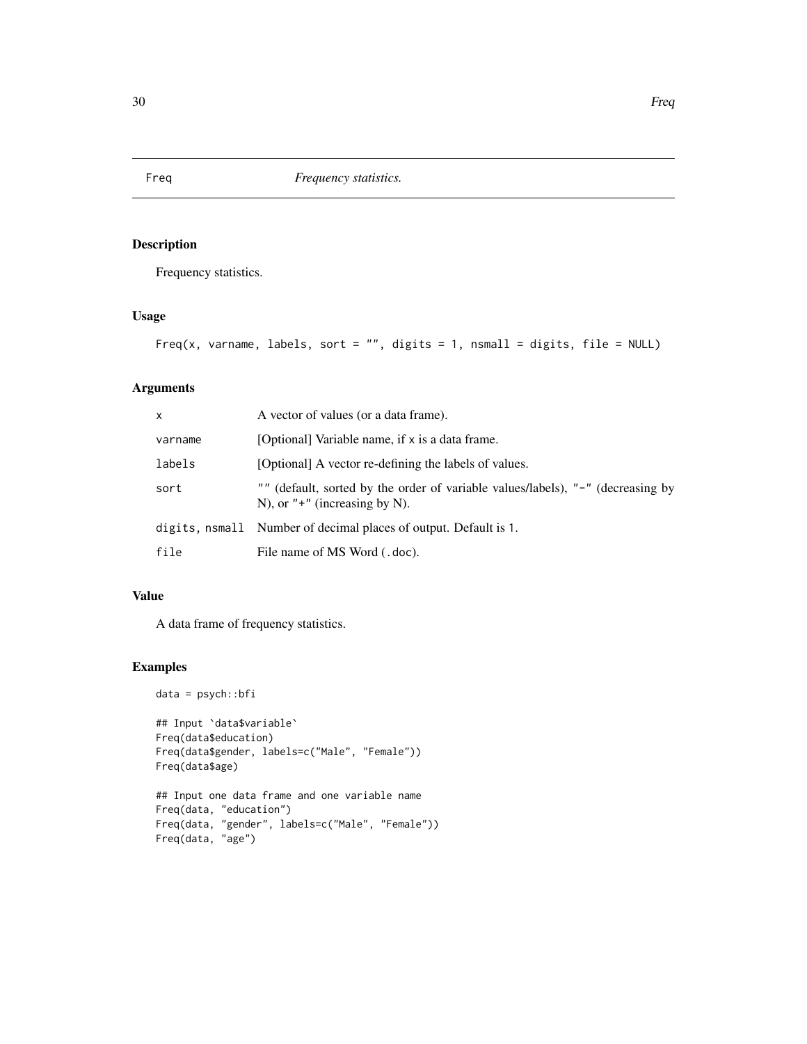# Freq — *Frequency statistics.*

## Description

Frequency statistics.

## Usage

```
Freq(x, varname, labels, sort = "", digits = 1, nsmall = digits, file = NULL)
```

## Arguments

| Argument | Description |
| --- | --- |
| `x` | A vector of values (or a data frame). |
| `varname` | [Optional] Variable name, if `x` is a data frame. |
| `labels` | [Optional] A vector re-defining the labels of values. |
| `sort` | `""` (default, sorted by the order of variable values/labels), `"-"` (decreasing by N), or `"+"` (increasing by N). |
| `digits, nsmall` | Number of decimal places of output. Default is `1`. |
| `file` | File name of MS Word (`.doc`). |

## Value

A data frame of frequency statistics.

## Examples

```
data = psych::bfi

## Input `data$variable`
Freq(data$education)
Freq(data$gender, labels=c("Male", "Female"))
Freq(data$age)

## Input one data frame and one variable name
Freq(data, "education")
Freq(data, "gender", labels=c("Male", "Female"))
Freq(data, "age")
```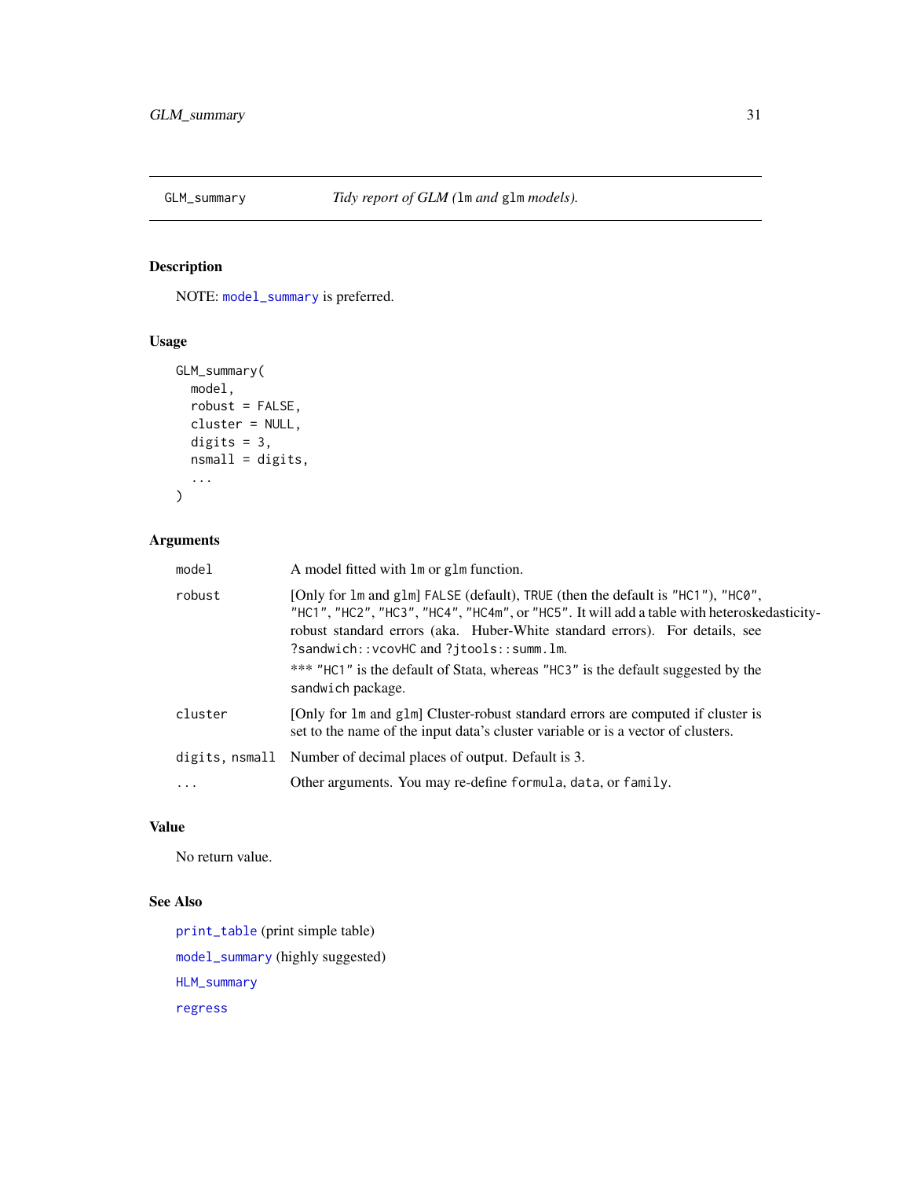GLM_summary *Tidy report of GLM (lm and glm models).*

### Description

NOTE: model_summary is preferred.

### Usage

```
GLM_summary(
  model,
  robust = FALSE,
  cluster = NULL,
  digits = 3,
  nsmall = digits,
  ...
)
```

### Arguments

| | |
|---|---|
| model | A model fitted with lm or glm function. |
| robust | [Only for lm and glm] FALSE (default), TRUE (then the default is "HC1"), "HC0", "HC1", "HC2", "HC3", "HC4", "HC4m", or "HC5". It will add a table with heteroskedasticity-robust standard errors (aka. Huber-White standard errors). For details, see ?sandwich::vcovHC and ?jtools::summ.lm. *** "HC1" is the default of Stata, whereas "HC3" is the default suggested by the sandwich package. |
| cluster | [Only for lm and glm] Cluster-robust standard errors are computed if cluster is set to the name of the input data's cluster variable or is a vector of clusters. |
| digits, nsmall | Number of decimal places of output. Default is 3. |
| ... | Other arguments. You may re-define formula, data, or family. |

### Value

No return value.

### See Also

print_table (print simple table)

model_summary (highly suggested)

HLM_summary

regress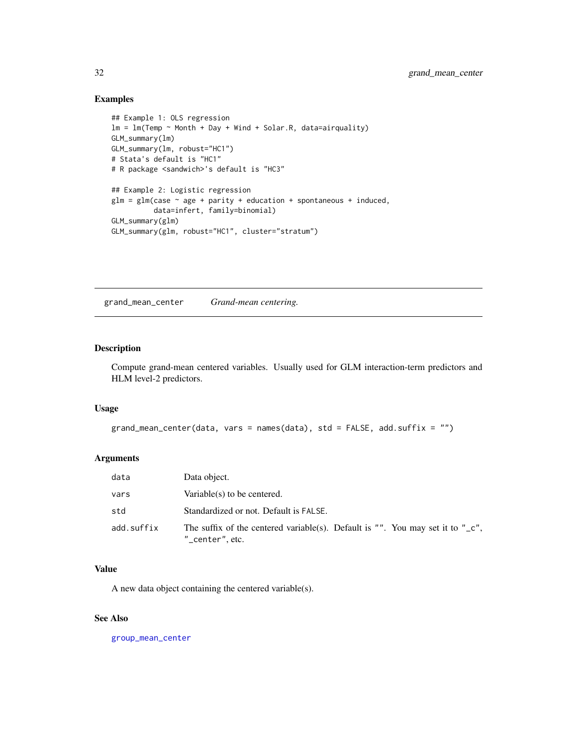## Examples

```
## Example 1: OLS regression
lm = lm(Temp ~ Month + Day + Wind + Solar.R, data=airquality)
GLM_summary(lm)
GLM_summary(lm, robust="HC1")
# Stata's default is "HC1"
# R package <sandwich>'s default is "HC3"

## Example 2: Logistic regression
glm = glm(case ~ age + parity + education + spontaneous + induced,
          data=infert, family=binomial)
GLM_summary(glm)
GLM_summary(glm, robust="HC1", cluster="stratum")
```

---

# grand_mean_center    *Grand-mean centering.*

---

## Description

Compute grand-mean centered variables. Usually used for GLM interaction-term predictors and HLM level-2 predictors.

## Usage

```
grand_mean_center(data, vars = names(data), std = FALSE, add.suffix = "")
```

## Arguments

| | |
|---|---|
| `data` | Data object. |
| `vars` | Variable(s) to be centered. |
| `std` | Standardized or not. Default is `FALSE`. |
| `add.suffix` | The suffix of the centered variable(s). Default is `""`. You may set it to `"_c"`, `"_center"`, etc. |

## Value

A new data object containing the centered variable(s).

## See Also

`group_mean_center`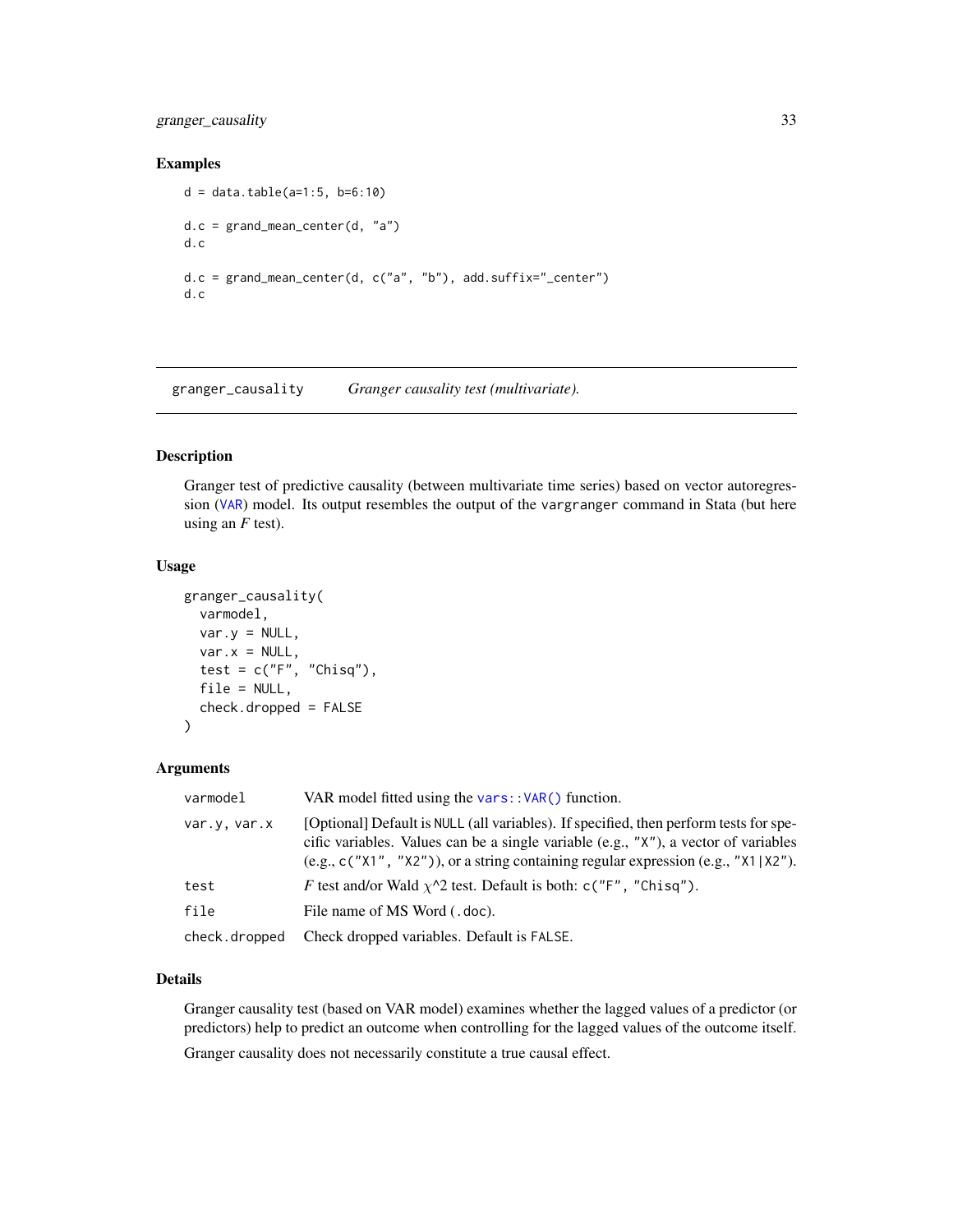### Examples

```
d = data.table(a=1:5, b=6:10)

d.c = grand_mean_center(d, "a")
d.c

d.c = grand_mean_center(d, c("a", "b"), add.suffix="_center")
d.c
```

---

## granger_causality    *Granger causality test (multivariate).*

---

### Description

Granger test of predictive causality (between multivariate time series) based on vector autoregression (VAR) model. Its output resembles the output of the vargranger command in Stata (but here using an *F* test).

### Usage

```
granger_causality(
  varmodel,
  var.y = NULL,
  var.x = NULL,
  test = c("F", "Chisq"),
  file = NULL,
  check.dropped = FALSE
)
```

### Arguments

| | |
|---|---|
| varmodel | VAR model fitted using the `vars::VAR()` function. |
| var.y, var.x | [Optional] Default is NULL (all variables). If specified, then perform tests for specific variables. Values can be a single variable (e.g., "X"), a vector of variables (e.g., c("X1", "X2")), or a string containing regular expression (e.g., "X1\|X2"). |
| test | *F* test and/or Wald $\chi$^2 test. Default is both: c("F", "Chisq"). |
| file | File name of MS Word (.doc). |
| check.dropped | Check dropped variables. Default is FALSE. |

### Details

Granger causality test (based on VAR model) examines whether the lagged values of a predictor (or predictors) help to predict an outcome when controlling for the lagged values of the outcome itself.

Granger causality does not necessarily constitute a true causal effect.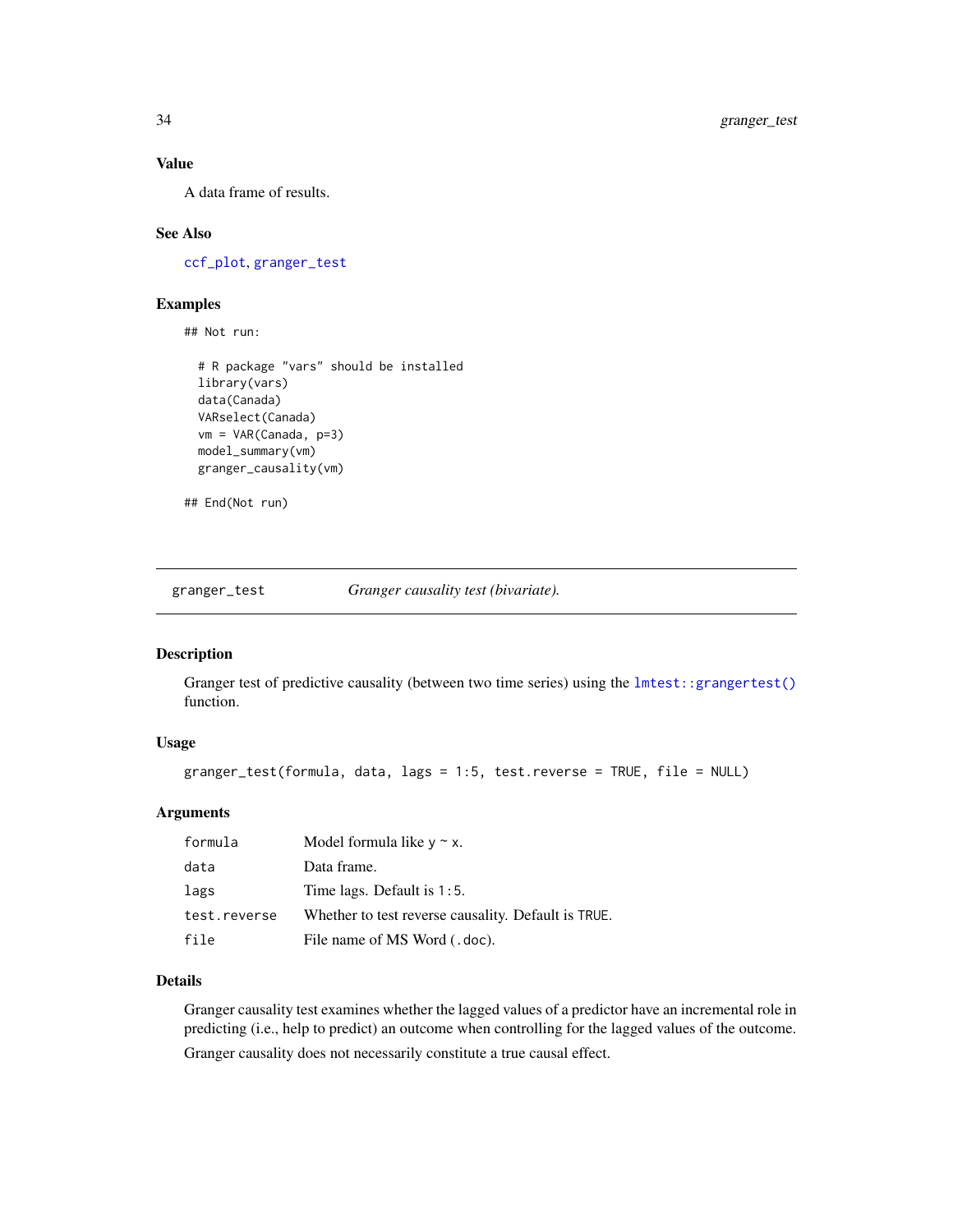## Value

A data frame of results.

## See Also

ccf_plot, granger_test

## Examples

```
## Not run:

  # R package "vars" should be installed
  library(vars)
  data(Canada)
  VARselect(Canada)
  vm = VAR(Canada, p=3)
  model_summary(vm)
  granger_causality(vm)

## End(Not run)
```

---

# granger_test — *Granger causality test (bivariate).*

## Description

Granger test of predictive causality (between two time series) using the `lmtest::grangertest()` function.

## Usage

```
granger_test(formula, data, lags = 1:5, test.reverse = TRUE, file = NULL)
```

## Arguments

| | |
|---|---|
| `formula` | Model formula like `y ~ x`. |
| `data` | Data frame. |
| `lags` | Time lags. Default is `1:5`. |
| `test.reverse` | Whether to test reverse causality. Default is `TRUE`. |
| `file` | File name of MS Word (`.doc`). |

## Details

Granger causality test examines whether the lagged values of a predictor have an incremental role in predicting (i.e., help to predict) an outcome when controlling for the lagged values of the outcome.

Granger causality does not necessarily constitute a true causal effect.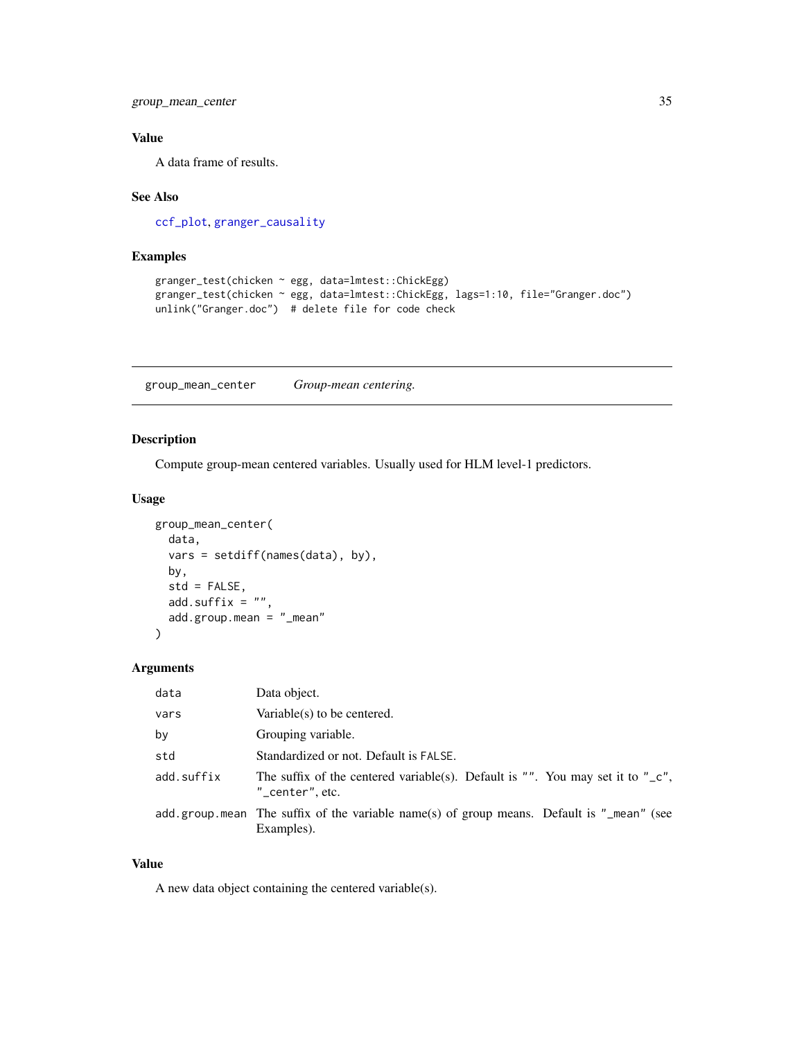## Value

A data frame of results.

## See Also

ccf_plot, granger_causality

## Examples

```
granger_test(chicken ~ egg, data=lmtest::ChickEgg)
granger_test(chicken ~ egg, data=lmtest::ChickEgg, lags=1:10, file="Granger.doc")
unlink("Granger.doc")  # delete file for code check
```

---

# group_mean_center *Group-mean centering.*

## Description

Compute group-mean centered variables. Usually used for HLM level-1 predictors.

## Usage

```
group_mean_center(
  data,
  vars = setdiff(names(data), by),
  by,
  std = FALSE,
  add.suffix = "",
  add.group.mean = "_mean"
)
```

## Arguments

| | |
|---|---|
| data | Data object. |
| vars | Variable(s) to be centered. |
| by | Grouping variable. |
| std | Standardized or not. Default is FALSE. |
| add.suffix | The suffix of the centered variable(s). Default is "". You may set it to "_c", "_center", etc. |
| add.group.mean | The suffix of the variable name(s) of group means. Default is "_mean" (see Examples). |

## Value

A new data object containing the centered variable(s).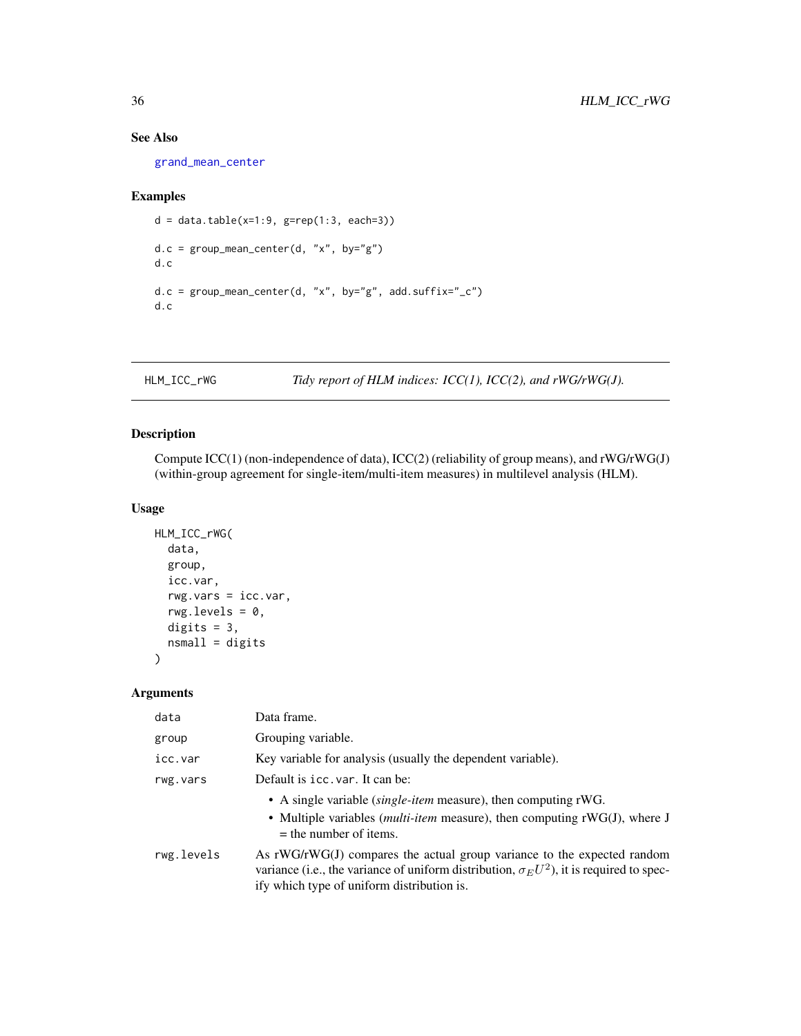## See Also

grand_mean_center

## Examples

```
d = data.table(x=1:9, g=rep(1:3, each=3))

d.c = group_mean_center(d, "x", by="g")
d.c

d.c = group_mean_center(d, "x", by="g", add.suffix="_c")
d.c
```

---

HLM_ICC_rWG — *Tidy report of HLM indices: ICC(1), ICC(2), and rWG/rWG(J).*

---

## Description

Compute ICC(1) (non-independence of data), ICC(2) (reliability of group means), and rWG/rWG(J) (within-group agreement for single-item/multi-item measures) in multilevel analysis (HLM).

## Usage

```
HLM_ICC_rWG(
  data,
  group,
  icc.var,
  rwg.vars = icc.var,
  rwg.levels = 0,
  digits = 3,
  nsmall = digits
)
```

## Arguments

| | |
|---|---|
| data | Data frame. |
| group | Grouping variable. |
| icc.var | Key variable for analysis (usually the dependent variable). |
| rwg.vars | Default is icc.var. It can be:<br>• A single variable (*single-item* measure), then computing rWG.<br>• Multiple variables (*multi-item* measure), then computing rWG(J), where J = the number of items. |
| rwg.levels | As rWG/rWG(J) compares the actual group variance to the expected random variance (i.e., the variance of uniform distribution, $\sigma_E U^2$), it is required to specify which type of uniform distribution is. |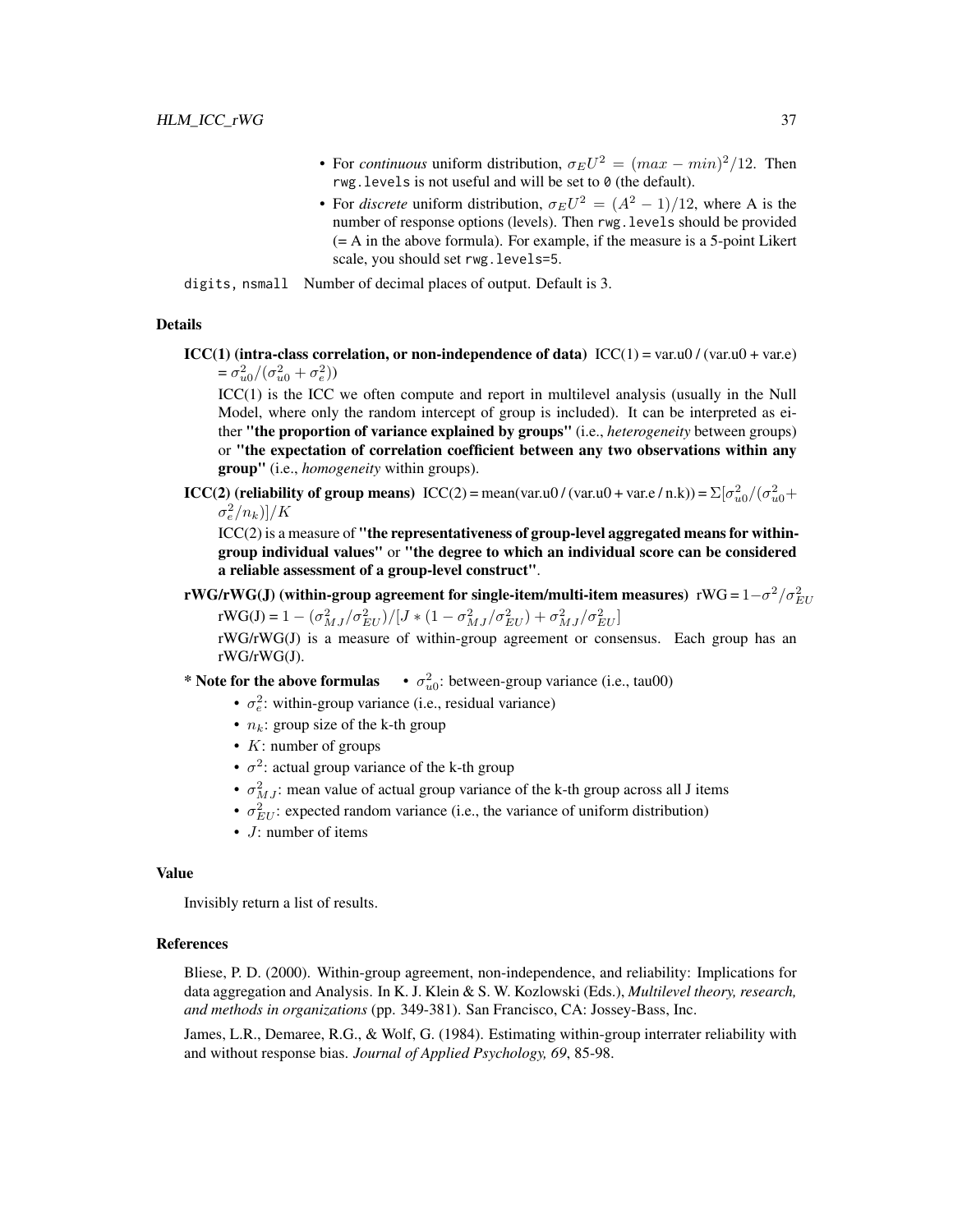- For *continuous* uniform distribution, $\sigma_E U^2 = (max - min)^2/12$. Then `rwg.levels` is not useful and will be set to `0` (the default).
- For *discrete* uniform distribution, $\sigma_E U^2 = (A^2 - 1)/12$, where A is the number of response options (levels). Then `rwg.levels` should be provided (= A in the above formula). For example, if the measure is a 5-point Likert scale, you should set `rwg.levels=5`.

`digits, nsmall` Number of decimal places of output. Default is 3.

## Details

**ICC(1) (intra-class correlation, or non-independence of data)** ICC(1) = var.u0 / (var.u0 + var.e) = $\sigma_{u0}^2/(\sigma_{u0}^2 + \sigma_e^2)$)

ICC(1) is the ICC we often compute and report in multilevel analysis (usually in the Null Model, where only the random intercept of group is included). It can be interpreted as either **"the proportion of variance explained by groups"** (i.e., *heterogeneity* between groups) or **"the expectation of correlation coefficient between any two observations within any group"** (i.e., *homogeneity* within groups).

**ICC(2) (reliability of group means)** ICC(2) = mean(var.u0 / (var.u0 + var.e / n.k)) = $\Sigma[\sigma_{u0}^2/(\sigma_{u0}^2 + \sigma_e^2/n_k)]/K$

ICC(2) is a measure of **"the representativeness of group-level aggregated means for within-group individual values"** or **"the degree to which an individual score can be considered a reliable assessment of a group-level construct"**.

**rWG/rWG(J) (within-group agreement for single-item/multi-item measures)** rWG = $1 - \sigma^2/\sigma_{EU}^2$

rWG(J) = $1 - (\sigma_{MJ}^2/\sigma_{EU}^2)/[J * (1 - \sigma_{MJ}^2/\sigma_{EU}^2) + \sigma_{MJ}^2/\sigma_{EU}^2]$

rWG/rWG(J) is a measure of within-group agreement or consensus. Each group has an rWG/rWG(J).

**\* Note for the above formulas**

- $\sigma_{u0}^2$: between-group variance (i.e., tau00)
- $\sigma_e^2$: within-group variance (i.e., residual variance)
- $n_k$: group size of the k-th group
- $K$: number of groups
- $\sigma^2$: actual group variance of the k-th group
- $\sigma_{MJ}^2$: mean value of actual group variance of the k-th group across all J items
- $\sigma_{EU}^2$: expected random variance (i.e., the variance of uniform distribution)
- $J$: number of items

## Value

Invisibly return a list of results.

## References

Bliese, P. D. (2000). Within-group agreement, non-independence, and reliability: Implications for data aggregation and Analysis. In K. J. Klein & S. W. Kozlowski (Eds.), *Multilevel theory, research, and methods in organizations* (pp. 349-381). San Francisco, CA: Jossey-Bass, Inc.

James, L.R., Demaree, R.G., & Wolf, G. (1984). Estimating within-group interrater reliability with and without response bias. *Journal of Applied Psychology, 69*, 85-98.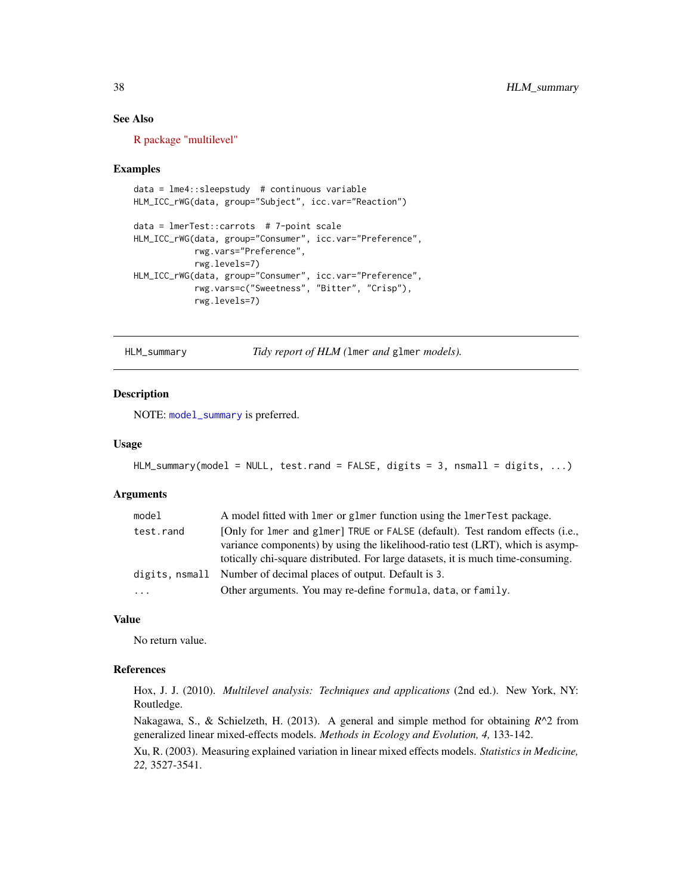### See Also

R package "multilevel"

### Examples

```
data = lme4::sleepstudy  # continuous variable
HLM_ICC_rWG(data, group="Subject", icc.var="Reaction")

data = lmerTest::carrots  # 7-point scale
HLM_ICC_rWG(data, group="Consumer", icc.var="Preference",
            rwg.vars="Preference",
            rwg.levels=7)
HLM_ICC_rWG(data, group="Consumer", icc.var="Preference",
            rwg.vars=c("Sweetness", "Bitter", "Crisp"),
            rwg.levels=7)
```

---

## HLM_summary — *Tidy report of HLM (`lmer` and `glmer` models).*

---

### Description

NOTE: `model_summary` is preferred.

### Usage

```
HLM_summary(model = NULL, test.rand = FALSE, digits = 3, nsmall = digits, ...)
```

### Arguments

| Argument | Description |
|---|---|
| `model` | A model fitted with `lmer` or `glmer` function using the `lmerTest` package. |
| `test.rand` | [Only for `lmer` and `glmer`] `TRUE` or `FALSE` (default). Test random effects (i.e., variance components) by using the likelihood-ratio test (LRT), which is asymptotically chi-square distributed. For large datasets, it is much time-consuming. |
| `digits, nsmall` | Number of decimal places of output. Default is `3`. |
| `...` | Other arguments. You may re-define `formula`, `data`, or `family`. |

### Value

No return value.

### References

Hox, J. J. (2010). *Multilevel analysis: Techniques and applications* (2nd ed.). New York, NY: Routledge.

Nakagawa, S., & Schielzeth, H. (2013). A general and simple method for obtaining $R^2$ from generalized linear mixed-effects models. *Methods in Ecology and Evolution, 4,* 133-142.

Xu, R. (2003). Measuring explained variation in linear mixed effects models. *Statistics in Medicine, 22,* 3527-3541.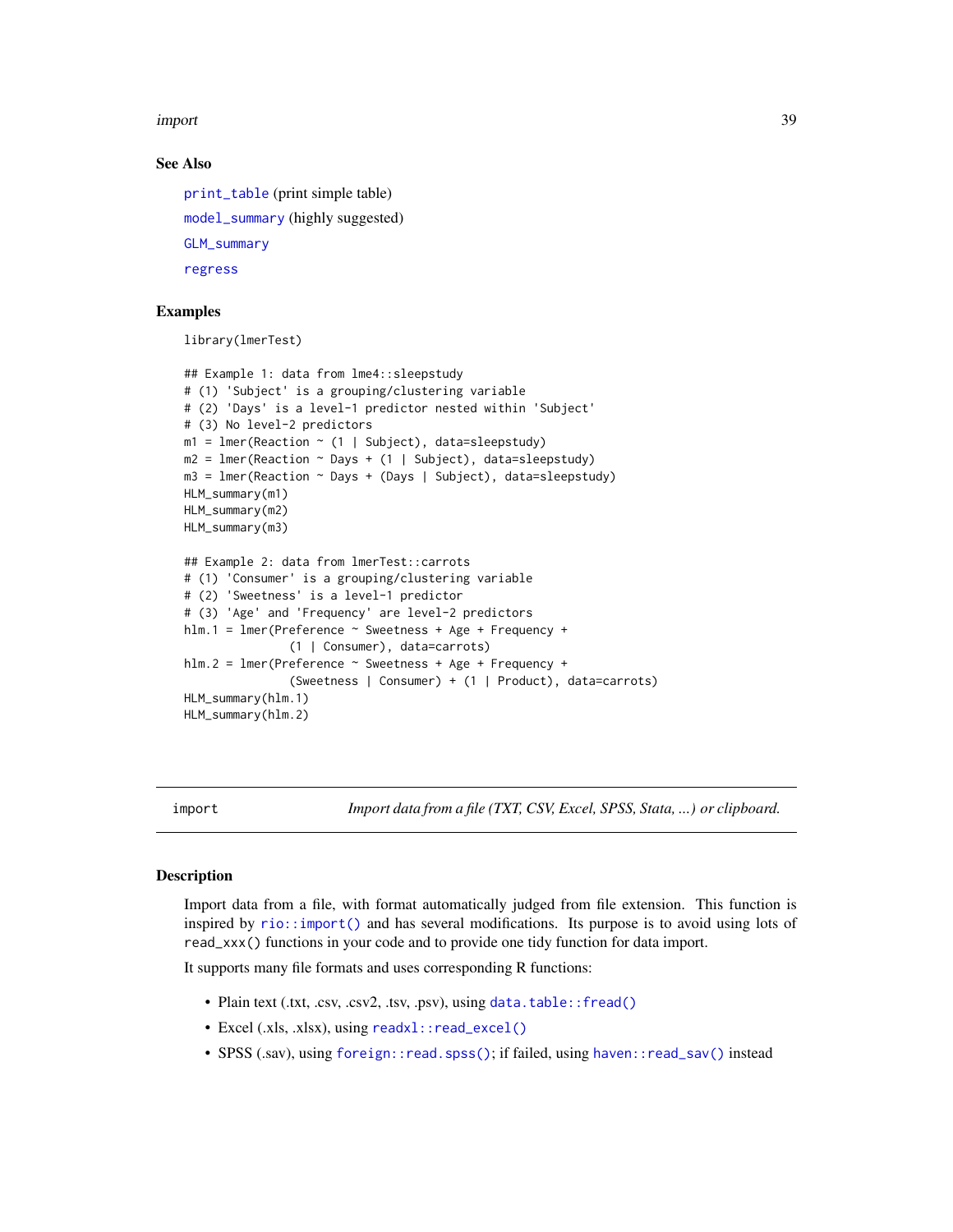### See Also

`print_table` (print simple table)

`model_summary` (highly suggested)

`GLM_summary`

`regress`

### Examples

```
library(lmerTest)

## Example 1: data from lme4::sleepstudy
# (1) 'Subject' is a grouping/clustering variable
# (2) 'Days' is a level-1 predictor nested within 'Subject'
# (3) No level-2 predictors
m1 = lmer(Reaction ~ (1 | Subject), data=sleepstudy)
m2 = lmer(Reaction ~ Days + (1 | Subject), data=sleepstudy)
m3 = lmer(Reaction ~ Days + (Days | Subject), data=sleepstudy)
HLM_summary(m1)
HLM_summary(m2)
HLM_summary(m3)

## Example 2: data from lmerTest::carrots
# (1) 'Consumer' is a grouping/clustering variable
# (2) 'Sweetness' is a level-1 predictor
# (3) 'Age' and 'Frequency' are level-2 predictors
hlm.1 = lmer(Preference ~ Sweetness + Age + Frequency +
               (1 | Consumer), data=carrots)
hlm.2 = lmer(Preference ~ Sweetness + Age + Frequency +
               (Sweetness | Consumer) + (1 | Product), data=carrots)
HLM_summary(hlm.1)
HLM_summary(hlm.2)
```

---

## import — *Import data from a file (TXT, CSV, Excel, SPSS, Stata, ...) or clipboard.*

---

### Description

Import data from a file, with format automatically judged from file extension. This function is inspired by `rio::import()` and has several modifications. Its purpose is to avoid using lots of `read_xxx()` functions in your code and to provide one tidy function for data import.

It supports many file formats and uses corresponding R functions:

- Plain text (.txt, .csv, .csv2, .tsv, .psv), using `data.table::fread()`
- Excel (.xls, .xlsx), using `readxl::read_excel()`
- SPSS (.sav), using `foreign::read.spss()`; if failed, using `haven::read_sav()` instead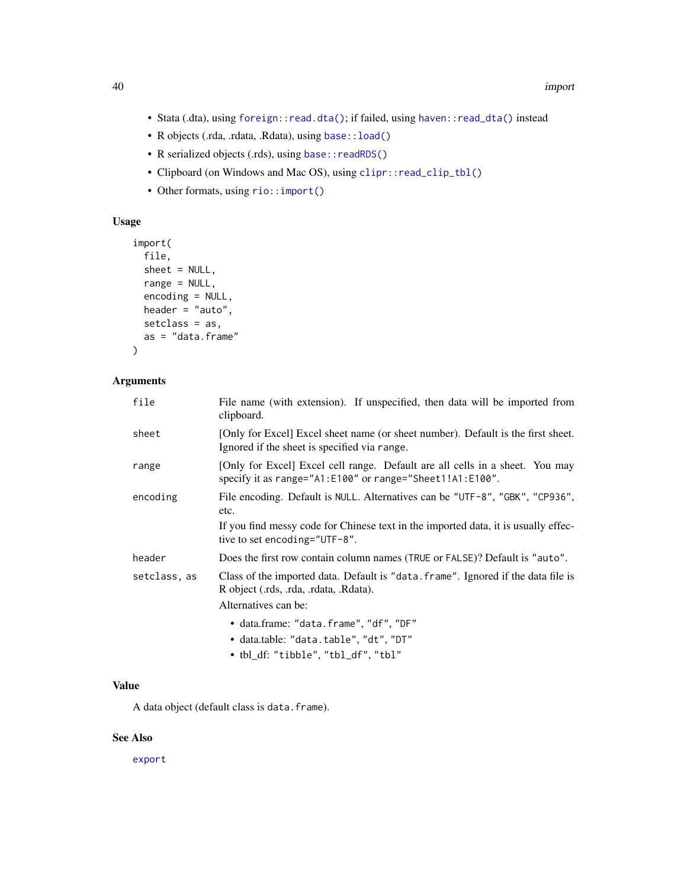- Stata (.dta), using `foreign::read.dta()`; if failed, using `haven::read_dta()` instead
- R objects (.rda, .rdata, .Rdata), using `base::load()`
- R serialized objects (.rds), using `base::readRDS()`
- Clipboard (on Windows and Mac OS), using `clipr::read_clip_tbl()`
- Other formats, using `rio::import()`

## Usage

```
import(
  file,
  sheet = NULL,
  range = NULL,
  encoding = NULL,
  header = "auto",
  setclass = as,
  as = "data.frame"
)
```

## Arguments

| | |
|---|---|
| `file` | File name (with extension). If unspecified, then data will be imported from clipboard. |
| `sheet` | [Only for Excel] Excel sheet name (or sheet number). Default is the first sheet. Ignored if the sheet is specified via `range`. |
| `range` | [Only for Excel] Excel cell range. Default are all cells in a sheet. You may specify it as `range="A1:E100"` or `range="Sheet1!A1:E100"`. |
| `encoding` | File encoding. Default is `NULL`. Alternatives can be `"UTF-8"`, `"GBK"`, `"CP936"`, etc.<br><br>If you find messy code for Chinese text in the imported data, it is usually effective to set `encoding="UTF-8"`. |
| `header` | Does the first row contain column names (`TRUE` or `FALSE`)? Default is `"auto"`. |
| `setclass, as` | Class of the imported data. Default is `"data.frame"`. Ignored if the data file is R object (.rds, .rda, .rdata, .Rdata).<br><br>Alternatives can be:<br>• data.frame: `"data.frame"`, `"df"`, `"DF"`<br>• data.table: `"data.table"`, `"dt"`, `"DT"`<br>• tbl_df: `"tibble"`, `"tbl_df"`, `"tbl"` |

## Value

A data object (default class is `data.frame`).

## See Also

`export`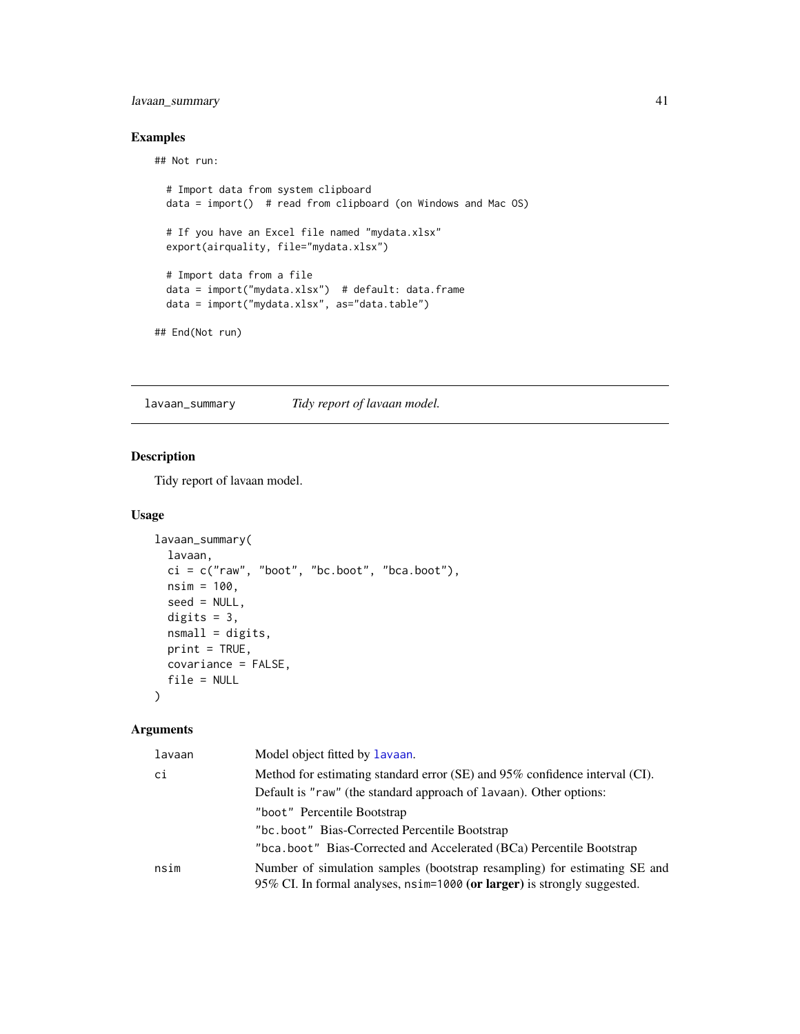### Examples

```
## Not run:

  # Import data from system clipboard
  data = import()  # read from clipboard (on Windows and Mac OS)

  # If you have an Excel file named "mydata.xlsx"
  export(airquality, file="mydata.xlsx")

  # Import data from a file
  data = import("mydata.xlsx")  # default: data.frame
  data = import("mydata.xlsx", as="data.table")

## End(Not run)
```

---

## lavaan_summary &nbsp;&nbsp;&nbsp;&nbsp; *Tidy report of lavaan model.*

---

### Description

Tidy report of lavaan model.

### Usage

```
lavaan_summary(
  lavaan,
  ci = c("raw", "boot", "bc.boot", "bca.boot"),
  nsim = 100,
  seed = NULL,
  digits = 3,
  nsmall = digits,
  print = TRUE,
  covariance = FALSE,
  file = NULL
)
```

### Arguments

| | |
|---|---|
| `lavaan` | Model object fitted by `lavaan`. |
| `ci` | Method for estimating standard error (SE) and 95% confidence interval (CI).<br>Default is `"raw"` (the standard approach of `lavaan`). Other options:<br>`"boot"` Percentile Bootstrap<br>`"bc.boot"` Bias-Corrected Percentile Bootstrap<br>`"bca.boot"` Bias-Corrected and Accelerated (BCa) Percentile Bootstrap |
| `nsim` | Number of simulation samples (bootstrap resampling) for estimating SE and 95% CI. In formal analyses, `nsim=1000` **(or larger)** is strongly suggested. |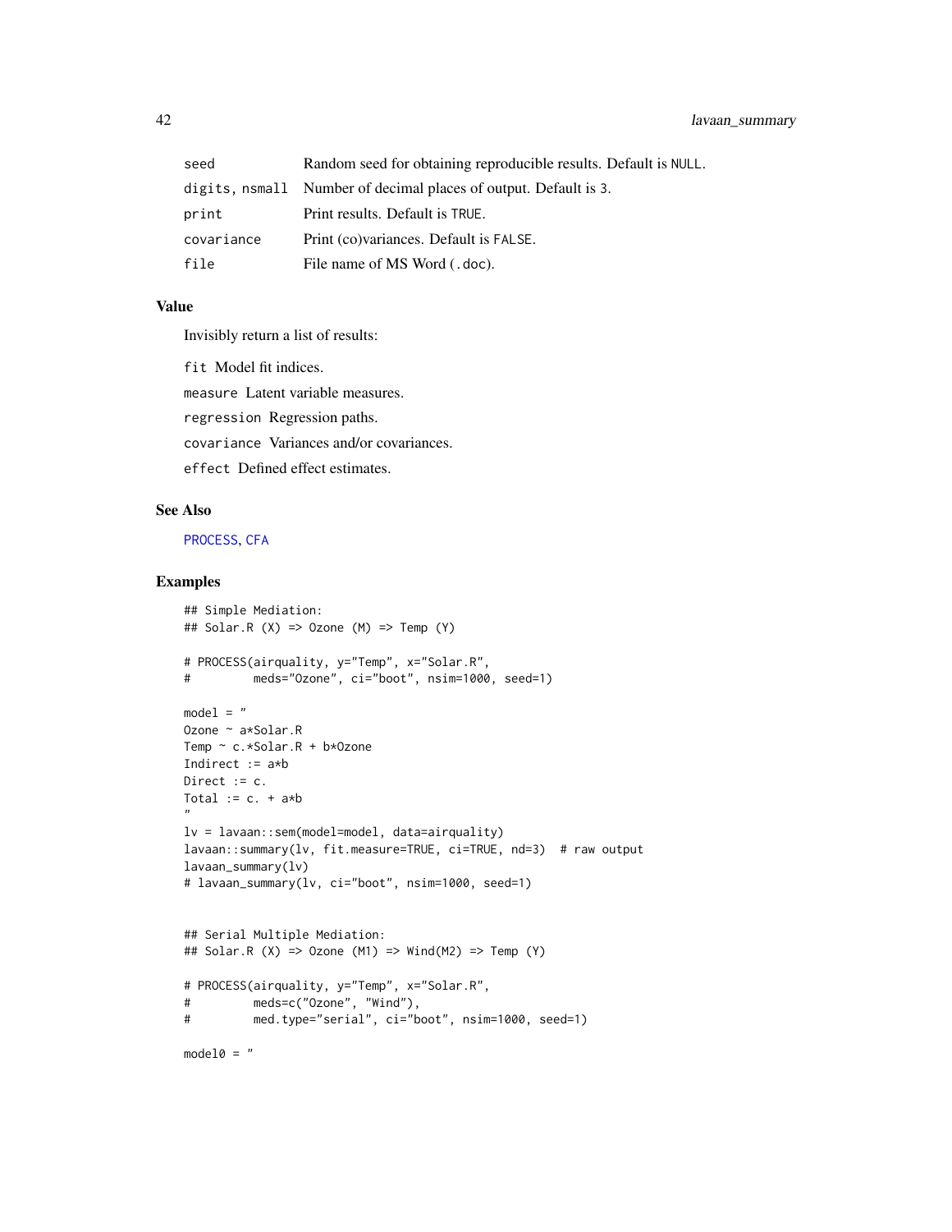| | |
|---|---|
| seed | Random seed for obtaining reproducible results. Default is NULL. |
| digits, nsmall | Number of decimal places of output. Default is 3. |
| print | Print results. Default is TRUE. |
| covariance | Print (co)variances. Default is FALSE. |
| file | File name of MS Word (.doc). |

## Value

Invisibly return a list of results:

fit Model fit indices.

measure Latent variable measures.

regression Regression paths.

covariance Variances and/or covariances.

effect Defined effect estimates.

## See Also

PROCESS, CFA

## Examples

```
## Simple Mediation:
## Solar.R (X) => Ozone (M) => Temp (Y)

# PROCESS(airquality, y="Temp", x="Solar.R",
#         meds="Ozone", ci="boot", nsim=1000, seed=1)

model = "
Ozone ~ a*Solar.R
Temp ~ c.*Solar.R + b*Ozone
Indirect := a*b
Direct := c.
Total := c. + a*b
"
lv = lavaan::sem(model=model, data=airquality)
lavaan::summary(lv, fit.measure=TRUE, ci=TRUE, nd=3)  # raw output
lavaan_summary(lv)
# lavaan_summary(lv, ci="boot", nsim=1000, seed=1)


## Serial Multiple Mediation:
## Solar.R (X) => Ozone (M1) => Wind(M2) => Temp (Y)

# PROCESS(airquality, y="Temp", x="Solar.R",
#         meds=c("Ozone", "Wind"),
#         med.type="serial", ci="boot", nsim=1000, seed=1)

model0 = "
```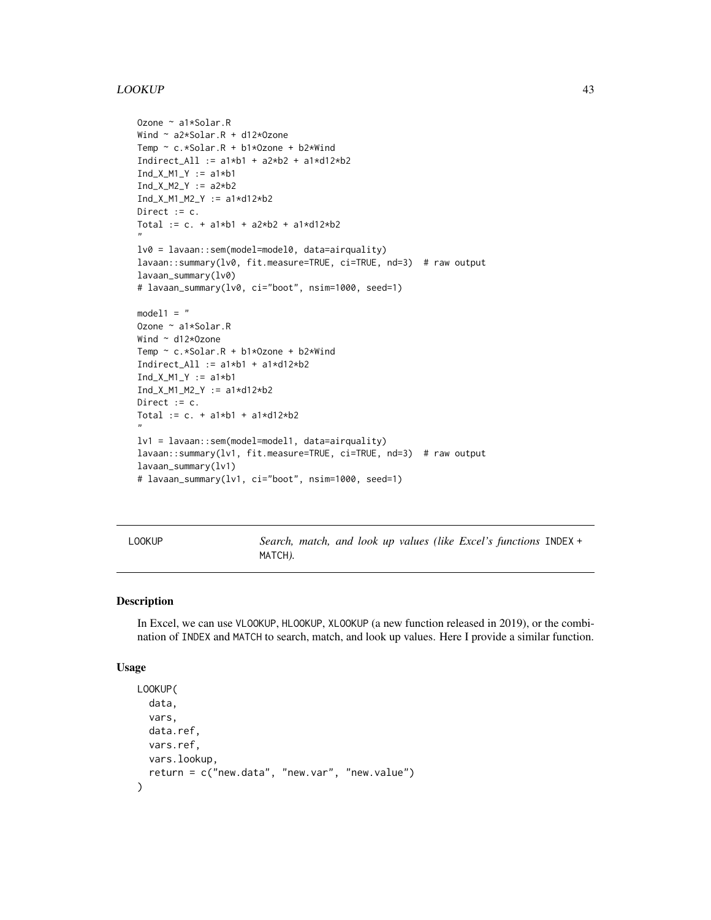```
Ozone ~ a1*Solar.R
Wind ~ a2*Solar.R + d12*Ozone
Temp ~ c.*Solar.R + b1*Ozone + b2*Wind
Indirect_All := a1*b1 + a2*b2 + a1*d12*b2
Ind_X_M1_Y := a1*b1
Ind_X_M2_Y := a2*b2
Ind_X_M1_M2_Y := a1*d12*b2
Direct := c.
Total := c. + a1*b1 + a2*b2 + a1*d12*b2
"
lv0 = lavaan::sem(model=model0, data=airquality)
lavaan::summary(lv0, fit.measure=TRUE, ci=TRUE, nd=3)  # raw output
lavaan_summary(lv0)
# lavaan_summary(lv0, ci="boot", nsim=1000, seed=1)

model1 = "
Ozone ~ a1*Solar.R
Wind ~ d12*Ozone
Temp ~ c.*Solar.R + b1*Ozone + b2*Wind
Indirect_All := a1*b1 + a1*d12*b2
Ind_X_M1_Y := a1*b1
Ind_X_M1_M2_Y := a1*d12*b2
Direct := c.
Total := c. + a1*b1 + a1*d12*b2
"
lv1 = lavaan::sem(model=model1, data=airquality)
lavaan::summary(lv1, fit.measure=TRUE, ci=TRUE, nd=3)  # raw output
lavaan_summary(lv1)
# lavaan_summary(lv1, ci="boot", nsim=1000, seed=1)
```

## LOOKUP — *Search, match, and look up values (like Excel's functions* `INDEX` + `MATCH`*).*

### Description

In Excel, we can use `VLOOKUP`, `HLOOKUP`, `XLOOKUP` (a new function released in 2019), or the combination of `INDEX` and `MATCH` to search, match, and look up values. Here I provide a similar function.

### Usage

```
LOOKUP(
  data,
  vars,
  data.ref,
  vars.ref,
  vars.lookup,
  return = c("new.data", "new.var", "new.value")
)
```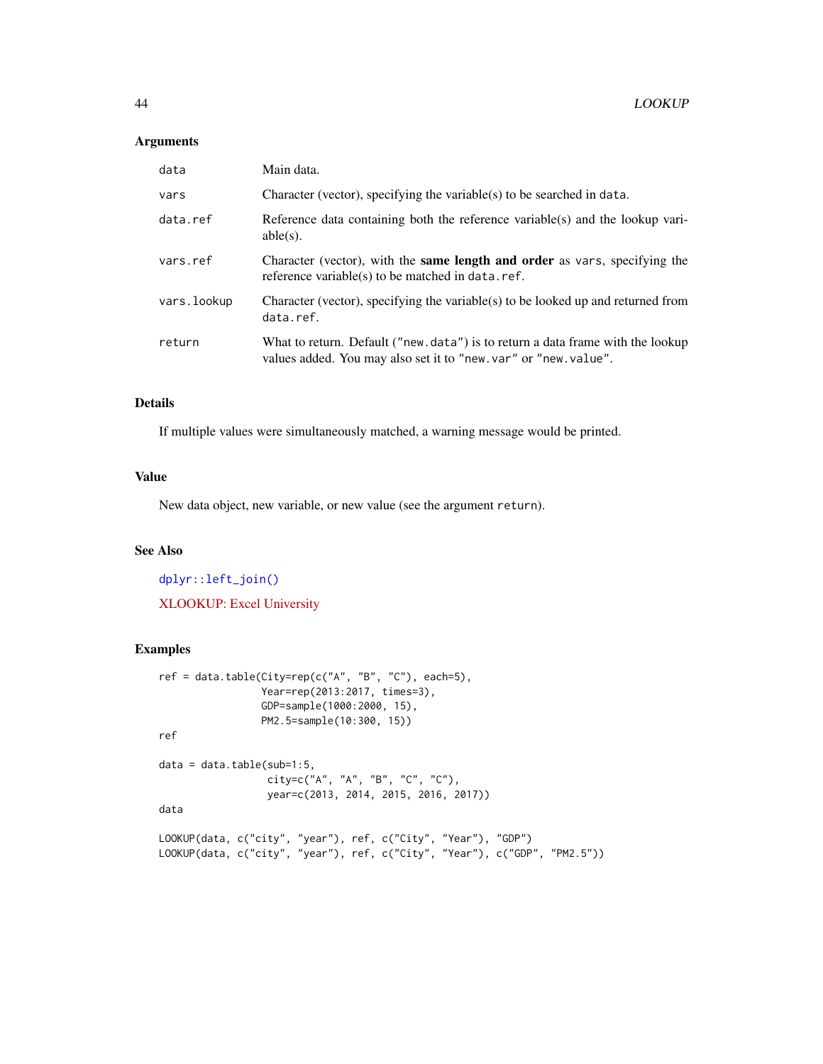## Arguments

| | |
|---|---|
| `data` | Main data. |
| `vars` | Character (vector), specifying the variable(s) to be searched in `data`. |
| `data.ref` | Reference data containing both the reference variable(s) and the lookup variable(s). |
| `vars.ref` | Character (vector), with the **same length and order** as `vars`, specifying the reference variable(s) to be matched in `data.ref`. |
| `vars.lookup` | Character (vector), specifying the variable(s) to be looked up and returned from `data.ref`. |
| `return` | What to return. Default (`"new.data"`) is to return a data frame with the lookup values added. You may also set it to `"new.var"` or `"new.value"`. |

## Details

If multiple values were simultaneously matched, a warning message would be printed.

## Value

New data object, new variable, or new value (see the argument `return`).

## See Also

`dplyr::left_join()`

XLOOKUP: Excel University

## Examples

```
ref = data.table(City=rep(c("A", "B", "C"), each=5),
                 Year=rep(2013:2017, times=3),
                 GDP=sample(1000:2000, 15),
                 PM2.5=sample(10:300, 15))
ref

data = data.table(sub=1:5,
                  city=c("A", "A", "B", "C", "C"),
                  year=c(2013, 2014, 2015, 2016, 2017))
data

LOOKUP(data, c("city", "year"), ref, c("City", "Year"), "GDP")
LOOKUP(data, c("city", "year"), ref, c("City", "Year"), c("GDP", "PM2.5"))
```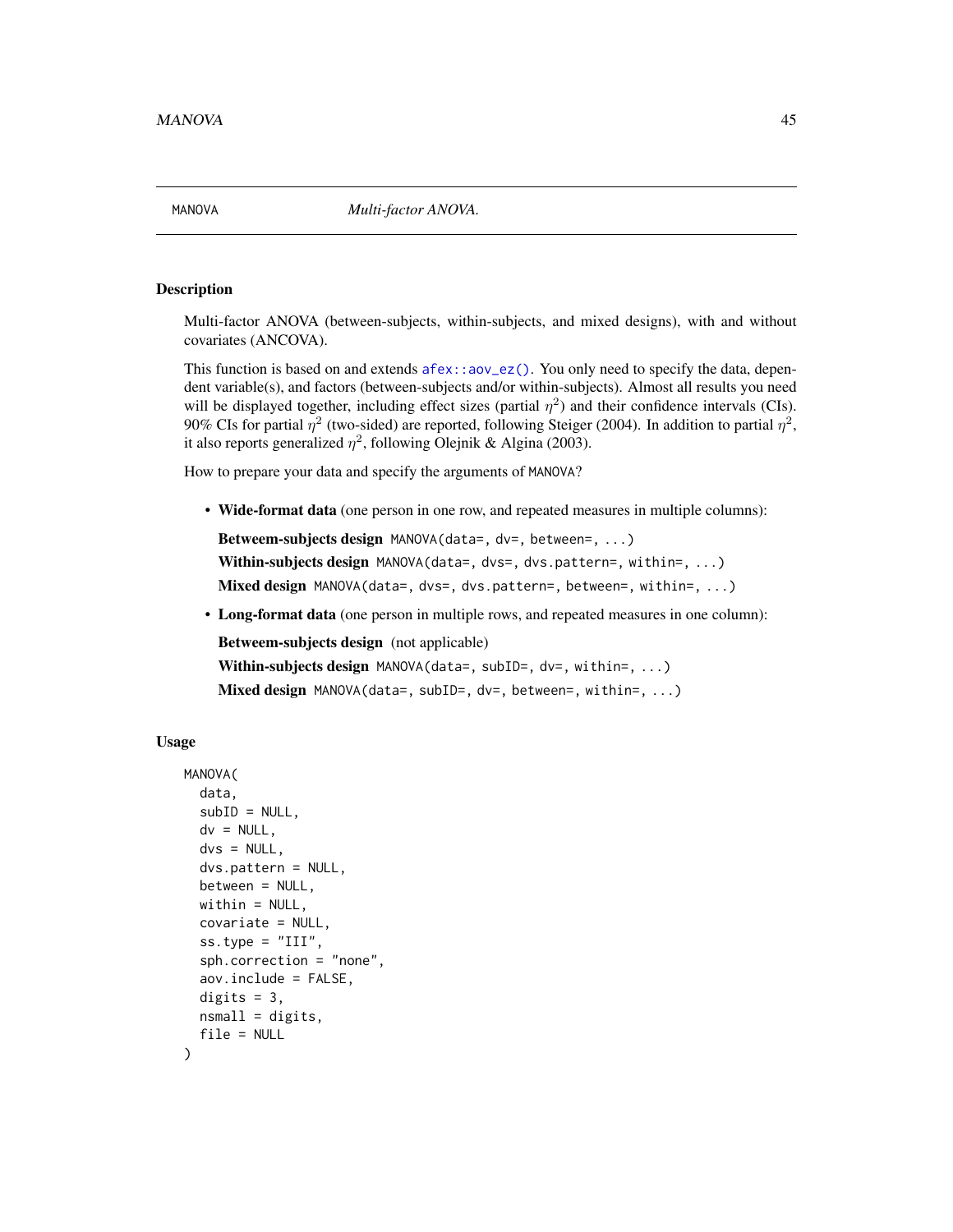MANOVA *Multi-factor ANOVA.*

## Description

Multi-factor ANOVA (between-subjects, within-subjects, and mixed designs), with and without covariates (ANCOVA).

This function is based on and extends `afex::aov_ez()`. You only need to specify the data, dependent variable(s), and factors (between-subjects and/or within-subjects). Almost all results you need will be displayed together, including effect sizes (partial $\eta^2$) and their confidence intervals (CIs). 90% CIs for partial $\eta^2$ (two-sided) are reported, following Steiger (2004). In addition to partial $\eta^2$, it also reports generalized $\eta^2$, following Olejnik & Algina (2003).

How to prepare your data and specify the arguments of `MANOVA`?

- **Wide-format data** (one person in one row, and repeated measures in multiple columns):

  **Betweem-subjects design** `MANOVA(data=, dv=, between=, ...)`

  **Within-subjects design** `MANOVA(data=, dvs=, dvs.pattern=, within=, ...)`

  **Mixed design** `MANOVA(data=, dvs=, dvs.pattern=, between=, within=, ...)`

- **Long-format data** (one person in multiple rows, and repeated measures in one column):

  **Betweem-subjects design** (not applicable)

  **Within-subjects design** `MANOVA(data=, subID=, dv=, within=, ...)`

  **Mixed design** `MANOVA(data=, subID=, dv=, between=, within=, ...)`

## Usage

```
MANOVA(
  data,
  subID = NULL,
  dv = NULL,
  dvs = NULL,
  dvs.pattern = NULL,
  between = NULL,
  within = NULL,
  covariate = NULL,
  ss.type = "III",
  sph.correction = "none",
  aov.include = FALSE,
  digits = 3,
  nsmall = digits,
  file = NULL
)
```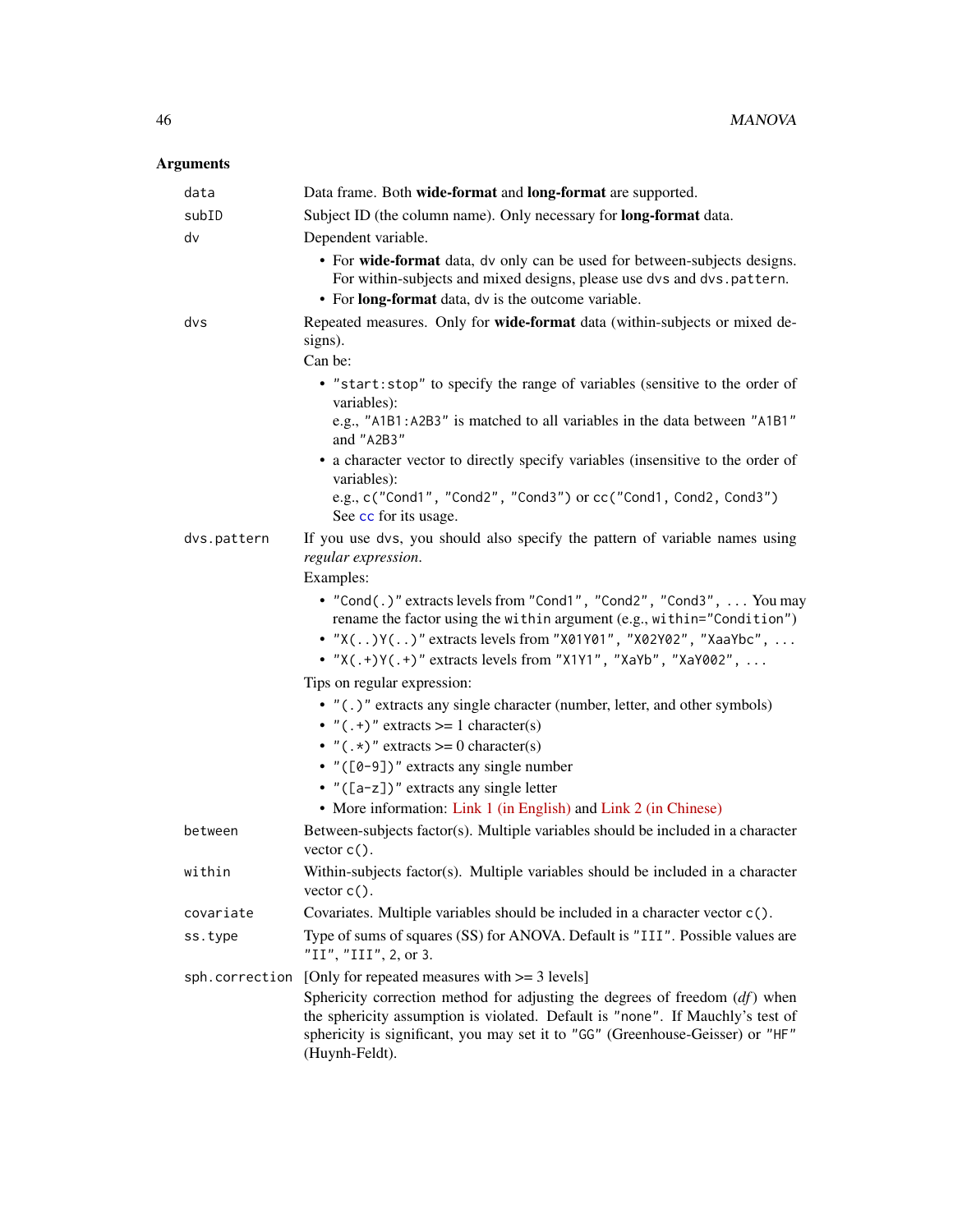## Arguments

`data`
: Data frame. Both **wide-format** and **long-format** are supported.

`subID`
: Subject ID (the column name). Only necessary for **long-format** data.

`dv`
: Dependent variable.
  - For **wide-format** data, `dv` only can be used for between-subjects designs. For within-subjects and mixed designs, please use `dvs` and `dvs.pattern`.
  - For **long-format** data, `dv` is the outcome variable.

`dvs`
: Repeated measures. Only for **wide-format** data (within-subjects or mixed designs).

  Can be:
  - `"start:stop"` to specify the range of variables (sensitive to the order of variables):
    e.g., `"A1B1:A2B3"` is matched to all variables in the data between `"A1B1"` and `"A2B3"`
  - a character vector to directly specify variables (insensitive to the order of variables):
    e.g., `c("Cond1", "Cond2", "Cond3")` or `cc("Cond1, Cond2, Cond3")`
    See `cc` for its usage.

`dvs.pattern`
: If you use `dvs`, you should also specify the pattern of variable names using *regular expression*.

  Examples:
  - `"Cond(.)"` extracts levels from `"Cond1", "Cond2", "Cond3", ...` You may rename the factor using the `within` argument (e.g., `within="Condition"`)
  - `"X(..)Y(..)"` extracts levels from `"X01Y01", "X02Y02", "XaaYbc", ...`
  - `"X(.+)Y(.+)"` extracts levels from `"X1Y1", "XaYb", "XaY002", ...`

  Tips on regular expression:
  - `"(.)"` extracts any single character (number, letter, and other symbols)
  - `"(.+)"` extracts >= 1 character(s)
  - `"(.*)"` extracts >= 0 character(s)
  - `"([0-9])"` extracts any single number
  - `"([a-z])"` extracts any single letter
  - More information: Link 1 (in English) and Link 2 (in Chinese)

`between`
: Between-subjects factor(s). Multiple variables should be included in a character vector `c()`.

`within`
: Within-subjects factor(s). Multiple variables should be included in a character vector `c()`.

`covariate`
: Covariates. Multiple variables should be included in a character vector `c()`.

`ss.type`
: Type of sums of squares (SS) for ANOVA. Default is `"III"`. Possible values are `"II"`, `"III"`, `2`, or `3`.

`sph.correction`
: [Only for repeated measures with >= 3 levels]

  Sphericity correction method for adjusting the degrees of freedom (*df*) when the sphericity assumption is violated. Default is `"none"`. If Mauchly's test of sphericity is significant, you may set it to `"GG"` (Greenhouse-Geisser) or `"HF"` (Huynh-Feldt).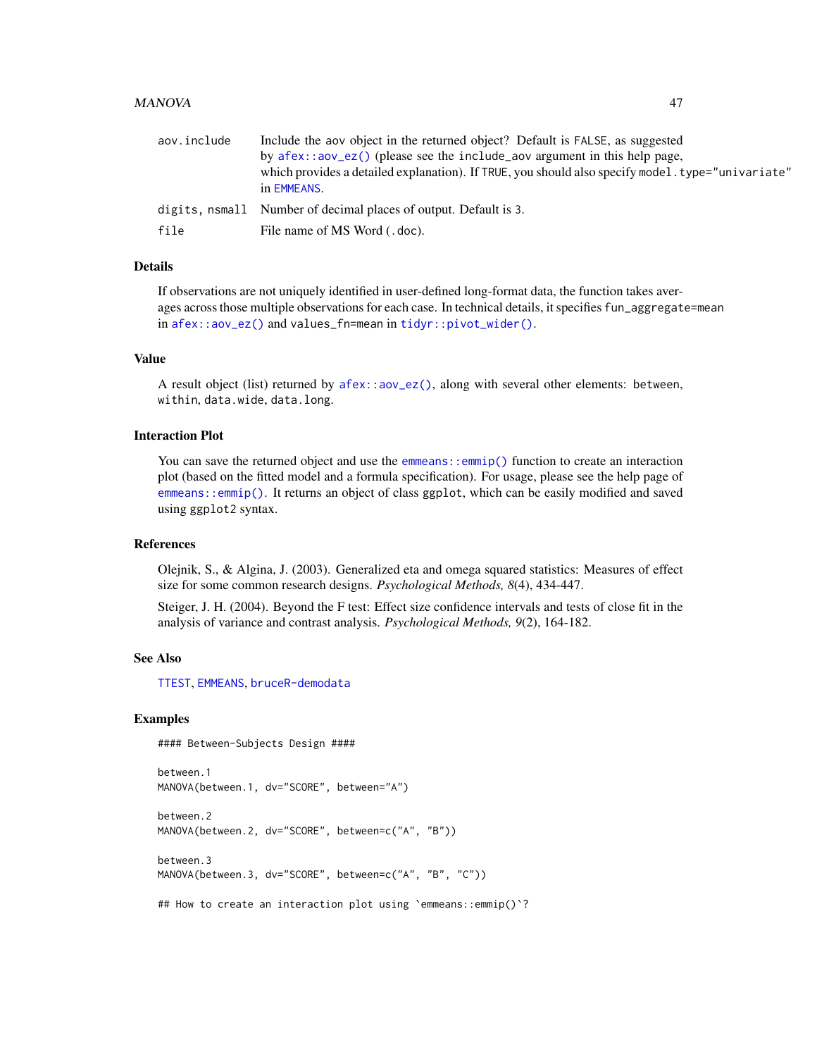| | |
|---|---|
| aov.include | Include the aov object in the returned object? Default is FALSE, as suggested by afex::aov_ez() (please see the include_aov argument in this help page, which provides a detailed explanation). If TRUE, you should also specify model.type="univariate" in EMMEANS. |
| digits, nsmall | Number of decimal places of output. Default is 3. |
| file | File name of MS Word (.doc). |

## Details

If observations are not uniquely identified in user-defined long-format data, the function takes averages across those multiple observations for each case. In technical details, it specifies fun_aggregate=mean in afex::aov_ez() and values_fn=mean in tidyr::pivot_wider().

## Value

A result object (list) returned by afex::aov_ez(), along with several other elements: between, within, data.wide, data.long.

## Interaction Plot

You can save the returned object and use the emmeans::emmip() function to create an interaction plot (based on the fitted model and a formula specification). For usage, please see the help page of emmeans::emmip(). It returns an object of class ggplot, which can be easily modified and saved using ggplot2 syntax.

## References

Olejnik, S., & Algina, J. (2003). Generalized eta and omega squared statistics: Measures of effect size for some common research designs. *Psychological Methods, 8*(4), 434-447.

Steiger, J. H. (2004). Beyond the F test: Effect size confidence intervals and tests of close fit in the analysis of variance and contrast analysis. *Psychological Methods, 9*(2), 164-182.

## See Also

TTEST, EMMEANS, bruceR-demodata

## Examples

```
#### Between-Subjects Design ####

between.1
MANOVA(between.1, dv="SCORE", between="A")

between.2
MANOVA(between.2, dv="SCORE", between=c("A", "B"))

between.3
MANOVA(between.3, dv="SCORE", between=c("A", "B", "C"))

## How to create an interaction plot using `emmeans::emmip()`?
```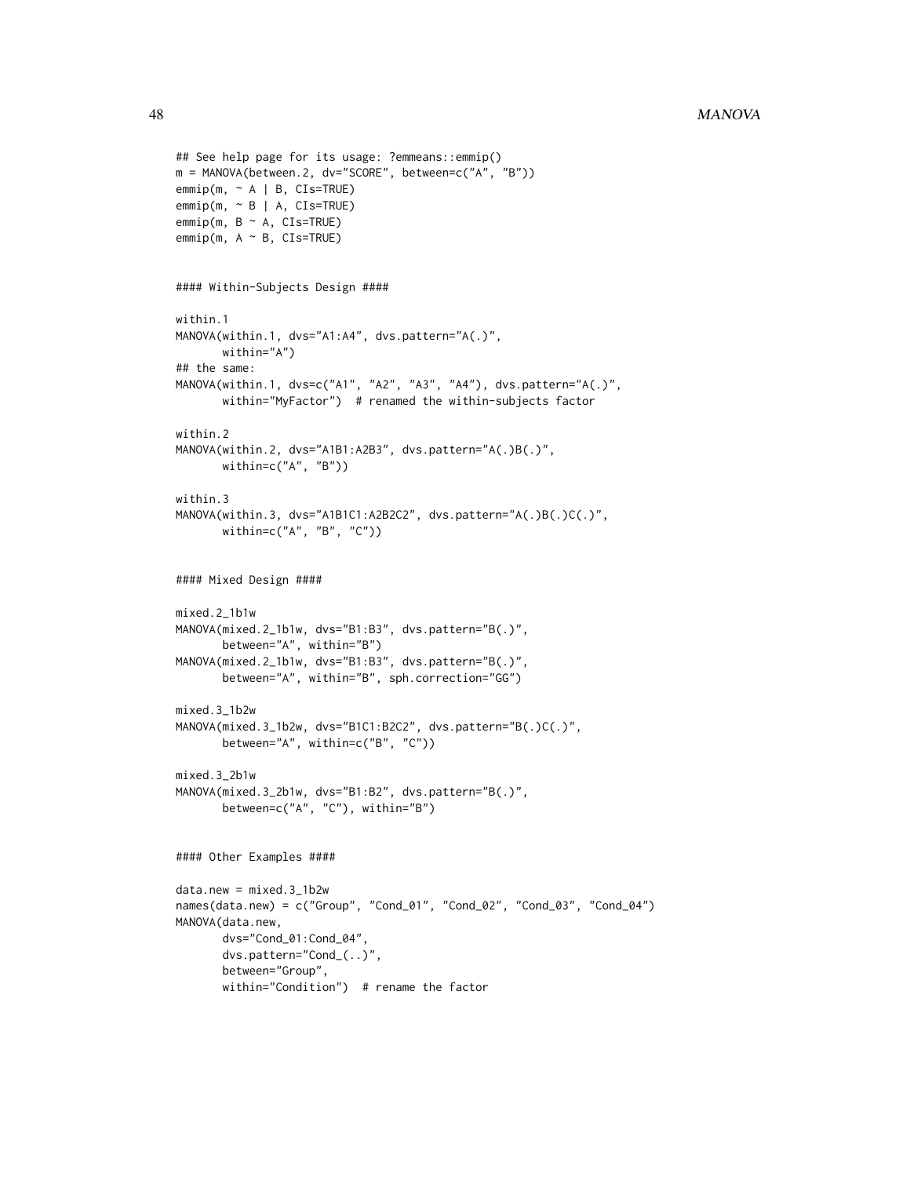```
## See help page for its usage: ?emmeans::emmip()
m = MANOVA(between.2, dv="SCORE", between=c("A", "B"))
emmip(m, ~ A | B, CIs=TRUE)
emmip(m, ~ B | A, CIs=TRUE)
emmip(m, B ~ A, CIs=TRUE)
emmip(m, A ~ B, CIs=TRUE)


#### Within-Subjects Design ####

within.1
MANOVA(within.1, dvs="A1:A4", dvs.pattern="A(.)",
       within="A")
## the same:
MANOVA(within.1, dvs=c("A1", "A2", "A3", "A4"), dvs.pattern="A(.)",
       within="MyFactor")  # renamed the within-subjects factor

within.2
MANOVA(within.2, dvs="A1B1:A2B3", dvs.pattern="A(.)B(.)",
       within=c("A", "B"))

within.3
MANOVA(within.3, dvs="A1B1C1:A2B2C2", dvs.pattern="A(.)B(.)C(.)",
       within=c("A", "B", "C"))


#### Mixed Design ####

mixed.2_1b1w
MANOVA(mixed.2_1b1w, dvs="B1:B3", dvs.pattern="B(.)",
       between="A", within="B")
MANOVA(mixed.2_1b1w, dvs="B1:B3", dvs.pattern="B(.)",
       between="A", within="B", sph.correction="GG")

mixed.3_1b2w
MANOVA(mixed.3_1b2w, dvs="B1C1:B2C2", dvs.pattern="B(.)C(.)",
       between="A", within=c("B", "C"))

mixed.3_2b1w
MANOVA(mixed.3_2b1w, dvs="B1:B2", dvs.pattern="B(.)",
       between=c("A", "C"), within="B")


#### Other Examples ####

data.new = mixed.3_1b2w
names(data.new) = c("Group", "Cond_01", "Cond_02", "Cond_03", "Cond_04")
MANOVA(data.new,
       dvs="Cond_01:Cond_04",
       dvs.pattern="Cond_(..)",
       between="Group",
       within="Condition")  # rename the factor
```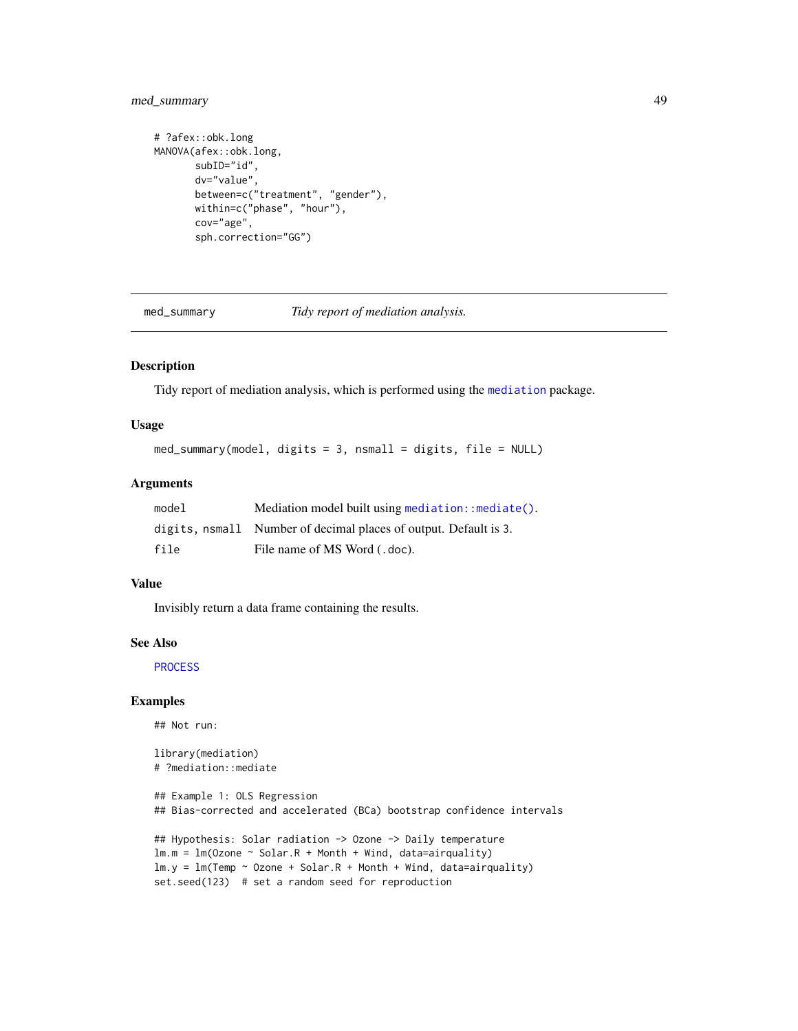```
# ?afex::obk.long
MANOVA(afex::obk.long,
       subID="id",
       dv="value",
       between=c("treatment", "gender"),
       within=c("phase", "hour"),
       cov="age",
       sph.correction="GG")
```

## med_summary — *Tidy report of mediation analysis.*

### Description

Tidy report of mediation analysis, which is performed using the `mediation` package.

### Usage

```
med_summary(model, digits = 3, nsmall = digits, file = NULL)
```

### Arguments

| | |
|---|---|
| `model` | Mediation model built using `mediation::mediate()`. |
| `digits, nsmall` | Number of decimal places of output. Default is 3. |
| `file` | File name of MS Word (`.doc`). |

### Value

Invisibly return a data frame containing the results.

### See Also

`PROCESS`

### Examples

```
## Not run:

library(mediation)
# ?mediation::mediate

## Example 1: OLS Regression
## Bias-corrected and accelerated (BCa) bootstrap confidence intervals

## Hypothesis: Solar radiation -> Ozone -> Daily temperature
lm.m = lm(Ozone ~ Solar.R + Month + Wind, data=airquality)
lm.y = lm(Temp ~ Ozone + Solar.R + Month + Wind, data=airquality)
set.seed(123)  # set a random seed for reproduction
```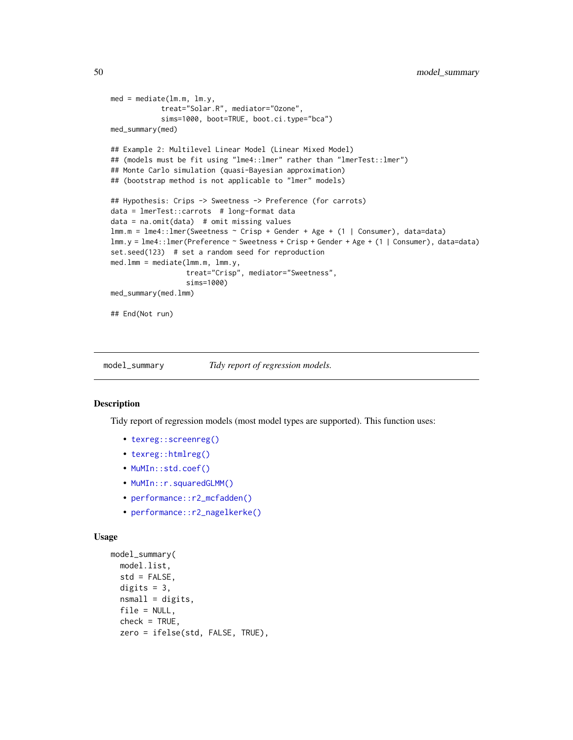```
med = mediate(lm.m, lm.y,
           treat="Solar.R", mediator="Ozone",
           sims=1000, boot=TRUE, boot.ci.type="bca")
med_summary(med)

## Example 2: Multilevel Linear Model (Linear Mixed Model)
## (models must be fit using "lme4::lmer" rather than "lmerTest::lmer")
## Monte Carlo simulation (quasi-Bayesian approximation)
## (bootstrap method is not applicable to "lmer" models)

## Hypothesis: Crips -> Sweetness -> Preference (for carrots)
data = lmerTest::carrots  # long-format data
data = na.omit(data)  # omit missing values
lmm.m = lme4::lmer(Sweetness ~ Crisp + Gender + Age + (1 | Consumer), data=data)
lmm.y = lme4::lmer(Preference ~ Sweetness + Crisp + Gender + Age + (1 | Consumer), data=data)
set.seed(123)  # set a random seed for reproduction
med.lmm = mediate(lmm.m, lmm.y,
                 treat="Crisp", mediator="Sweetness",
                 sims=1000)
med_summary(med.lmm)

## End(Not run)
```

## model_summary — *Tidy report of regression models.*

### Description

Tidy report of regression models (most model types are supported). This function uses:

- `texreg::screenreg()`
- `texreg::htmlreg()`
- `MuMIn::std.coef()`
- `MuMIn::r.squaredGLMM()`
- `performance::r2_mcfadden()`
- `performance::r2_nagelkerke()`

### Usage

```
model_summary(
  model.list,
  std = FALSE,
  digits = 3,
  nsmall = digits,
  file = NULL,
  check = TRUE,
  zero = ifelse(std, FALSE, TRUE),
```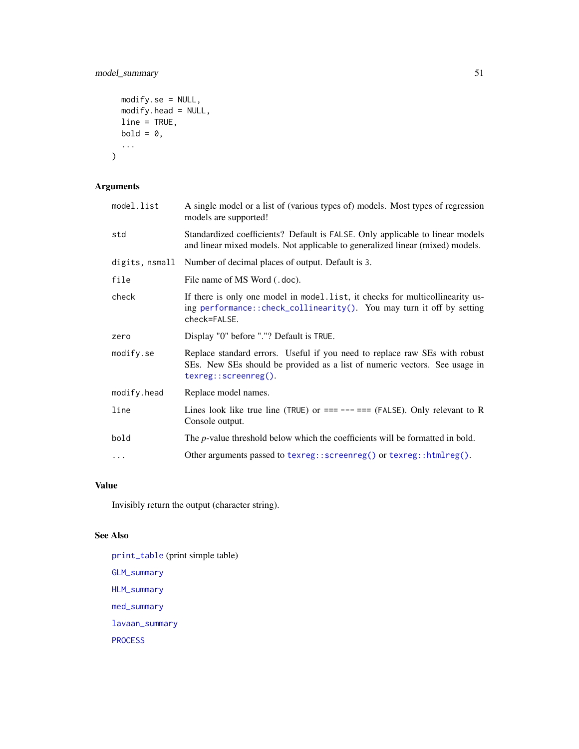```
  modify.se = NULL,
  modify.head = NULL,
  line = TRUE,
  bold = 0,
  ...
)
```

## Arguments

| | |
|---|---|
| `model.list` | A single model or a list of (various types of) models. Most types of regression models are supported! |
| `std` | Standardized coefficients? Default is `FALSE`. Only applicable to linear models and linear mixed models. Not applicable to generalized linear (mixed) models. |
| `digits, nsmall` | Number of decimal places of output. Default is `3`. |
| `file` | File name of MS Word (`.doc`). |
| `check` | If there is only one model in `model.list`, it checks for multicollinearity using `performance::check_collinearity()`. You may turn it off by setting `check=FALSE`. |
| `zero` | Display "0" before "."? Default is `TRUE`. |
| `modify.se` | Replace standard errors. Useful if you need to replace raw SEs with robust SEs. New SEs should be provided as a list of numeric vectors. See usage in `texreg::screenreg()`. |
| `modify.head` | Replace model names. |
| `line` | Lines look like true line (`TRUE`) or `=== --- ===` (`FALSE`). Only relevant to R Console output. |
| `bold` | The *p*-value threshold below which the coefficients will be formatted in bold. |
| `...` | Other arguments passed to `texreg::screenreg()` or `texreg::htmlreg()`. |

## Value

Invisibly return the output (character string).

## See Also

`print_table` (print simple table)

`GLM_summary`

`HLM_summary`

`med_summary`

`lavaan_summary`

`PROCESS`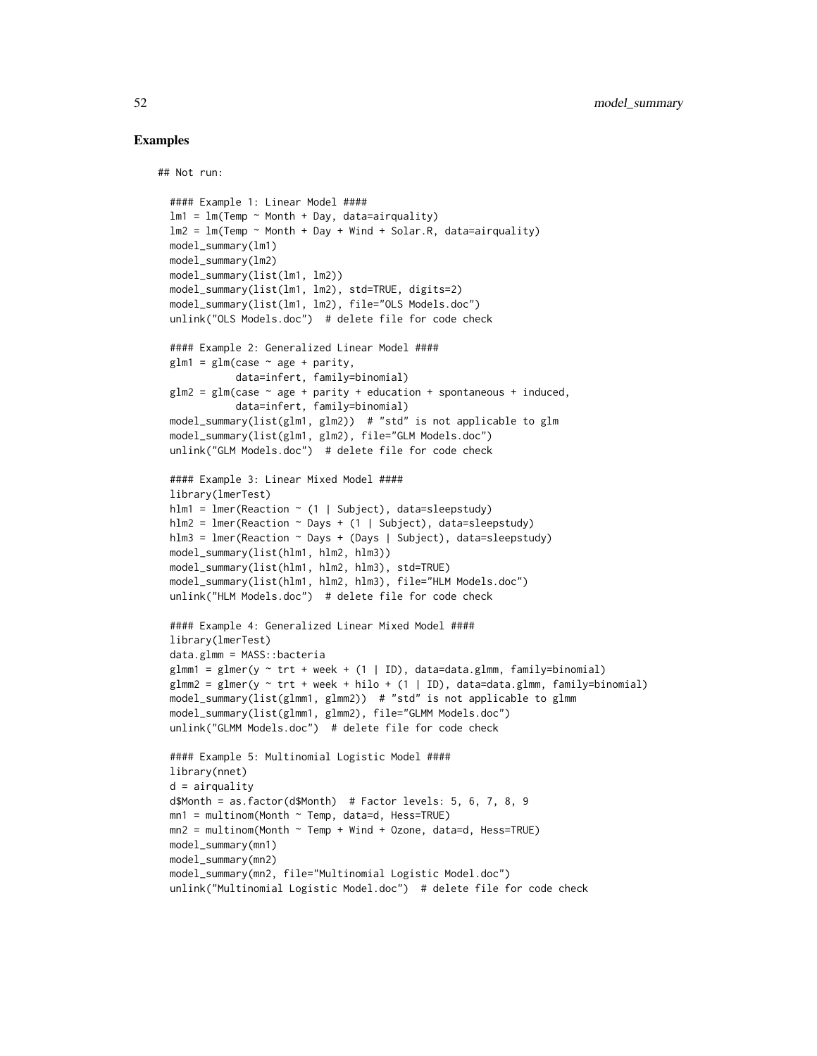## Examples

```
## Not run:

  #### Example 1: Linear Model ####
  lm1 = lm(Temp ~ Month + Day, data=airquality)
  lm2 = lm(Temp ~ Month + Day + Wind + Solar.R, data=airquality)
  model_summary(lm1)
  model_summary(lm2)
  model_summary(list(lm1, lm2))
  model_summary(list(lm1, lm2), std=TRUE, digits=2)
  model_summary(list(lm1, lm2), file="OLS Models.doc")
  unlink("OLS Models.doc")  # delete file for code check

  #### Example 2: Generalized Linear Model ####
  glm1 = glm(case ~ age + parity,
             data=infert, family=binomial)
  glm2 = glm(case ~ age + parity + education + spontaneous + induced,
             data=infert, family=binomial)
  model_summary(list(glm1, glm2))  # "std" is not applicable to glm
  model_summary(list(glm1, glm2), file="GLM Models.doc")
  unlink("GLM Models.doc")  # delete file for code check

  #### Example 3: Linear Mixed Model ####
  library(lmerTest)
  hlm1 = lmer(Reaction ~ (1 | Subject), data=sleepstudy)
  hlm2 = lmer(Reaction ~ Days + (1 | Subject), data=sleepstudy)
  hlm3 = lmer(Reaction ~ Days + (Days | Subject), data=sleepstudy)
  model_summary(list(hlm1, hlm2, hlm3))
  model_summary(list(hlm1, hlm2, hlm3), std=TRUE)
  model_summary(list(hlm1, hlm2, hlm3), file="HLM Models.doc")
  unlink("HLM Models.doc")  # delete file for code check

  #### Example 4: Generalized Linear Mixed Model ####
  library(lmerTest)
  data.glmm = MASS::bacteria
  glmm1 = glmer(y ~ trt + week + (1 | ID), data=data.glmm, family=binomial)
  glmm2 = glmer(y ~ trt + week + hilo + (1 | ID), data=data.glmm, family=binomial)
  model_summary(list(glmm1, glmm2))  # "std" is not applicable to glmm
  model_summary(list(glmm1, glmm2), file="GLMM Models.doc")
  unlink("GLMM Models.doc")  # delete file for code check

  #### Example 5: Multinomial Logistic Model ####
  library(nnet)
  d = airquality
  d$Month = as.factor(d$Month)  # Factor levels: 5, 6, 7, 8, 9
  mn1 = multinom(Month ~ Temp, data=d, Hess=TRUE)
  mn2 = multinom(Month ~ Temp + Wind + Ozone, data=d, Hess=TRUE)
  model_summary(mn1)
  model_summary(mn2)
  model_summary(mn2, file="Multinomial Logistic Model.doc")
  unlink("Multinomial Logistic Model.doc")  # delete file for code check
```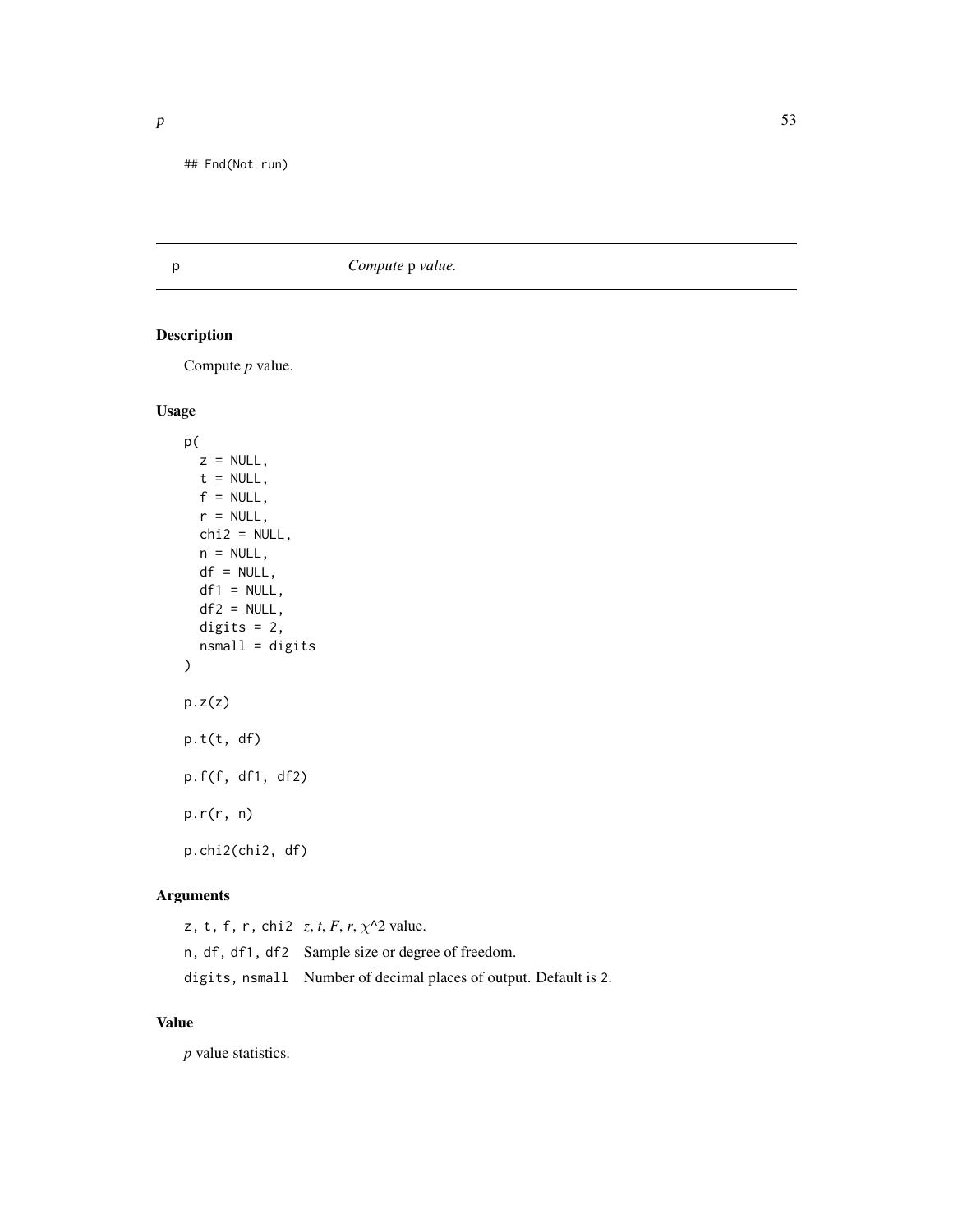```
## End(Not run)
```

# p — *Compute* p *value.*

## Description

Compute *p* value.

## Usage

```
p(
  z = NULL,
  t = NULL,
  f = NULL,
  r = NULL,
  chi2 = NULL,
  n = NULL,
  df = NULL,
  df1 = NULL,
  df2 = NULL,
  digits = 2,
  nsmall = digits
)

p.z(z)

p.t(t, df)

p.f(f, df1, df2)

p.r(r, n)

p.chi2(chi2, df)
```

## Arguments

| | |
|---|---|
| `z, t, f, r, chi2` | $z$, $t$, $F$, $r$, $\chi$^2 value. |
| `n, df, df1, df2` | Sample size or degree of freedom. |
| `digits, nsmall` | Number of decimal places of output. Default is `2`. |

## Value

*p* value statistics.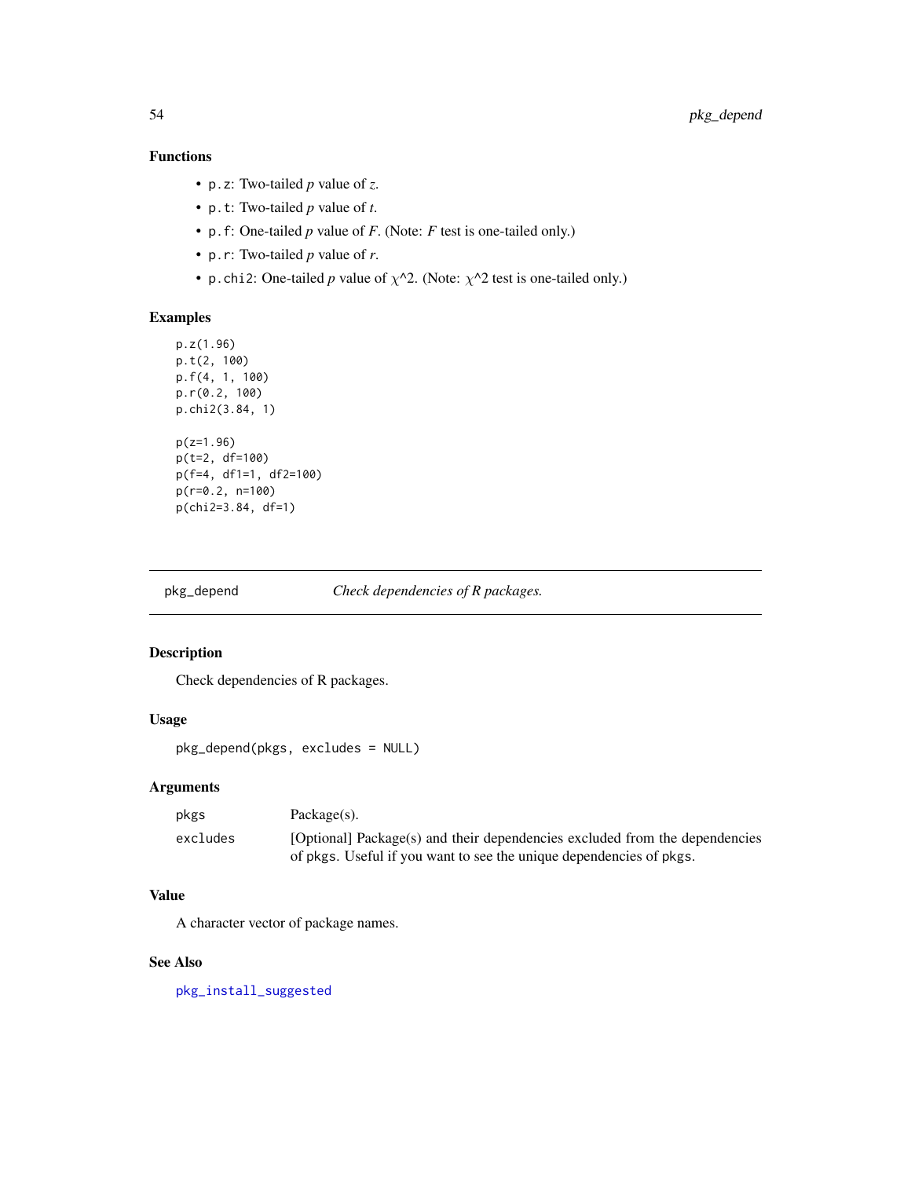### Functions

- `p.z`: Two-tailed *p* value of *z*.
- `p.t`: Two-tailed *p* value of *t*.
- `p.f`: One-tailed *p* value of *F*. (Note: *F* test is one-tailed only.)
- `p.r`: Two-tailed *p* value of *r*.
- `p.chi2`: One-tailed *p* value of $\chi$^2. (Note: $\chi$^2 test is one-tailed only.)

### Examples

```
p.z(1.96)
p.t(2, 100)
p.f(4, 1, 100)
p.r(0.2, 100)
p.chi2(3.84, 1)

p(z=1.96)
p(t=2, df=100)
p(f=4, df1=1, df2=100)
p(r=0.2, n=100)
p(chi2=3.84, df=1)
```

---

## pkg_depend — *Check dependencies of R packages.*

---

### Description

Check dependencies of R packages.

### Usage

```
pkg_depend(pkgs, excludes = NULL)
```

### Arguments

| | |
|---|---|
| `pkgs` | Package(s). |
| `excludes` | [Optional] Package(s) and their dependencies excluded from the dependencies of `pkgs`. Useful if you want to see the unique dependencies of `pkgs`. |

### Value

A character vector of package names.

### See Also

`pkg_install_suggested`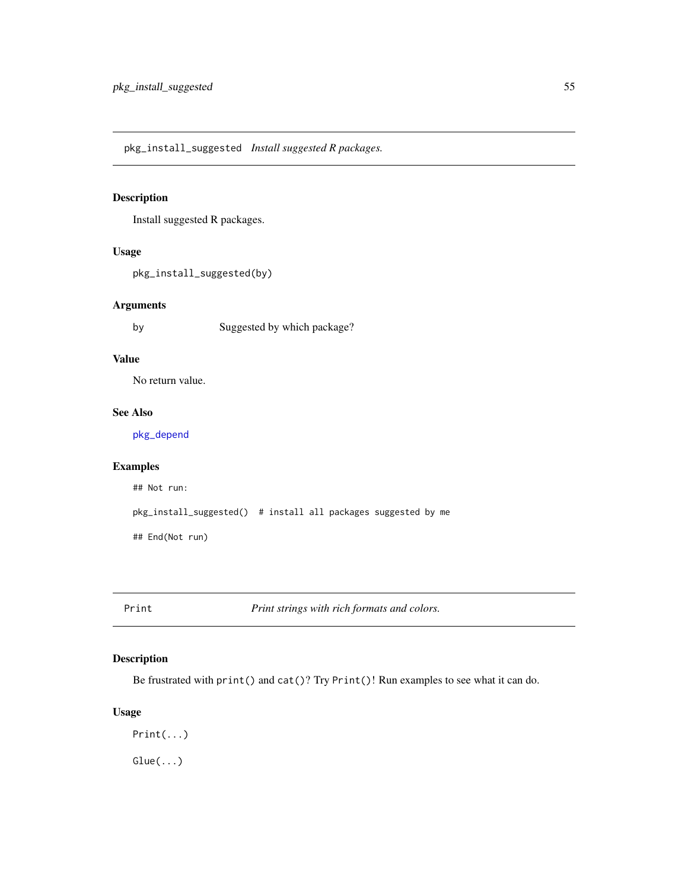## pkg_install_suggested *Install suggested R packages.*

### Description

Install suggested R packages.

### Usage

```
pkg_install_suggested(by)
```

### Arguments

| | |
|---|---|
| by | Suggested by which package? |

### Value

No return value.

### See Also

pkg_depend

### Examples

```
## Not run:

pkg_install_suggested()  # install all packages suggested by me

## End(Not run)
```

## Print *Print strings with rich formats and colors.*

### Description

Be frustrated with `print()` and `cat()`? Try `Print()`! Run examples to see what it can do.

### Usage

```
Print(...)

Glue(...)
```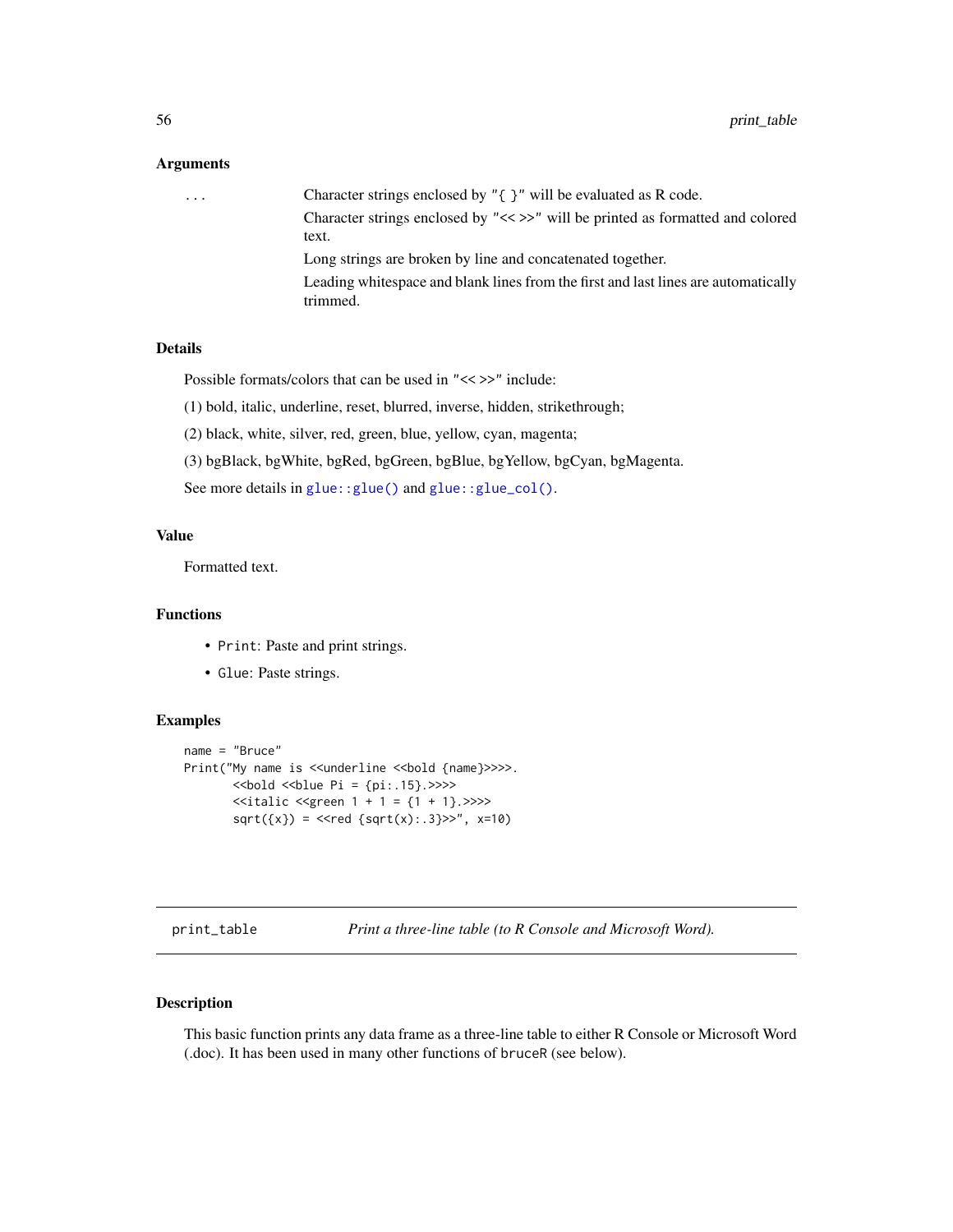### Arguments

... Character strings enclosed by "{ }" will be evaluated as R code.

Character strings enclosed by "<< >>" will be printed as formatted and colored text.

Long strings are broken by line and concatenated together.

Leading whitespace and blank lines from the first and last lines are automatically trimmed.

### Details

Possible formats/colors that can be used in "<< >>" include:

(1) bold, italic, underline, reset, blurred, inverse, hidden, strikethrough;

(2) black, white, silver, red, green, blue, yellow, cyan, magenta;

(3) bgBlack, bgWhite, bgRed, bgGreen, bgBlue, bgYellow, bgCyan, bgMagenta.

See more details in `glue::glue()` and `glue::glue_col()`.

### Value

Formatted text.

### Functions

- `Print`: Paste and print strings.
- `Glue`: Paste strings.

### Examples

```
name = "Bruce"
Print("My name is <<underline <<bold {name}>>>>.
       <<bold <<blue Pi = {pi:.15}.>>>>
       <<italic <<green 1 + 1 = {1 + 1}.>>>>
       sqrt({x}) = <<red {sqrt(x):.3}>>", x=10)
```

---

## print_table — *Print a three-line table (to R Console and Microsoft Word).*

### Description

This basic function prints any data frame as a three-line table to either R Console or Microsoft Word (.doc). It has been used in many other functions of `bruceR` (see below).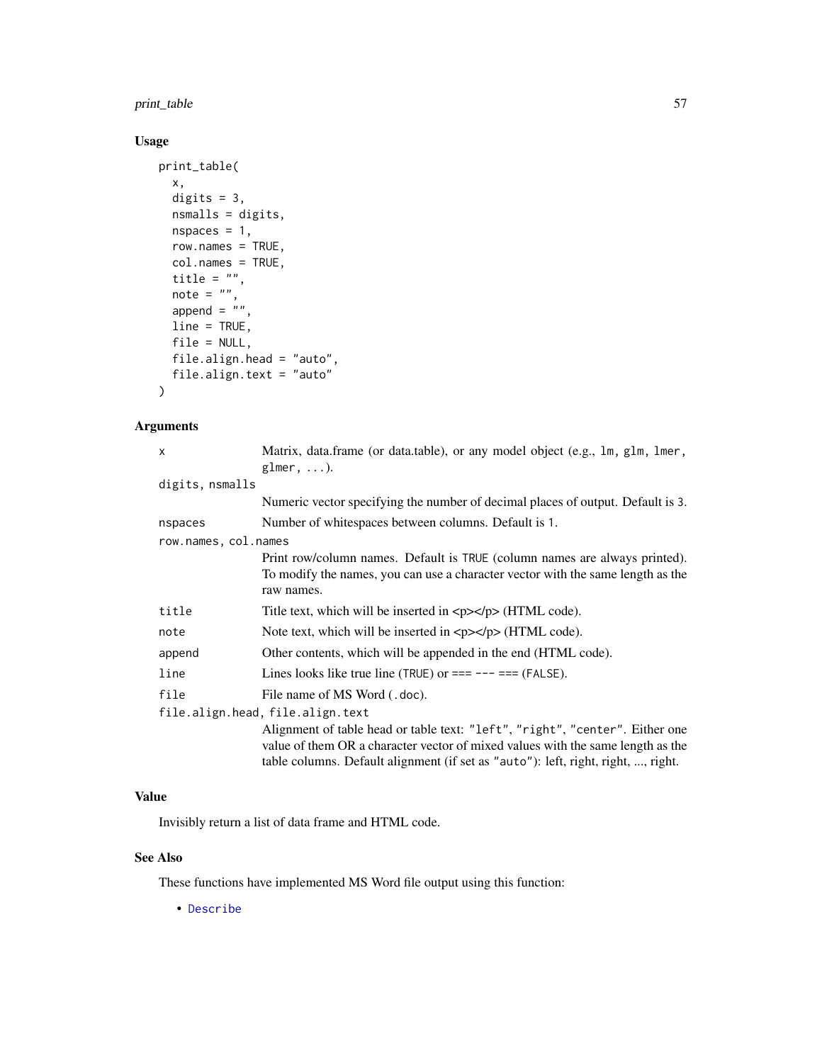## Usage

```
print_table(
  x,
  digits = 3,
  nsmalls = digits,
  nspaces = 1,
  row.names = TRUE,
  col.names = TRUE,
  title = "",
  note = "",
  append = "",
  line = TRUE,
  file = NULL,
  file.align.head = "auto",
  file.align.text = "auto"
)
```

## Arguments

- `x` — Matrix, data.frame (or data.table), or any model object (e.g., `lm`, `glm`, `lmer`, `glmer`, `...`).
- `digits`, `nsmalls` — Numeric vector specifying the number of decimal places of output. Default is `3`.
- `nspaces` — Number of whitespaces between columns. Default is `1`.
- `row.names`, `col.names` — Print row/column names. Default is `TRUE` (column names are always printed). To modify the names, you can use a character vector with the same length as the raw names.
- `title` — Title text, which will be inserted in <p></p> (HTML code).
- `note` — Note text, which will be inserted in <p></p> (HTML code).
- `append` — Other contents, which will be appended in the end (HTML code).
- `line` — Lines looks like true line (`TRUE`) or `=== --- ===` (`FALSE`).
- `file` — File name of MS Word (`.doc`).
- `file.align.head`, `file.align.text` — Alignment of table head or table text: `"left"`, `"right"`, `"center"`. Either one value of them OR a character vector of mixed values with the same length as the table columns. Default alignment (if set as `"auto"`): left, right, right, ..., right.

## Value

Invisibly return a list of data frame and HTML code.

## See Also

These functions have implemented MS Word file output using this function:

- `Describe`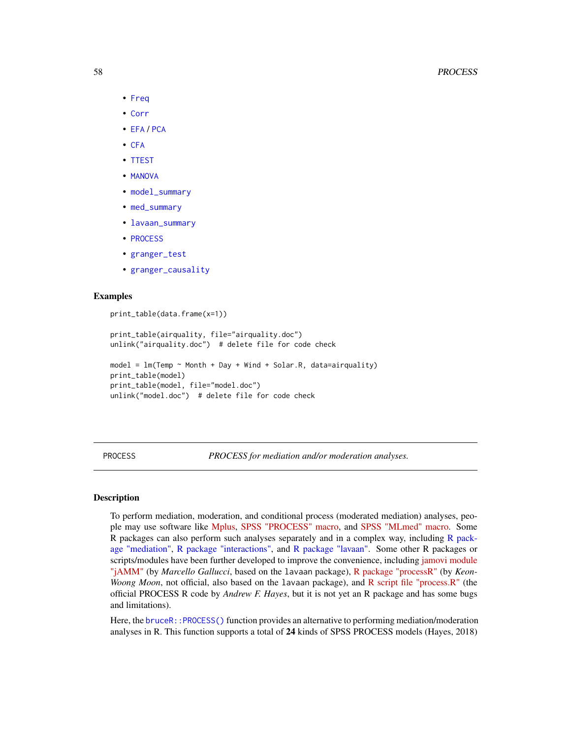- Freq
- Corr
- EFA / PCA
- CFA
- TTEST
- MANOVA
- model_summary
- med_summary
- lavaan_summary
- PROCESS
- granger_test
- granger_causality

## Examples

```
print_table(data.frame(x=1))

print_table(airquality, file="airquality.doc")
unlink("airquality.doc")  # delete file for code check

model = lm(Temp ~ Month + Day + Wind + Solar.R, data=airquality)
print_table(model)
print_table(model, file="model.doc")
unlink("model.doc")  # delete file for code check
```

---

# PROCESS — *PROCESS for mediation and/or moderation analyses.*

---

## Description

To perform mediation, moderation, and conditional process (moderated mediation) analyses, people may use software like Mplus, SPSS "PROCESS" macro, and SPSS "MLmed" macro. Some R packages can also perform such analyses separately and in a complex way, including R package "mediation", R package "interactions", and R package "lavaan". Some other R packages or scripts/modules have been further developed to improve the convenience, including jamovi module "jAMM" (by *Marcello Gallucci*, based on the lavaan package), R package "processR" (by *Keon-Woong Moon*, not official, also based on the lavaan package), and R script file "process.R" (the official PROCESS R code by *Andrew F. Hayes*, but it is not yet an R package and has some bugs and limitations).

Here, the `bruceR::PROCESS()` function provides an alternative to performing mediation/moderation analyses in R. This function supports a total of **24** kinds of SPSS PROCESS models (Hayes, 2018)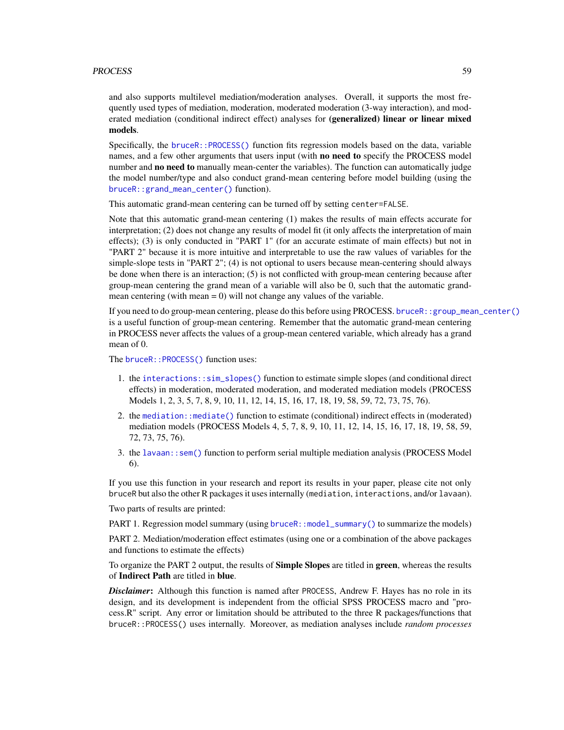and also supports multilevel mediation/moderation analyses. Overall, it supports the most frequently used types of mediation, moderation, moderated moderation (3-way interaction), and moderated mediation (conditional indirect effect) analyses for **(generalized) linear or linear mixed models**.

Specifically, the `bruceR::PROCESS()` function fits regression models based on the data, variable names, and a few other arguments that users input (with **no need to** specify the PROCESS model number and **no need to** manually mean-center the variables). The function can automatically judge the model number/type and also conduct grand-mean centering before model building (using the `bruceR::grand_mean_center()` function).

This automatic grand-mean centering can be turned off by setting `center=FALSE`.

Note that this automatic grand-mean centering (1) makes the results of main effects accurate for interpretation; (2) does not change any results of model fit (it only affects the interpretation of main effects); (3) is only conducted in "PART 1" (for an accurate estimate of main effects) but not in "PART 2" because it is more intuitive and interpretable to use the raw values of variables for the simple-slope tests in "PART 2"; (4) is not optional to users because mean-centering should always be done when there is an interaction; (5) is not conflicted with group-mean centering because after group-mean centering the grand mean of a variable will also be 0, such that the automatic grand-mean centering (with mean = 0) will not change any values of the variable.

If you need to do group-mean centering, please do this before using PROCESS. `bruceR::group_mean_center()` is a useful function of group-mean centering. Remember that the automatic grand-mean centering in PROCESS never affects the values of a group-mean centered variable, which already has a grand mean of 0.

The `bruceR::PROCESS()` function uses:

1. the `interactions::sim_slopes()` function to estimate simple slopes (and conditional direct effects) in moderation, moderated moderation, and moderated mediation models (PROCESS Models 1, 2, 3, 5, 7, 8, 9, 10, 11, 12, 14, 15, 16, 17, 18, 19, 58, 59, 72, 73, 75, 76).
2. the `mediation::mediate()` function to estimate (conditional) indirect effects in (moderated) mediation models (PROCESS Models 4, 5, 7, 8, 9, 10, 11, 12, 14, 15, 16, 17, 18, 19, 58, 59, 72, 73, 75, 76).
3. the `lavaan::sem()` function to perform serial multiple mediation analysis (PROCESS Model 6).

If you use this function in your research and report its results in your paper, please cite not only `bruceR` but also the other R packages it uses internally (`mediation`, `interactions`, and/or `lavaan`).

Two parts of results are printed:

PART 1. Regression model summary (using `bruceR::model_summary()` to summarize the models)

PART 2. Mediation/moderation effect estimates (using one or a combination of the above packages and functions to estimate the effects)

To organize the PART 2 output, the results of **Simple Slopes** are titled in **green**, whereas the results of **Indirect Path** are titled in **blue**.

***Disclaimer*:** Although this function is named after `PROCESS`, Andrew F. Hayes has no role in its design, and its development is independent from the official SPSS PROCESS macro and "process.R" script. Any error or limitation should be attributed to the three R packages/functions that `bruceR::PROCESS()` uses internally. Moreover, as mediation analyses include *random processes*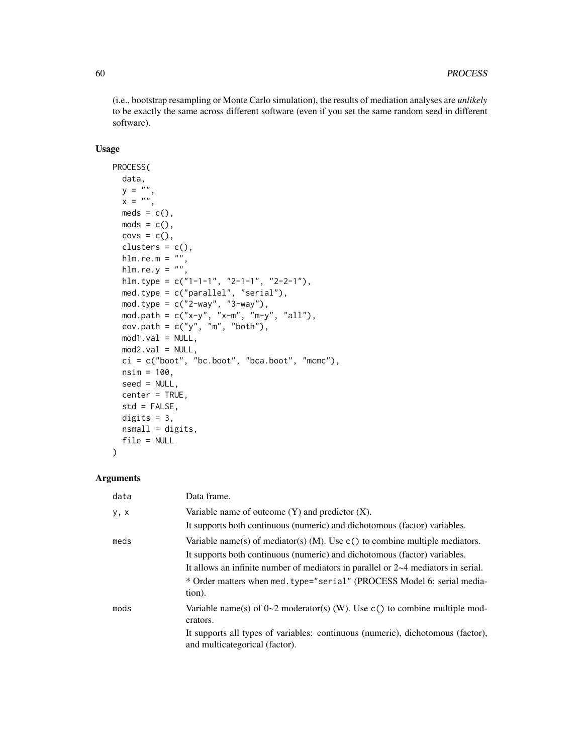(i.e., bootstrap resampling or Monte Carlo simulation), the results of mediation analyses are *unlikely* to be exactly the same across different software (even if you set the same random seed in different software).

### Usage

```
PROCESS(
  data,
  y = "",
  x = "",
  meds = c(),
  mods = c(),
  covs = c(),
  clusters = c(),
  hlm.re.m = "",
  hlm.re.y = "",
  hlm.type = c("1-1-1", "2-1-1", "2-2-1"),
  med.type = c("parallel", "serial"),
  mod.type = c("2-way", "3-way"),
  mod.path = c("x-y", "x-m", "m-y", "all"),
  cov.path = c("y", "m", "both"),
  mod1.val = NULL,
  mod2.val = NULL,
  ci = c("boot", "bc.boot", "bca.boot", "mcmc"),
  nsim = 100,
  seed = NULL,
  center = TRUE,
  std = FALSE,
  digits = 3,
  nsmall = digits,
  file = NULL
)
```

### Arguments

| | |
|---|---|
| `data` | Data frame. |
| `y, x` | Variable name of outcome (Y) and predictor (X).<br>It supports both continuous (numeric) and dichotomous (factor) variables. |
| `meds` | Variable name(s) of mediator(s) (M). Use `c()` to combine multiple mediators.<br>It supports both continuous (numeric) and dichotomous (factor) variables.<br>It allows an infinite number of mediators in parallel or 2~4 mediators in serial.<br>* Order matters when `med.type="serial"` (PROCESS Model 6: serial mediation). |
| `mods` | Variable name(s) of 0~2 moderator(s) (W). Use `c()` to combine multiple moderators.<br>It supports all types of variables: continuous (numeric), dichotomous (factor), and multicategorical (factor). |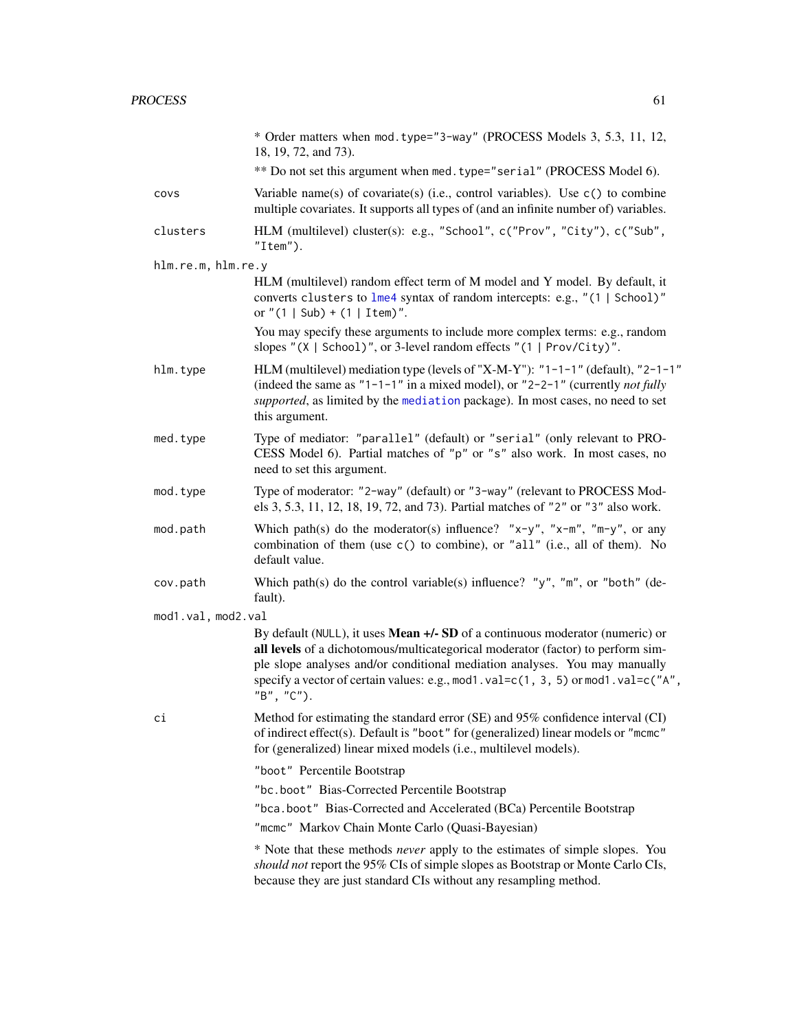\* Order matters when `mod.type="3-way"` (PROCESS Models 3, 5.3, 11, 12, 18, 19, 72, and 73).

\*\* Do not set this argument when `med.type="serial"` (PROCESS Model 6).

`covs`
: Variable name(s) of covariate(s) (i.e., control variables). Use `c()` to combine multiple covariates. It supports all types of (and an infinite number of) variables.

`clusters`
: HLM (multilevel) cluster(s): e.g., `"School"`, `c("Prov", "City")`, `c("Sub", "Item")`.

`hlm.re.m, hlm.re.y`
: HLM (multilevel) random effect term of M model and Y model. By default, it converts `clusters` to lme4 syntax of random intercepts: e.g., `"(1 | School)"` or `"(1 | Sub) + (1 | Item)"`.

  You may specify these arguments to include more complex terms: e.g., random slopes `"(X | School)"`, or 3-level random effects `"(1 | Prov/City)"`.

`hlm.type`
: HLM (multilevel) mediation type (levels of "X-M-Y"): `"1-1-1"` (default), `"2-1-1"` (indeed the same as `"1-1-1"` in a mixed model), or `"2-2-1"` (currently *not fully supported*, as limited by the mediation package). In most cases, no need to set this argument.

`med.type`
: Type of mediator: `"parallel"` (default) or `"serial"` (only relevant to PROCESS Model 6). Partial matches of `"p"` or `"s"` also work. In most cases, no need to set this argument.

`mod.type`
: Type of moderator: `"2-way"` (default) or `"3-way"` (relevant to PROCESS Models 3, 5.3, 11, 12, 18, 19, 72, and 73). Partial matches of `"2"` or `"3"` also work.

`mod.path`
: Which path(s) do the moderator(s) influence? `"x-y"`, `"x-m"`, `"m-y"`, or any combination of them (use `c()` to combine), or `"all"` (i.e., all of them). No default value.

`cov.path`
: Which path(s) do the control variable(s) influence? `"y"`, `"m"`, or `"both"` (default).

`mod1.val, mod2.val`
: By default (`NULL`), it uses **Mean +/- SD** of a continuous moderator (numeric) or **all levels** of a dichotomous/multicategorical moderator (factor) to perform simple slope analyses and/or conditional mediation analyses. You may manually specify a vector of certain values: e.g., `mod1.val=c(1, 3, 5)` or `mod1.val=c("A", "B", "C")`.

`ci`
: Method for estimating the standard error (SE) and 95% confidence interval (CI) of indirect effect(s). Default is `"boot"` for (generalized) linear models or `"mcmc"` for (generalized) linear mixed models (i.e., multilevel models).

  `"boot"` Percentile Bootstrap

  `"bc.boot"` Bias-Corrected Percentile Bootstrap

  `"bca.boot"` Bias-Corrected and Accelerated (BCa) Percentile Bootstrap

  `"mcmc"` Markov Chain Monte Carlo (Quasi-Bayesian)

  \* Note that these methods *never* apply to the estimates of simple slopes. You *should not* report the 95% CIs of simple slopes as Bootstrap or Monte Carlo CIs, because they are just standard CIs without any resampling method.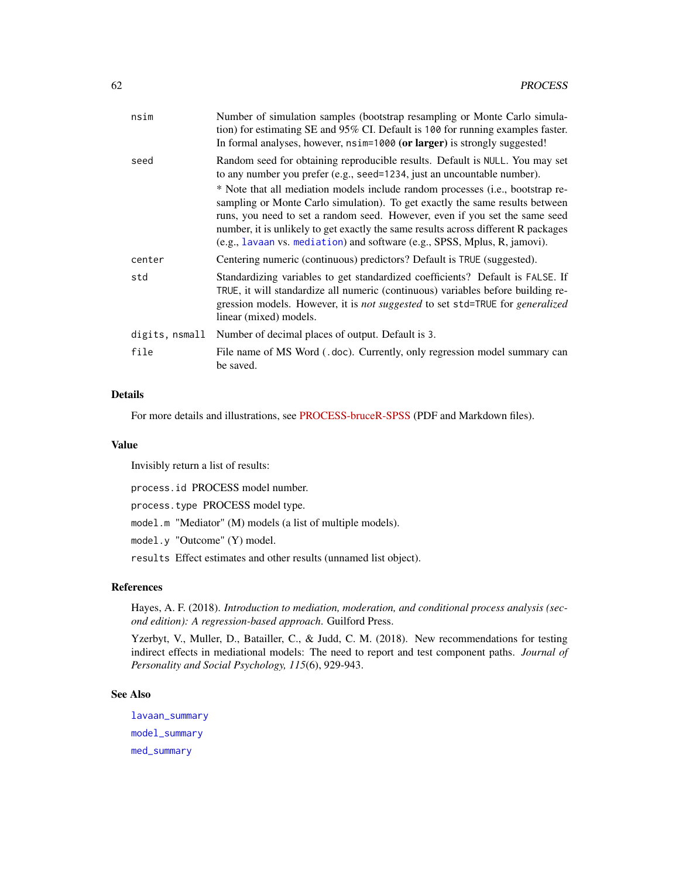| | |
|---|---|
| `nsim` | Number of simulation samples (bootstrap resampling or Monte Carlo simulation) for estimating SE and 95% CI. Default is `100` for running examples faster. In formal analyses, however, `nsim=1000` **(or larger)** is strongly suggested! |
| `seed` | Random seed for obtaining reproducible results. Default is `NULL`. You may set to any number you prefer (e.g., `seed=1234`, just an uncountable number). * Note that all mediation models include random processes (i.e., bootstrap resampling or Monte Carlo simulation). To get exactly the same results between runs, you need to set a random seed. However, even if you set the same seed number, it is unlikely to get exactly the same results across different R packages (e.g., `lavaan` vs. `mediation`) and software (e.g., SPSS, Mplus, R, jamovi). |
| `center` | Centering numeric (continuous) predictors? Default is `TRUE` (suggested). |
| `std` | Standardizing variables to get standardized coefficients? Default is `FALSE`. If `TRUE`, it will standardize all numeric (continuous) variables before building regression models. However, it is *not suggested* to set `std=TRUE` for *generalized* linear (mixed) models. |
| `digits, nsmall` | Number of decimal places of output. Default is `3`. |
| `file` | File name of MS Word (`.doc`). Currently, only regression model summary can be saved. |

## Details

For more details and illustrations, see PROCESS-bruceR-SPSS (PDF and Markdown files).

## Value

Invisibly return a list of results:

`process.id` PROCESS model number.

`process.type` PROCESS model type.

`model.m` "Mediator" (M) models (a list of multiple models).

`model.y` "Outcome" (Y) model.

`results` Effect estimates and other results (unnamed list object).

## References

Hayes, A. F. (2018). *Introduction to mediation, moderation, and conditional process analysis (second edition): A regression-based approach.* Guilford Press.

Yzerbyt, V., Muller, D., Batailler, C., & Judd, C. M. (2018). New recommendations for testing indirect effects in mediational models: The need to report and test component paths. *Journal of Personality and Social Psychology, 115*(6), 929-943.

## See Also

`lavaan_summary`

`model_summary`

`med_summary`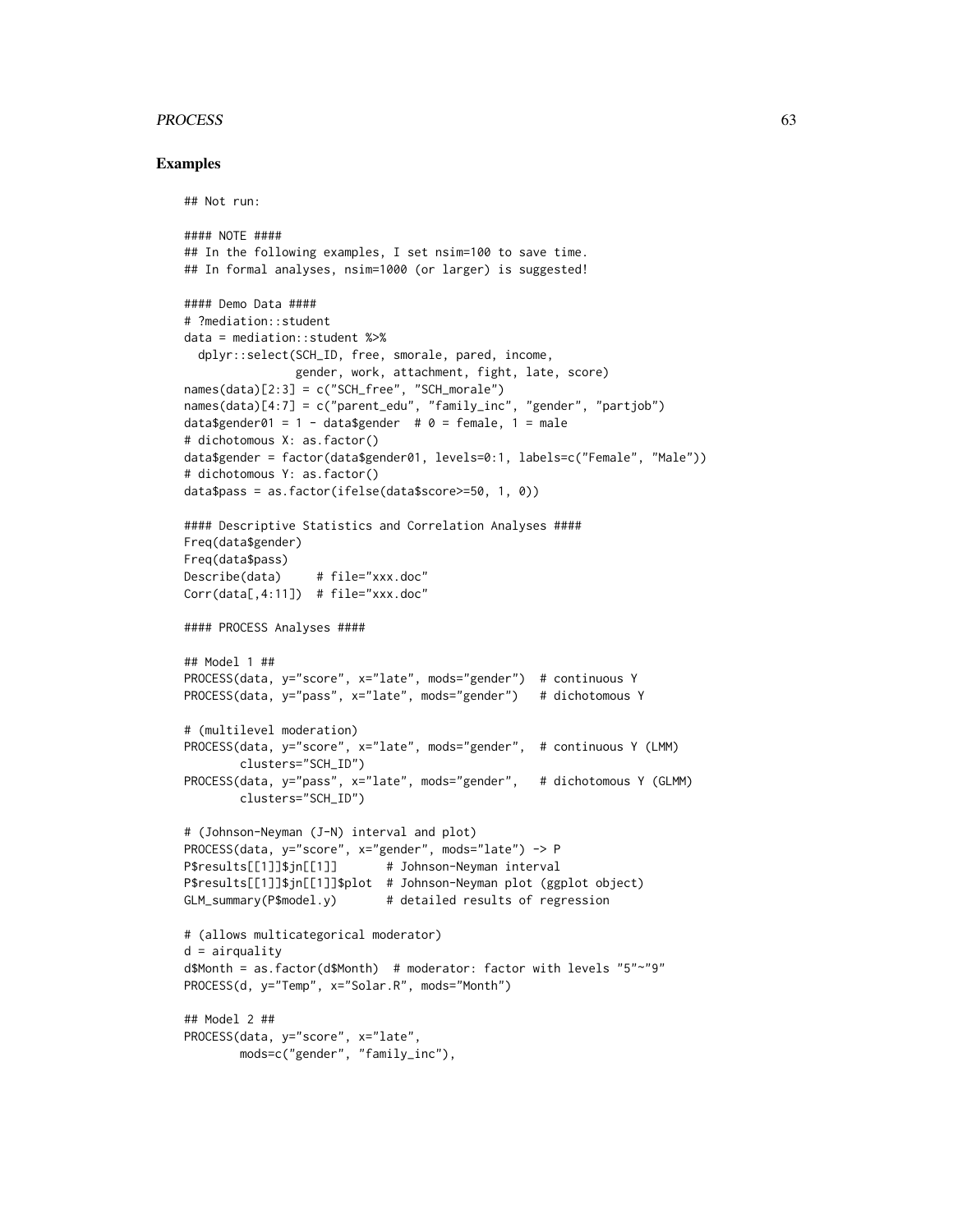### Examples

```
## Not run:

#### NOTE ####
## In the following examples, I set nsim=100 to save time.
## In formal analyses, nsim=1000 (or larger) is suggested!

#### Demo Data ####
# ?mediation::student
data = mediation::student %>%
  dplyr::select(SCH_ID, free, smorale, pared, income,
                gender, work, attachment, fight, late, score)
names(data)[2:3] = c("SCH_free", "SCH_morale")
names(data)[4:7] = c("parent_edu", "family_inc", "gender", "partjob")
data$gender01 = 1 - data$gender  # 0 = female, 1 = male
# dichotomous X: as.factor()
data$gender = factor(data$gender01, levels=0:1, labels=c("Female", "Male"))
# dichotomous Y: as.factor()
data$pass = as.factor(ifelse(data$score>=50, 1, 0))

#### Descriptive Statistics and Correlation Analyses ####
Freq(data$gender)
Freq(data$pass)
Describe(data)     # file="xxx.doc"
Corr(data[,4:11])  # file="xxx.doc"

#### PROCESS Analyses ####

## Model 1 ##
PROCESS(data, y="score", x="late", mods="gender")  # continuous Y
PROCESS(data, y="pass", x="late", mods="gender")   # dichotomous Y

# (multilevel moderation)
PROCESS(data, y="score", x="late", mods="gender",  # continuous Y (LMM)
        clusters="SCH_ID")
PROCESS(data, y="pass", x="late", mods="gender",   # dichotomous Y (GLMM)
        clusters="SCH_ID")

# (Johnson-Neyman (J-N) interval and plot)
PROCESS(data, y="score", x="gender", mods="late") -> P
P$results[[1]]$jn[[1]]       # Johnson-Neyman interval
P$results[[1]]$jn[[1]]$plot  # Johnson-Neyman plot (ggplot object)
GLM_summary(P$model.y)       # detailed results of regression

# (allows multicategorical moderator)
d = airquality
d$Month = as.factor(d$Month)  # moderator: factor with levels "5"~"9"
PROCESS(d, y="Temp", x="Solar.R", mods="Month")

## Model 2 ##
PROCESS(data, y="score", x="late",
        mods=c("gender", "family_inc"),
```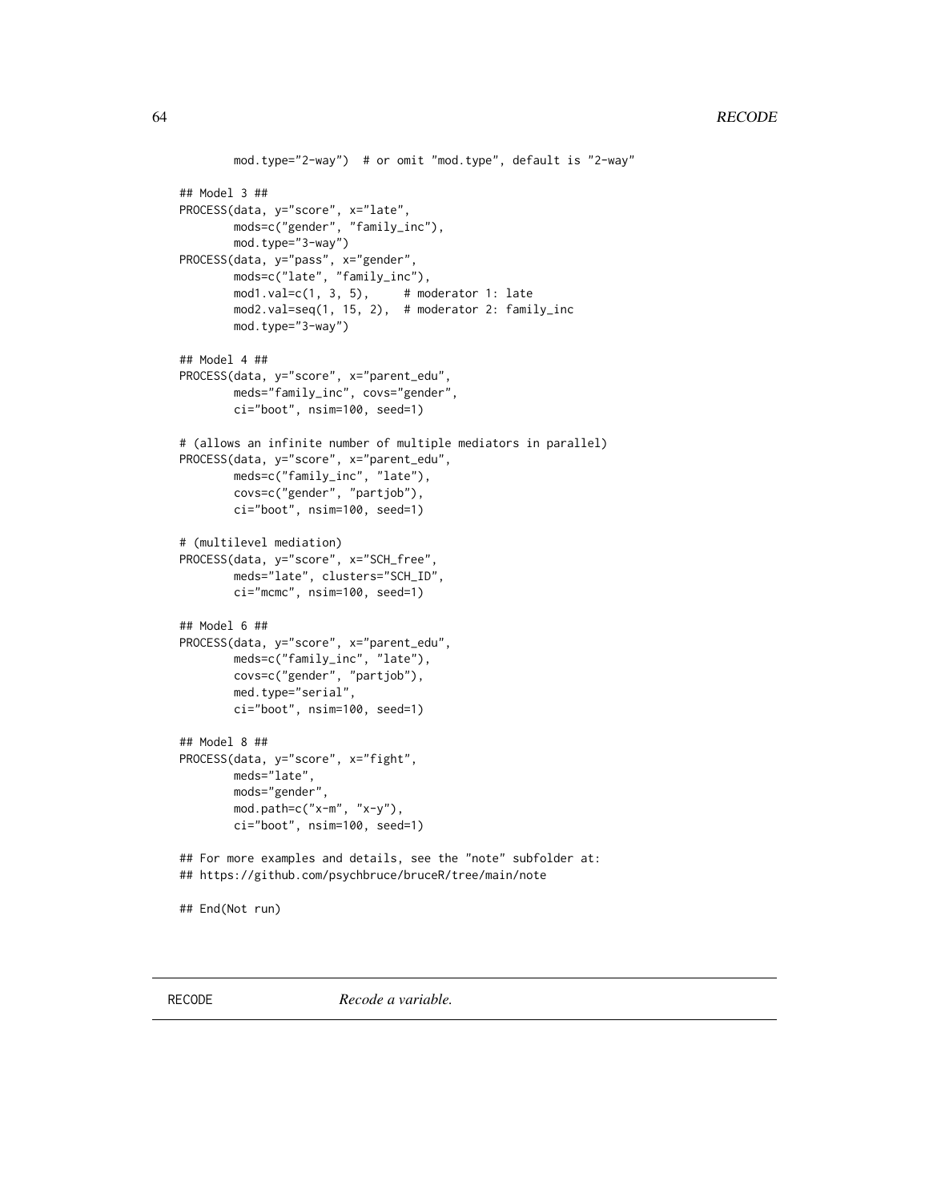```
        mod.type="2-way")  # or omit "mod.type", default is "2-way"

## Model 3 ##
PROCESS(data, y="score", x="late",
        mods=c("gender", "family_inc"),
        mod.type="3-way")
PROCESS(data, y="pass", x="gender",
        mods=c("late", "family_inc"),
        mod1.val=c(1, 3, 5),     # moderator 1: late
        mod2.val=seq(1, 15, 2),  # moderator 2: family_inc
        mod.type="3-way")

## Model 4 ##
PROCESS(data, y="score", x="parent_edu",
        meds="family_inc", covs="gender",
        ci="boot", nsim=100, seed=1)

# (allows an infinite number of multiple mediators in parallel)
PROCESS(data, y="score", x="parent_edu",
        meds=c("family_inc", "late"),
        covs=c("gender", "partjob"),
        ci="boot", nsim=100, seed=1)

# (multilevel mediation)
PROCESS(data, y="score", x="SCH_free",
        meds="late", clusters="SCH_ID",
        ci="mcmc", nsim=100, seed=1)

## Model 6 ##
PROCESS(data, y="score", x="parent_edu",
        meds=c("family_inc", "late"),
        covs=c("gender", "partjob"),
        med.type="serial",
        ci="boot", nsim=100, seed=1)

## Model 8 ##
PROCESS(data, y="score", x="fight",
        meds="late",
        mods="gender",
        mod.path=c("x-m", "x-y"),
        ci="boot", nsim=100, seed=1)

## For more examples and details, see the "note" subfolder at:
## https://github.com/psychbruce/bruceR/tree/main/note

## End(Not run)
```

---

RECODE *Recode a variable.*

---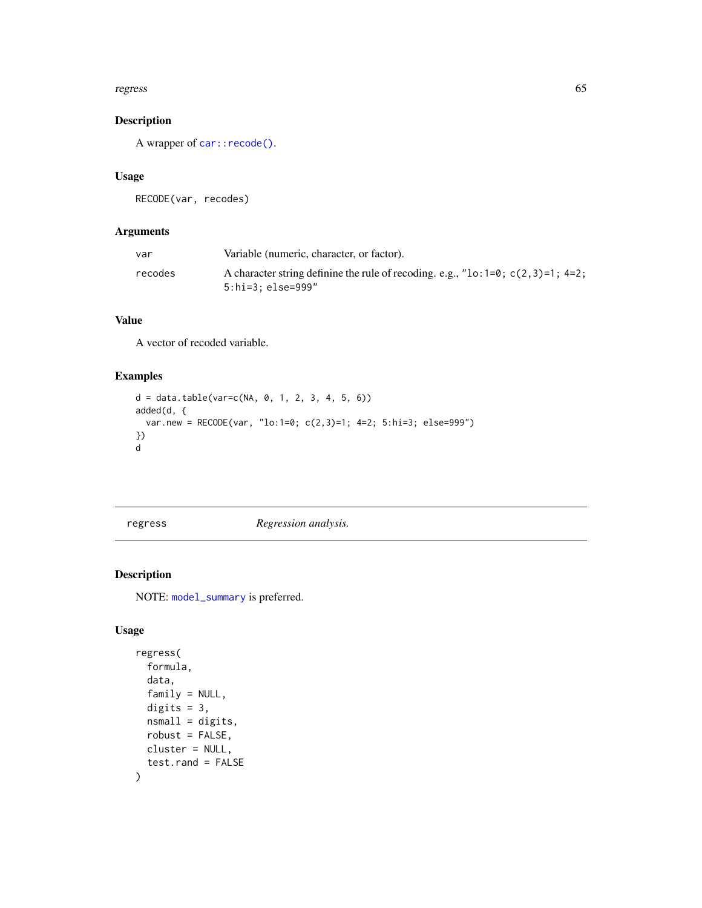### Description

A wrapper of `car::recode()`.

### Usage

```
RECODE(var, recodes)
```

### Arguments

| | |
|---|---|
| `var` | Variable (numeric, character, or factor). |
| `recodes` | A character string definine the rule of recoding. e.g., `"lo:1=0; c(2,3)=1; 4=2; 5:hi=3; else=999"` |

### Value

A vector of recoded variable.

### Examples

```
d = data.table(var=c(NA, 0, 1, 2, 3, 4, 5, 6))
added(d, {
  var.new = RECODE(var, "lo:1=0; c(2,3)=1; 4=2; 5:hi=3; else=999")
})
d
```

---

## regress — *Regression analysis.*

---

### Description

NOTE: `model_summary` is preferred.

### Usage

```
regress(
  formula,
  data,
  family = NULL,
  digits = 3,
  nsmall = digits,
  robust = FALSE,
  cluster = NULL,
  test.rand = FALSE
)
```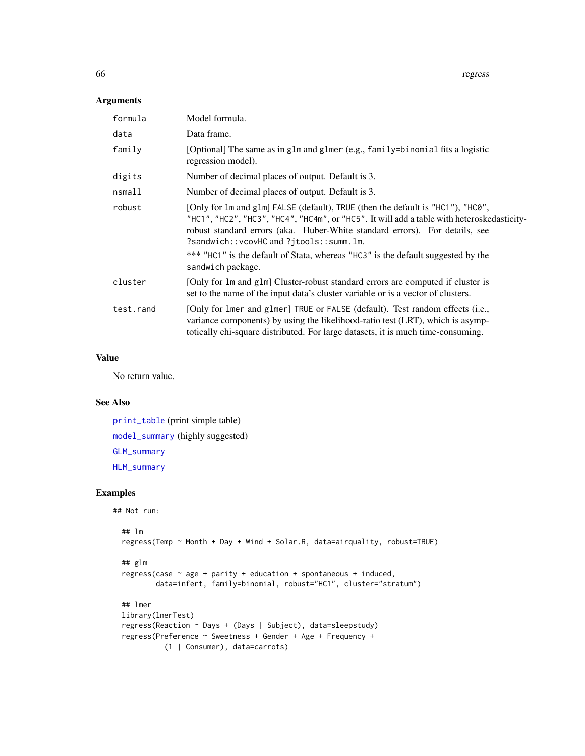### Arguments

| | |
|---|---|
| formula | Model formula. |
| data | Data frame. |
| family | [Optional] The same as in glm and glmer (e.g., family=binomial fits a logistic regression model). |
| digits | Number of decimal places of output. Default is 3. |
| nsmall | Number of decimal places of output. Default is 3. |
| robust | [Only for lm and glm] FALSE (default), TRUE (then the default is "HC1"), "HC0", "HC1", "HC2", "HC3", "HC4", "HC4m", or "HC5". It will add a table with heteroskedasticity-robust standard errors (aka. Huber-White standard errors). For details, see ?sandwich::vcovHC and ?jtools::summ.lm. *** "HC1" is the default of Stata, whereas "HC3" is the default suggested by the sandwich package. |
| cluster | [Only for lm and glm] Cluster-robust standard errors are computed if cluster is set to the name of the input data's cluster variable or is a vector of clusters. |
| test.rand | [Only for lmer and glmer] TRUE or FALSE (default). Test random effects (i.e., variance components) by using the likelihood-ratio test (LRT), which is asymptotically chi-square distributed. For large datasets, it is much time-consuming. |

### Value

No return value.

### See Also

print_table (print simple table)

model_summary (highly suggested)

GLM_summary

HLM_summary

### Examples

```
## Not run:

  ## lm
  regress(Temp ~ Month + Day + Wind + Solar.R, data=airquality, robust=TRUE)

  ## glm
  regress(case ~ age + parity + education + spontaneous + induced,
          data=infert, family=binomial, robust="HC1", cluster="stratum")

  ## lmer
  library(lmerTest)
  regress(Reaction ~ Days + (Days | Subject), data=sleepstudy)
  regress(Preference ~ Sweetness + Gender + Age + Frequency +
            (1 | Consumer), data=carrots)
```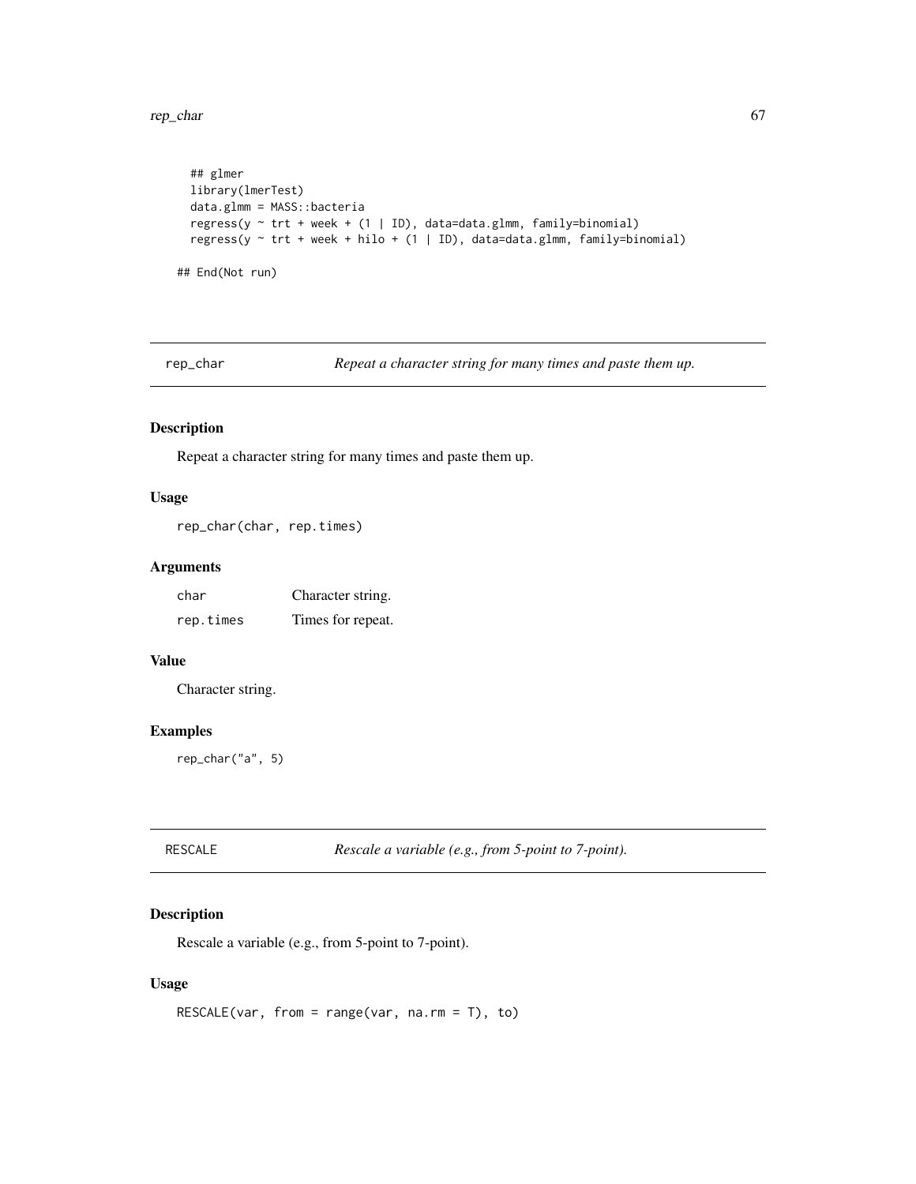```
## glmer
library(lmerTest)
data.glmm = MASS::bacteria
regress(y ~ trt + week + (1 | ID), data=data.glmm, family=binomial)
regress(y ~ trt + week + hilo + (1 | ID), data=data.glmm, family=binomial)

## End(Not run)
```

## rep_char — *Repeat a character string for many times and paste them up.*

### Description

Repeat a character string for many times and paste them up.

### Usage

```
rep_char(char, rep.times)
```

### Arguments

| | |
|---|---|
| `char` | Character string. |
| `rep.times` | Times for repeat. |

### Value

Character string.

### Examples

```
rep_char("a", 5)
```

## RESCALE — *Rescale a variable (e.g., from 5-point to 7-point).*

### Description

Rescale a variable (e.g., from 5-point to 7-point).

### Usage

```
RESCALE(var, from = range(var, na.rm = T), to)
```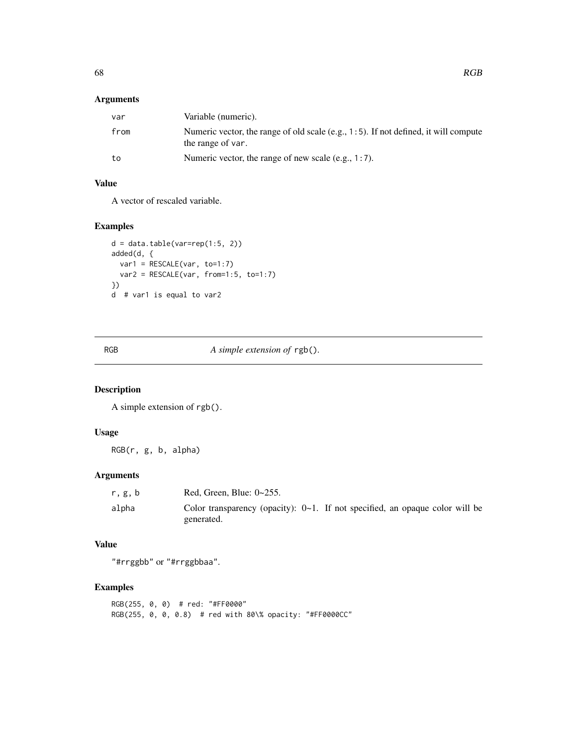## Arguments

| | |
|---|---|
| var | Variable (numeric). |
| from | Numeric vector, the range of old scale (e.g., `1:5`). If not defined, it will compute the range of `var`. |
| to | Numeric vector, the range of new scale (e.g., `1:7`). |

## Value

A vector of rescaled variable.

## Examples

```
d = data.table(var=rep(1:5, 2))
added(d, {
  var1 = RESCALE(var, to=1:7)
  var2 = RESCALE(var, from=1:5, to=1:7)
})
d  # var1 is equal to var2
```

---

# RGB — *A simple extension of* `rgb()`.

## Description

A simple extension of `rgb()`.

## Usage

```
RGB(r, g, b, alpha)
```

## Arguments

| | |
|---|---|
| r, g, b | Red, Green, Blue: 0~255. |
| alpha | Color transparency (opacity): 0~1. If not specified, an opaque color will be generated. |

## Value

`"#rrggbb"` or `"#rrggbbaa"`.

## Examples

```
RGB(255, 0, 0)  # red: "#FF0000"
RGB(255, 0, 0, 0.8)  # red with 80\% opacity: "#FF0000CC"
```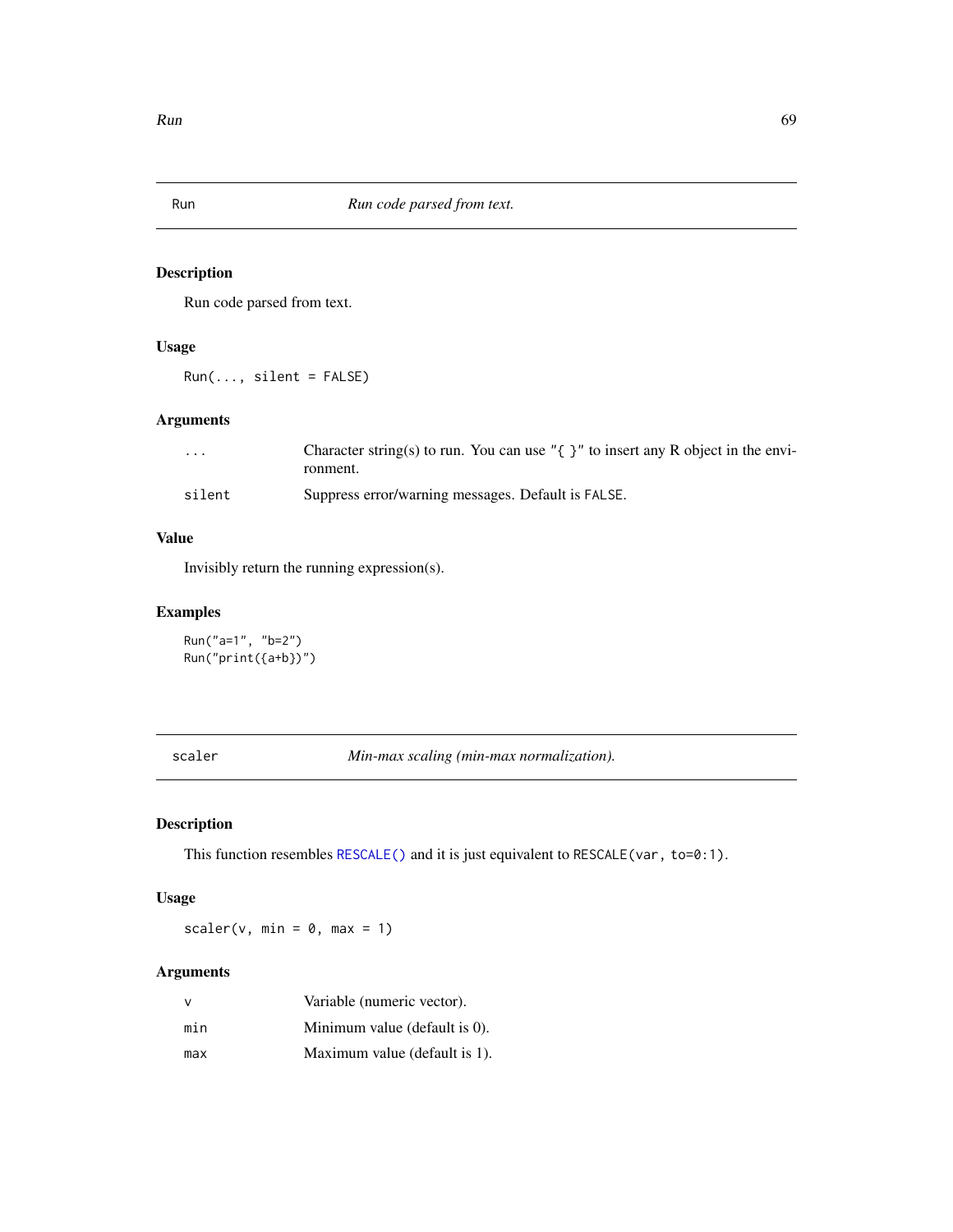## Run — *Run code parsed from text.*

### Description

Run code parsed from text.

### Usage

```
Run(..., silent = FALSE)
```

### Arguments

| | |
|---|---|
| `...` | Character string(s) to run. You can use "{ }" to insert any R object in the environment. |
| `silent` | Suppress error/warning messages. Default is FALSE. |

### Value

Invisibly return the running expression(s).

### Examples

```
Run("a=1", "b=2")
Run("print({a+b})")
```

## scaler — *Min-max scaling (min-max normalization).*

### Description

This function resembles RESCALE() and it is just equivalent to RESCALE(var, to=0:1).

### Usage

```
scaler(v, min = 0, max = 1)
```

### Arguments

| | |
|---|---|
| `v` | Variable (numeric vector). |
| `min` | Minimum value (default is 0). |
| `max` | Maximum value (default is 1). |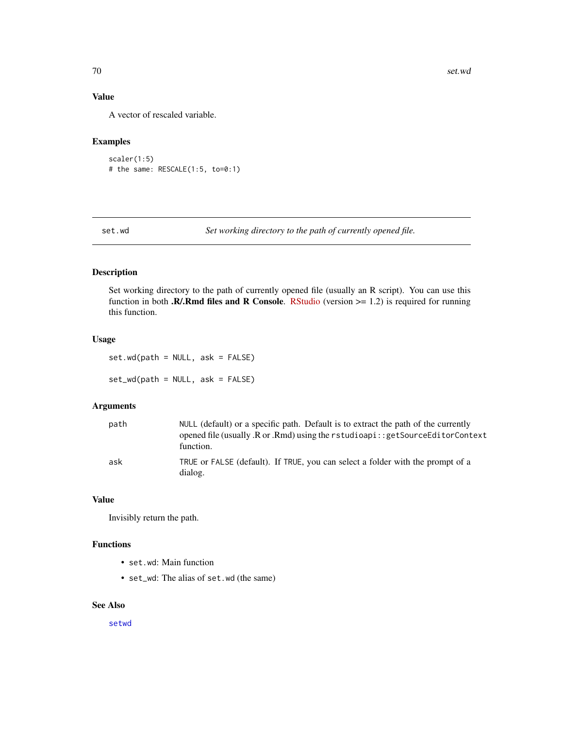### Value

A vector of rescaled variable.

### Examples

```
scaler(1:5)
# the same: RESCALE(1:5, to=0:1)
```

---

## set.wd *Set working directory to the path of currently opened file.*

---

### Description

Set working directory to the path of currently opened file (usually an R script). You can use this function in both **.R/.Rmd files and R Console**. RStudio (version >= 1.2) is required for running this function.

### Usage

```
set.wd(path = NULL, ask = FALSE)

set_wd(path = NULL, ask = FALSE)
```

### Arguments

| | |
|---|---|
| path | NULL (default) or a specific path. Default is to extract the path of the currently opened file (usually .R or .Rmd) using the `rstudioapi::getSourceEditorContext` function. |
| ask | TRUE or FALSE (default). If TRUE, you can select a folder with the prompt of a dialog. |

### Value

Invisibly return the path.

### Functions

- `set.wd`: Main function
- `set_wd`: The alias of `set.wd` (the same)

### See Also

setwd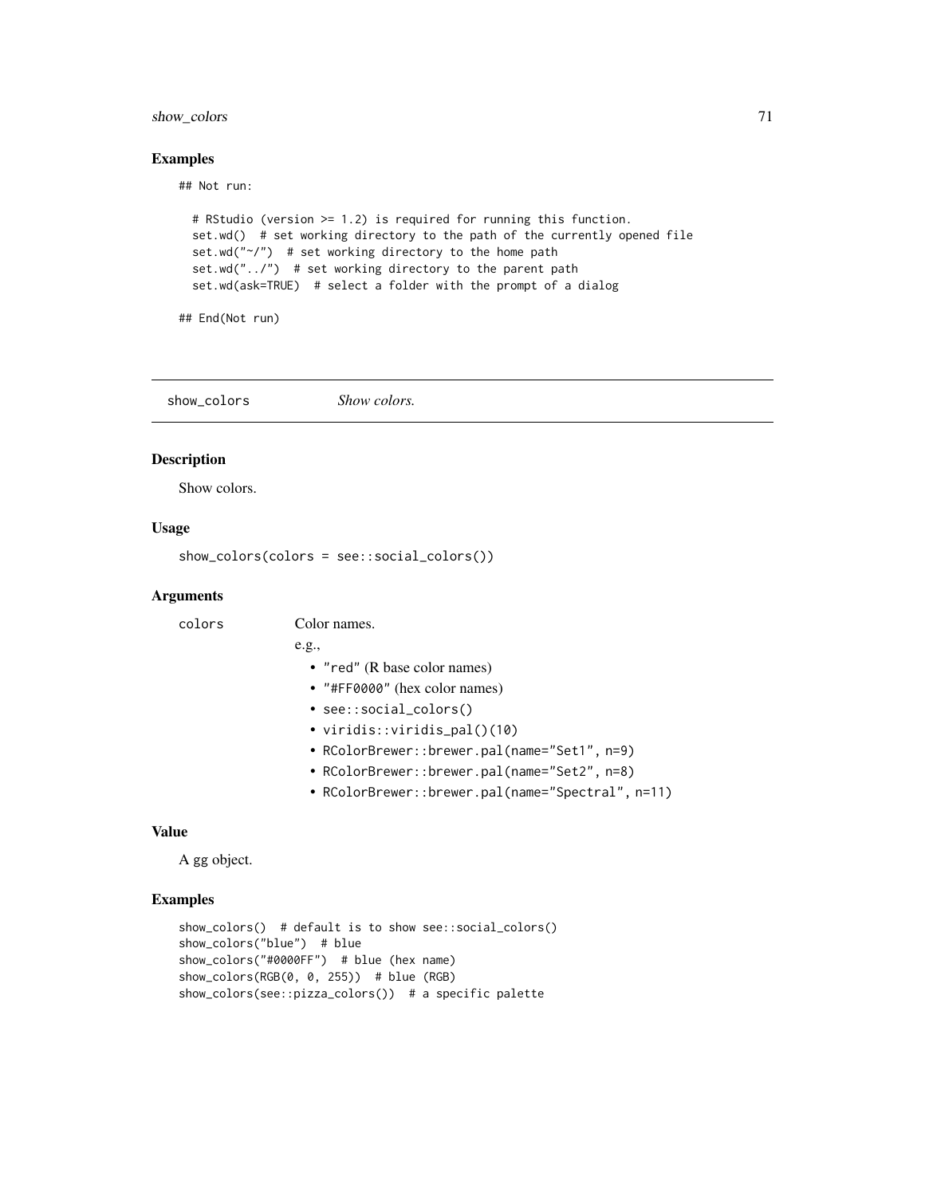### Examples

```
## Not run:

  # RStudio (version >= 1.2) is required for running this function.
  set.wd()  # set working directory to the path of the currently opened file
  set.wd("~/")  # set working directory to the home path
  set.wd("../")  # set working directory to the parent path
  set.wd(ask=TRUE)  # select a folder with the prompt of a dialog

## End(Not run)
```

---

## show_colors *Show colors.*

---

### Description

Show colors.

### Usage

```
show_colors(colors = see::social_colors())
```

### Arguments

colors    Color names.

e.g.,

- "red" (R base color names)
- "#FF0000" (hex color names)
- see::social_colors()
- viridis::viridis_pal()(10)
- RColorBrewer::brewer.pal(name="Set1", n=9)
- RColorBrewer::brewer.pal(name="Set2", n=8)
- RColorBrewer::brewer.pal(name="Spectral", n=11)

### Value

A gg object.

### Examples

```
show_colors()  # default is to show see::social_colors()
show_colors("blue")  # blue
show_colors("#0000FF")  # blue (hex name)
show_colors(RGB(0, 0, 255))  # blue (RGB)
show_colors(see::pizza_colors())  # a specific palette
```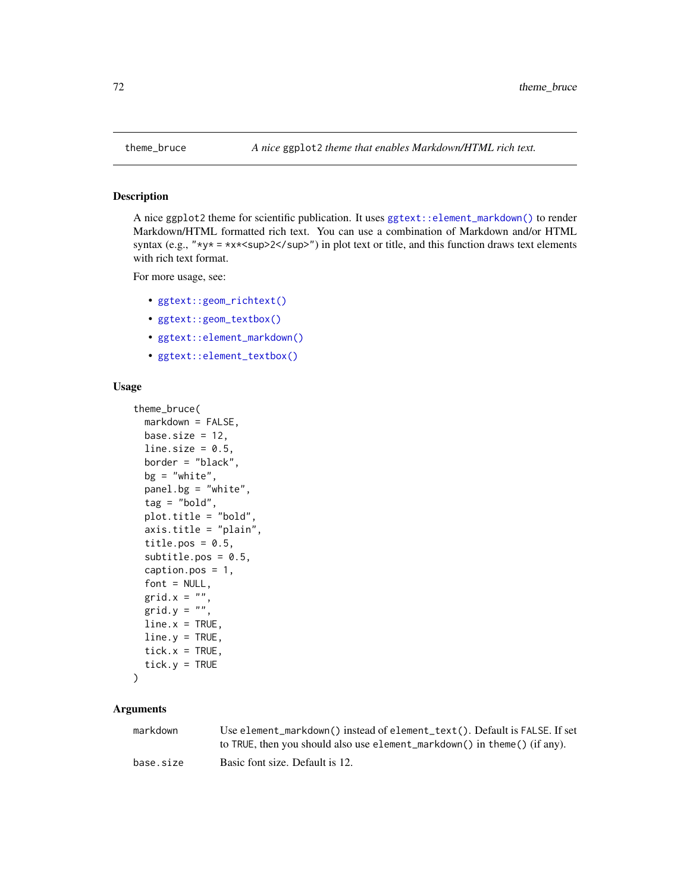theme_bruce — *A nice* `ggplot2` *theme that enables Markdown/HTML rich text.*

## Description

A nice `ggplot2` theme for scientific publication. It uses `ggtext::element_markdown()` to render Markdown/HTML formatted rich text. You can use a combination of Markdown and/or HTML syntax (e.g., `"*y* = *x*<sup>2</sup>"`) in plot text or title, and this function draws text elements with rich text format.

For more usage, see:

- `ggtext::geom_richtext()`
- `ggtext::geom_textbox()`
- `ggtext::element_markdown()`
- `ggtext::element_textbox()`

## Usage

```
theme_bruce(
  markdown = FALSE,
  base.size = 12,
  line.size = 0.5,
  border = "black",
  bg = "white",
  panel.bg = "white",
  tag = "bold",
  plot.title = "bold",
  axis.title = "plain",
  title.pos = 0.5,
  subtitle.pos = 0.5,
  caption.pos = 1,
  font = NULL,
  grid.x = "",
  grid.y = "",
  line.x = TRUE,
  line.y = TRUE,
  tick.x = TRUE,
  tick.y = TRUE
)
```

## Arguments

| | |
|---|---|
| `markdown` | Use `element_markdown()` instead of `element_text()`. Default is `FALSE`. If set to `TRUE`, then you should also use `element_markdown()` in `theme()` (if any). |
| `base.size` | Basic font size. Default is 12. |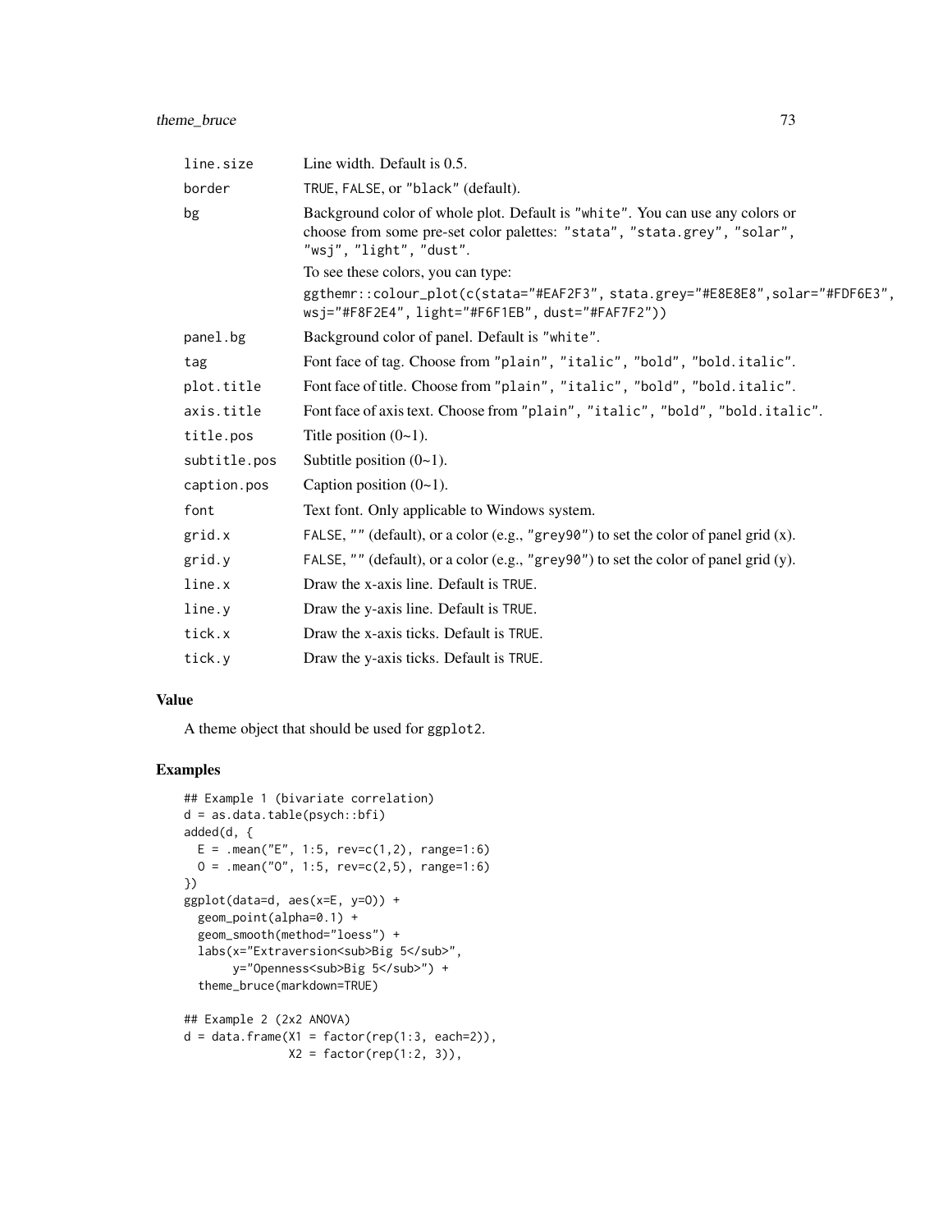| | |
|---|---|
| line.size | Line width. Default is 0.5. |
| border | TRUE, FALSE, or "black" (default). |
| bg | Background color of whole plot. Default is "white". You can use any colors or choose from some pre-set color palettes: "stata", "stata.grey", "solar", "wsj", "light", "dust".<br>To see these colors, you can type:<br>ggthemr::colour_plot(c(stata="#EAF2F3", stata.grey="#E8E8E8",solar="#FDF6E3", wsj="#F8F2E4", light="#F6F1EB", dust="#FAF7F2")) |
| panel.bg | Background color of panel. Default is "white". |
| tag | Font face of tag. Choose from "plain", "italic", "bold", "bold.italic". |
| plot.title | Font face of title. Choose from "plain", "italic", "bold", "bold.italic". |
| axis.title | Font face of axis text. Choose from "plain", "italic", "bold", "bold.italic". |
| title.pos | Title position (0~1). |
| subtitle.pos | Subtitle position (0~1). |
| caption.pos | Caption position (0~1). |
| font | Text font. Only applicable to Windows system. |
| grid.x | FALSE, "" (default), or a color (e.g., "grey90") to set the color of panel grid (x). |
| grid.y | FALSE, "" (default), or a color (e.g., "grey90") to set the color of panel grid (y). |
| line.x | Draw the x-axis line. Default is TRUE. |
| line.y | Draw the y-axis line. Default is TRUE. |
| tick.x | Draw the x-axis ticks. Default is TRUE. |
| tick.y | Draw the y-axis ticks. Default is TRUE. |

## Value

A theme object that should be used for ggplot2.

## Examples

```
## Example 1 (bivariate correlation)
d = as.data.table(psych::bfi)
added(d, {
  E = .mean("E", 1:5, rev=c(1,2), range=1:6)
  O = .mean("O", 1:5, rev=c(2,5), range=1:6)
})
ggplot(data=d, aes(x=E, y=O)) +
  geom_point(alpha=0.1) +
  geom_smooth(method="loess") +
  labs(x="Extraversion<sub>Big 5</sub>",
       y="Openness<sub>Big 5</sub>") +
  theme_bruce(markdown=TRUE)

## Example 2 (2x2 ANOVA)
d = data.frame(X1 = factor(rep(1:3, each=2)),
               X2 = factor(rep(1:2, 3)),
```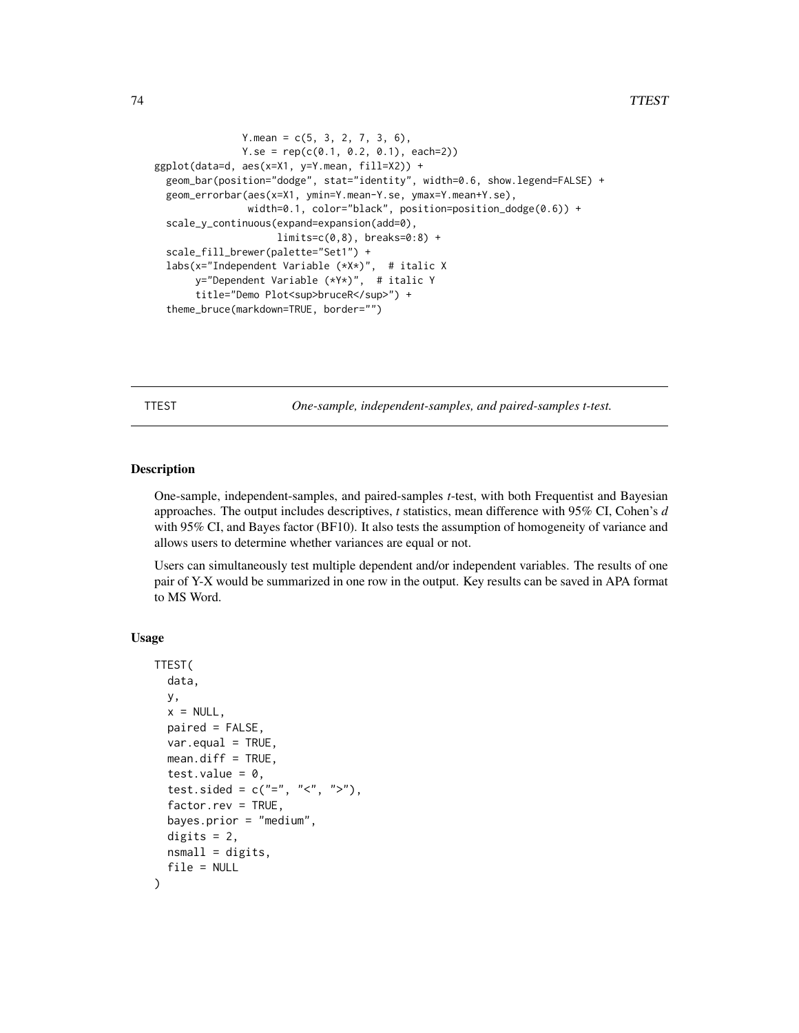```
              Y.mean = c(5, 3, 2, 7, 3, 6),
              Y.se = rep(c(0.1, 0.2, 0.1), each=2))
ggplot(data=d, aes(x=X1, y=Y.mean, fill=X2)) +
  geom_bar(position="dodge", stat="identity", width=0.6, show.legend=FALSE) +
  geom_errorbar(aes(x=X1, ymin=Y.mean-Y.se, ymax=Y.mean+Y.se),
                width=0.1, color="black", position=position_dodge(0.6)) +
  scale_y_continuous(expand=expansion(add=0),
                     limits=c(0,8), breaks=0:8) +
  scale_fill_brewer(palette="Set1") +
  labs(x="Independent Variable (*X*)",  # italic X
       y="Dependent Variable (*Y*)",  # italic Y
       title="Demo Plot<sup>bruceR</sup>") +
  theme_bruce(markdown=TRUE, border="")
```

---

## TTEST — *One-sample, independent-samples, and paired-samples t-test.*

---

### Description

One-sample, independent-samples, and paired-samples *t*-test, with both Frequentist and Bayesian approaches. The output includes descriptives, *t* statistics, mean difference with 95% CI, Cohen's *d* with 95% CI, and Bayes factor (BF10). It also tests the assumption of homogeneity of variance and allows users to determine whether variances are equal or not.

Users can simultaneously test multiple dependent and/or independent variables. The results of one pair of Y-X would be summarized in one row in the output. Key results can be saved in APA format to MS Word.

### Usage

```
TTEST(
  data,
  y,
  x = NULL,
  paired = FALSE,
  var.equal = TRUE,
  mean.diff = TRUE,
  test.value = 0,
  test.sided = c("=", "<", ">"),
  factor.rev = TRUE,
  bayes.prior = "medium",
  digits = 2,
  nsmall = digits,
  file = NULL
)
```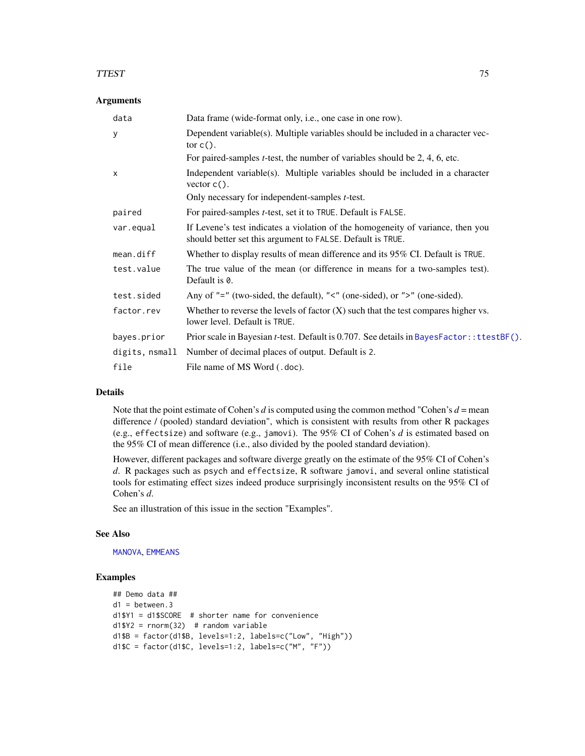### Arguments

| | |
|---|---|
| `data` | Data frame (wide-format only, i.e., one case in one row). |
| `y` | Dependent variable(s). Multiple variables should be included in a character vector `c()`. For paired-samples *t*-test, the number of variables should be 2, 4, 6, etc. |
| `x` | Independent variable(s). Multiple variables should be included in a character vector `c()`. Only necessary for independent-samples *t*-test. |
| `paired` | For paired-samples *t*-test, set it to `TRUE`. Default is `FALSE`. |
| `var.equal` | If Levene's test indicates a violation of the homogeneity of variance, then you should better set this argument to `FALSE`. Default is `TRUE`. |
| `mean.diff` | Whether to display results of mean difference and its 95% CI. Default is `TRUE`. |
| `test.value` | The true value of the mean (or difference in means for a two-samples test). Default is `0`. |
| `test.sided` | Any of `"="` (two-sided, the default), `"<"` (one-sided), or `">"` (one-sided). |
| `factor.rev` | Whether to reverse the levels of factor (X) such that the test compares higher vs. lower level. Default is `TRUE`. |
| `bayes.prior` | Prior scale in Bayesian *t*-test. Default is 0.707. See details in `BayesFactor::ttestBF()`. |
| `digits, nsmall` | Number of decimal places of output. Default is `2`. |
| `file` | File name of MS Word (`.doc`). |

### Details

Note that the point estimate of Cohen's *d* is computed using the common method "Cohen's *d* = mean difference / (pooled) standard deviation", which is consistent with results from other R packages (e.g., `effectsize`) and software (e.g., `jamovi`). The 95% CI of Cohen's *d* is estimated based on the 95% CI of mean difference (i.e., also divided by the pooled standard deviation).

However, different packages and software diverge greatly on the estimate of the 95% CI of Cohen's *d*. R packages such as `psych` and `effectsize`, R software `jamovi`, and several online statistical tools for estimating effect sizes indeed produce surprisingly inconsistent results on the 95% CI of Cohen's *d*.

See an illustration of this issue in the section "Examples".

### See Also

`MANOVA`, `EMMEANS`

### Examples

```
## Demo data ##
d1 = between.3
d1$Y1 = d1$SCORE  # shorter name for convenience
d1$Y2 = rnorm(32)  # random variable
d1$B = factor(d1$B, levels=1:2, labels=c("Low", "High"))
d1$C = factor(d1$C, levels=1:2, labels=c("M", "F"))
```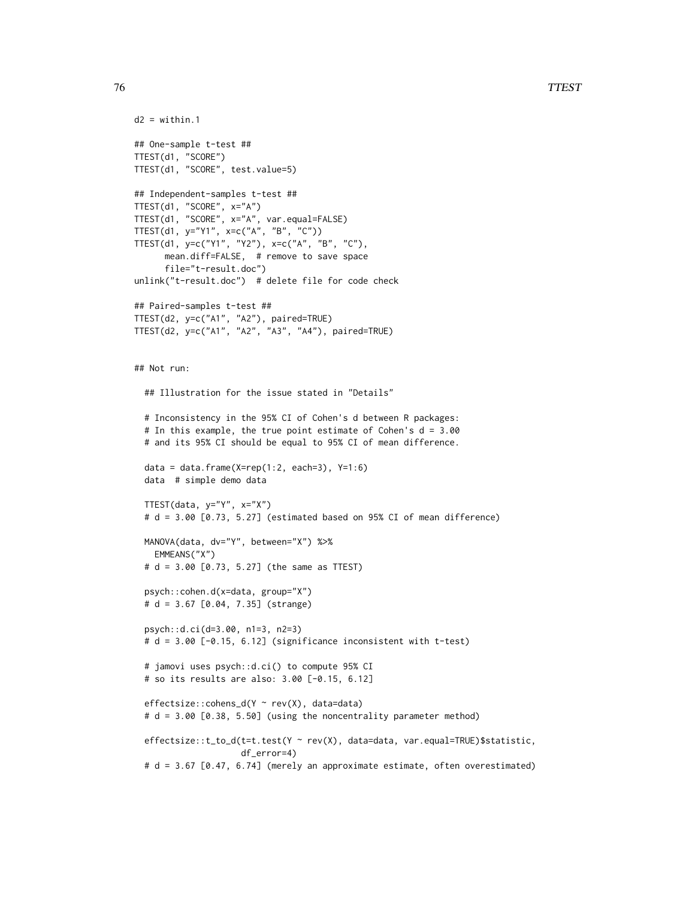```
d2 = within.1

## One-sample t-test ##
TTEST(d1, "SCORE")
TTEST(d1, "SCORE", test.value=5)

## Independent-samples t-test ##
TTEST(d1, "SCORE", x="A")
TTEST(d1, "SCORE", x="A", var.equal=FALSE)
TTEST(d1, y="Y1", x=c("A", "B", "C"))
TTEST(d1, y=c("Y1", "Y2"), x=c("A", "B", "C"),
      mean.diff=FALSE,  # remove to save space
      file="t-result.doc")
unlink("t-result.doc")  # delete file for code check

## Paired-samples t-test ##
TTEST(d2, y=c("A1", "A2"), paired=TRUE)
TTEST(d2, y=c("A1", "A2", "A3", "A4"), paired=TRUE)


## Not run:

  ## Illustration for the issue stated in "Details"

  # Inconsistency in the 95% CI of Cohen's d between R packages:
  # In this example, the true point estimate of Cohen's d = 3.00
  # and its 95% CI should be equal to 95% CI of mean difference.

  data = data.frame(X=rep(1:2, each=3), Y=1:6)
  data  # simple demo data

  TTEST(data, y="Y", x="X")
  # d = 3.00 [0.73, 5.27] (estimated based on 95% CI of mean difference)

  MANOVA(data, dv="Y", between="X") %>%
    EMMEANS("X")
  # d = 3.00 [0.73, 5.27] (the same as TTEST)

  psych::cohen.d(x=data, group="X")
  # d = 3.67 [0.04, 7.35] (strange)

  psych::d.ci(d=3.00, n1=3, n2=3)
  # d = 3.00 [-0.15, 6.12] (significance inconsistent with t-test)

  # jamovi uses psych::d.ci() to compute 95% CI
  # so its results are also: 3.00 [-0.15, 6.12]

  effectsize::cohens_d(Y ~ rev(X), data=data)
  # d = 3.00 [0.38, 5.50] (using the noncentrality parameter method)

  effectsize::t_to_d(t=t.test(Y ~ rev(X), data=data, var.equal=TRUE)$statistic,
                     df_error=4)
  # d = 3.67 [0.47, 6.74] (merely an approximate estimate, often overestimated)
```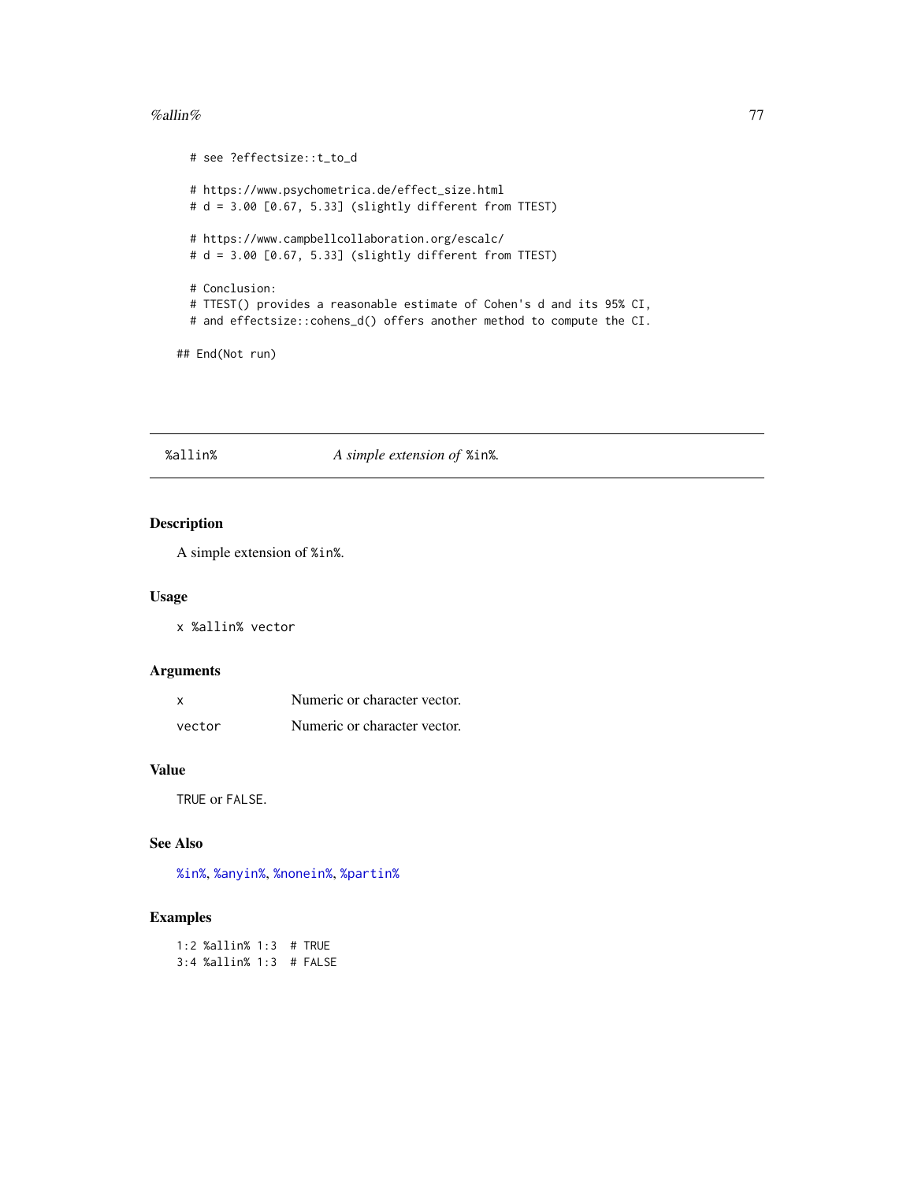```
  # see ?effectsize::t_to_d

  # https://www.psychometrica.de/effect_size.html
  # d = 3.00 [0.67, 5.33] (slightly different from TTEST)

  # https://www.campbellcollaboration.org/escalc/
  # d = 3.00 [0.67, 5.33] (slightly different from TTEST)

  # Conclusion:
  # TTEST() provides a reasonable estimate of Cohen's d and its 95% CI,
  # and effectsize::cohens_d() offers another method to compute the CI.

## End(Not run)
```

---

`%allin%` *A simple extension of* `%in%`.

---

### Description

A simple extension of `%in%`.

### Usage

```
x %allin% vector
```

### Arguments

| | |
|---|---|
| `x` | Numeric or character vector. |
| `vector` | Numeric or character vector. |

### Value

`TRUE` or `FALSE`.

### See Also

`%in%`, `%anyin%`, `%nonein%`, `%partin%`

### Examples

```
1:2 %allin% 1:3  # TRUE
3:4 %allin% 1:3  # FALSE
```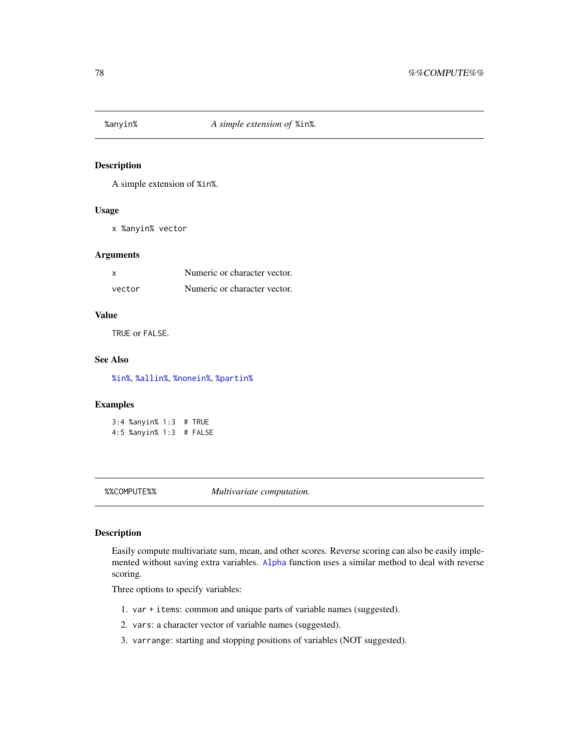## %anyin% — *A simple extension of `%in%`.*

### Description

A simple extension of `%in%`.

### Usage

```
x %anyin% vector
```

### Arguments

| | |
|---|---|
| `x` | Numeric or character vector. |
| `vector` | Numeric or character vector. |

### Value

`TRUE` or `FALSE`.

### See Also

`%in%`, `%allin%`, `%nonein%`, `%partin%`

### Examples

```
3:4 %anyin% 1:3  # TRUE
4:5 %anyin% 1:3  # FALSE
```

## %%COMPUTE%% — *Multivariate computation.*

### Description

Easily compute multivariate sum, mean, and other scores. Reverse scoring can also be easily implemented without saving extra variables. `Alpha` function uses a similar method to deal with reverse scoring.

Three options to specify variables:

1. `var + items`: common and unique parts of variable names (suggested).
2. `vars`: a character vector of variable names (suggested).
3. `varrange`: starting and stopping positions of variables (NOT suggested).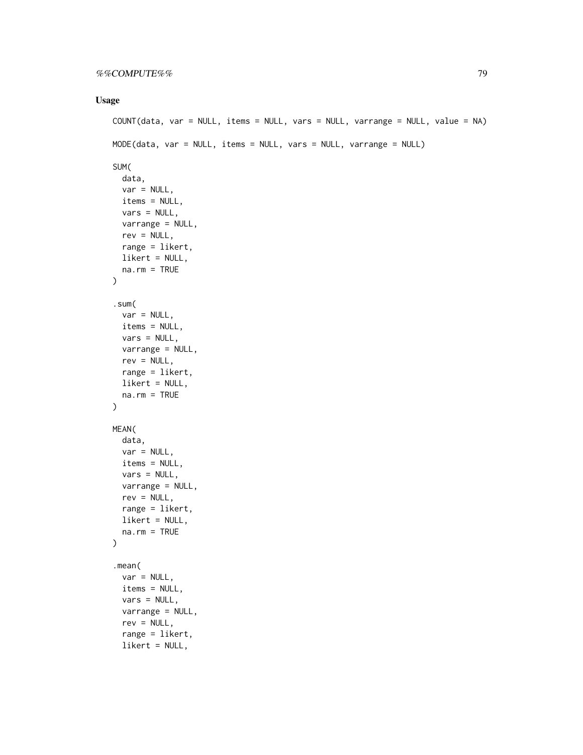### Usage

```
COUNT(data, var = NULL, items = NULL, vars = NULL, varrange = NULL, value = NA)

MODE(data, var = NULL, items = NULL, vars = NULL, varrange = NULL)

SUM(
  data,
  var = NULL,
  items = NULL,
  vars = NULL,
  varrange = NULL,
  rev = NULL,
  range = likert,
  likert = NULL,
  na.rm = TRUE
)

.sum(
  var = NULL,
  items = NULL,
  vars = NULL,
  varrange = NULL,
  rev = NULL,
  range = likert,
  likert = NULL,
  na.rm = TRUE
)

MEAN(
  data,
  var = NULL,
  items = NULL,
  vars = NULL,
  varrange = NULL,
  rev = NULL,
  range = likert,
  likert = NULL,
  na.rm = TRUE
)

.mean(
  var = NULL,
  items = NULL,
  vars = NULL,
  varrange = NULL,
  rev = NULL,
  range = likert,
  likert = NULL,
```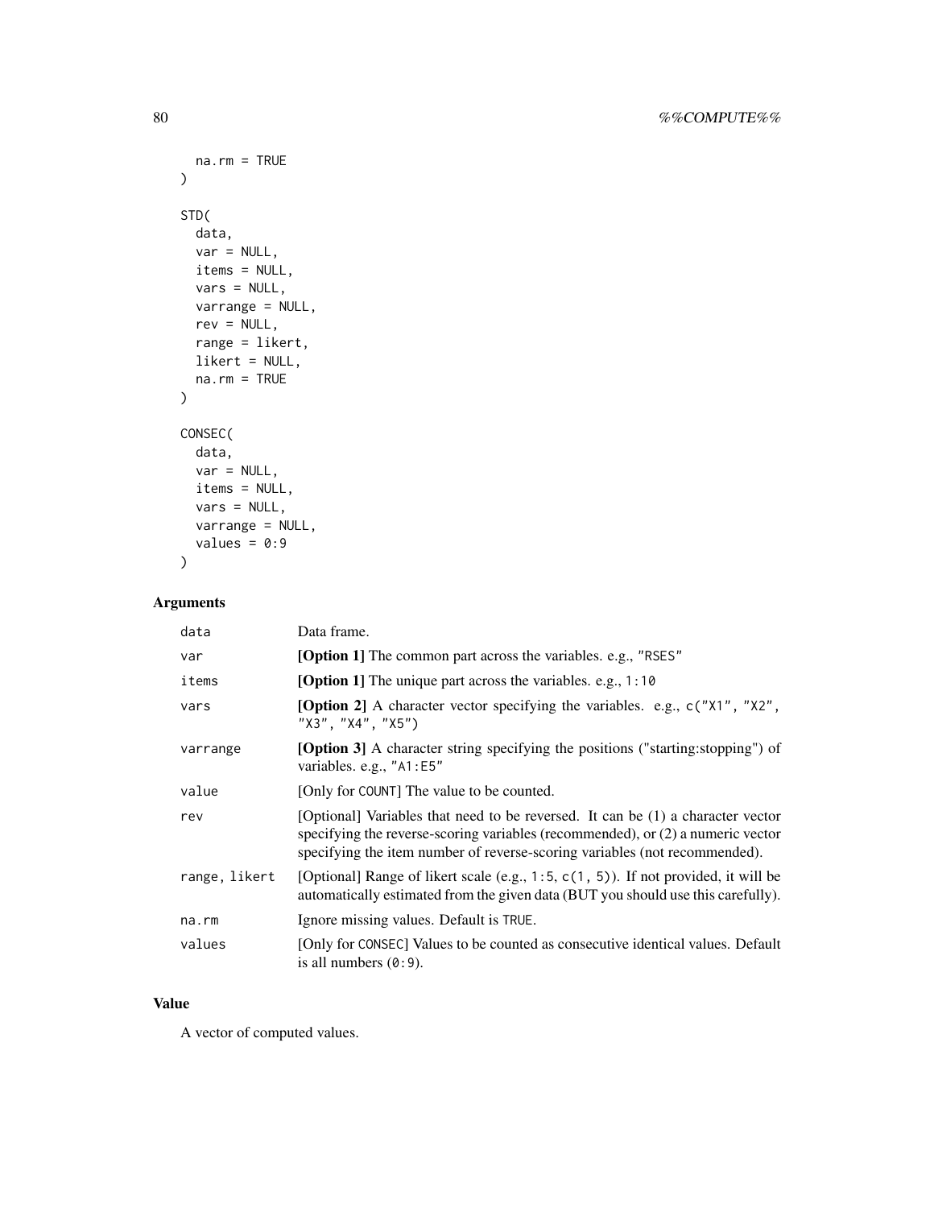```
  na.rm = TRUE
)

STD(
  data,
  var = NULL,
  items = NULL,
  vars = NULL,
  varrange = NULL,
  rev = NULL,
  range = likert,
  likert = NULL,
  na.rm = TRUE
)

CONSEC(
  data,
  var = NULL,
  items = NULL,
  vars = NULL,
  varrange = NULL,
  values = 0:9
)
```

## Arguments

| | |
|---|---|
| `data` | Data frame. |
| `var` | **[Option 1]** The common part across the variables. e.g., `"RSES"` |
| `items` | **[Option 1]** The unique part across the variables. e.g., `1:10` |
| `vars` | **[Option 2]** A character vector specifying the variables. e.g., `c("X1", "X2", "X3", "X4", "X5")` |
| `varrange` | **[Option 3]** A character string specifying the positions ("starting:stopping") of variables. e.g., `"A1:E5"` |
| `value` | [Only for `COUNT`] The value to be counted. |
| `rev` | [Optional] Variables that need to be reversed. It can be (1) a character vector specifying the reverse-scoring variables (recommended), or (2) a numeric vector specifying the item number of reverse-scoring variables (not recommended). |
| `range, likert` | [Optional] Range of likert scale (e.g., `1:5`, `c(1, 5)`). If not provided, it will be automatically estimated from the given data (BUT you should use this carefully). |
| `na.rm` | Ignore missing values. Default is `TRUE`. |
| `values` | [Only for `CONSEC`] Values to be counted as consecutive identical values. Default is all numbers (`0:9`). |

## Value

A vector of computed values.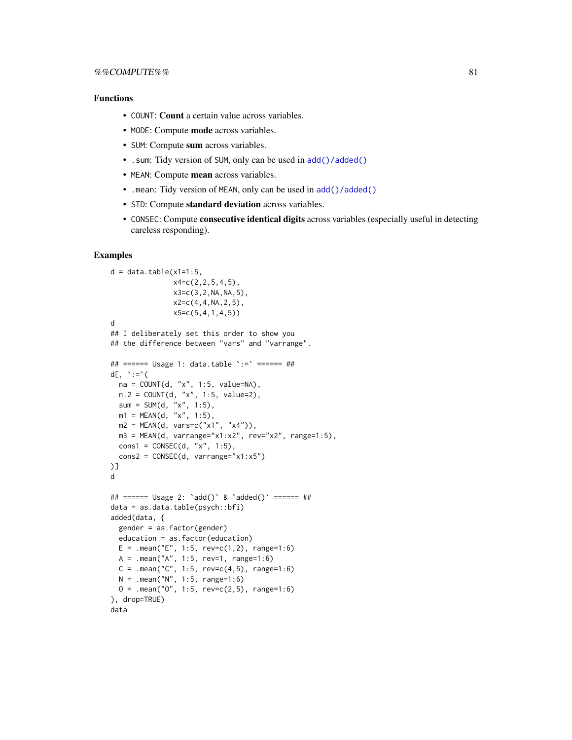### Functions

- `COUNT`: **Count** a certain value across variables.
- `MODE`: Compute **mode** across variables.
- `SUM`: Compute **sum** across variables.
- `.sum`: Tidy version of `SUM`, only can be used in `add()/added()`
- `MEAN`: Compute **mean** across variables.
- `.mean`: Tidy version of `MEAN`, only can be used in `add()/added()`
- `STD`: Compute **standard deviation** across variables.
- `CONSEC`: Compute **consecutive identical digits** across variables (especially useful in detecting careless responding).

### Examples

```
d = data.table(x1=1:5,
               x4=c(2,2,5,4,5),
               x3=c(3,2,NA,NA,5),
               x2=c(4,4,NA,2,5),
               x5=c(5,4,1,4,5))
d
## I deliberately set this order to show you
## the difference between "vars" and "varrange".

## ====== Usage 1: data.table `:=` ====== ##
d[, `:=`(
  na = COUNT(d, "x", 1:5, value=NA),
  n.2 = COUNT(d, "x", 1:5, value=2),
  sum = SUM(d, "x", 1:5),
  m1 = MEAN(d, "x", 1:5),
  m2 = MEAN(d, vars=c("x1", "x4")),
  m3 = MEAN(d, varrange="x1:x2", rev="x2", range=1:5),
  cons1 = CONSEC(d, "x", 1:5),
  cons2 = CONSEC(d, varrange="x1:x5")
)]
d

## ====== Usage 2: `add()` & `added()` ====== ##
data = as.data.table(psych::bfi)
added(data, {
  gender = as.factor(gender)
  education = as.factor(education)
  E = .mean("E", 1:5, rev=c(1,2), range=1:6)
  A = .mean("A", 1:5, rev=1, range=1:6)
  C = .mean("C", 1:5, rev=c(4,5), range=1:6)
  N = .mean("N", 1:5, range=1:6)
  O = .mean("O", 1:5, rev=c(2,5), range=1:6)
}, drop=TRUE)
data
```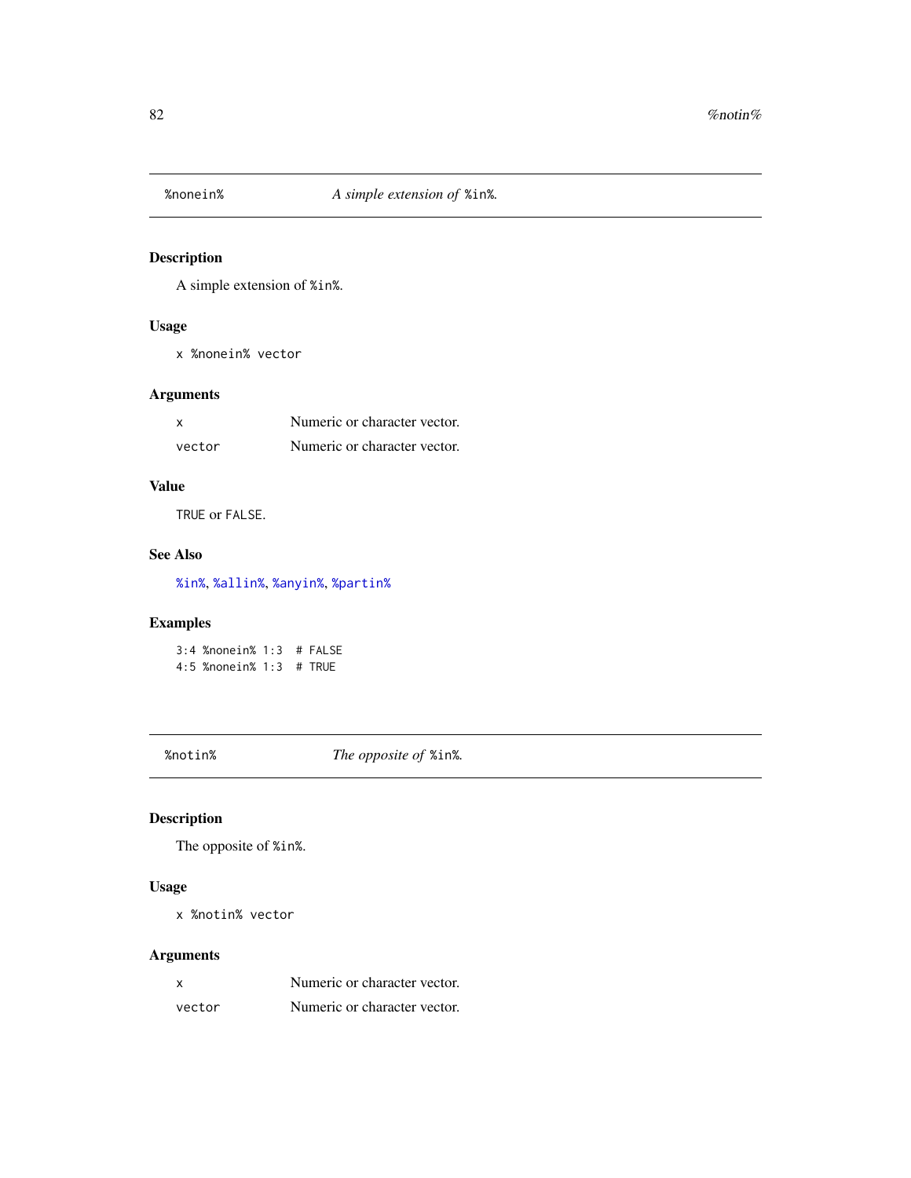## %nonein% — *A simple extension of* %in%.

### Description

A simple extension of %in%.

### Usage

```
x %nonein% vector
```

### Arguments

| | |
|---|---|
| x | Numeric or character vector. |
| vector | Numeric or character vector. |

### Value

TRUE or FALSE.

### See Also

%in%, %allin%, %anyin%, %partin%

### Examples

```
3:4 %nonein% 1:3  # FALSE
4:5 %nonein% 1:3  # TRUE
```

## %notin% — *The opposite of* %in%.

### Description

The opposite of %in%.

### Usage

```
x %notin% vector
```

### Arguments

| | |
|---|---|
| x | Numeric or character vector. |
| vector | Numeric or character vector. |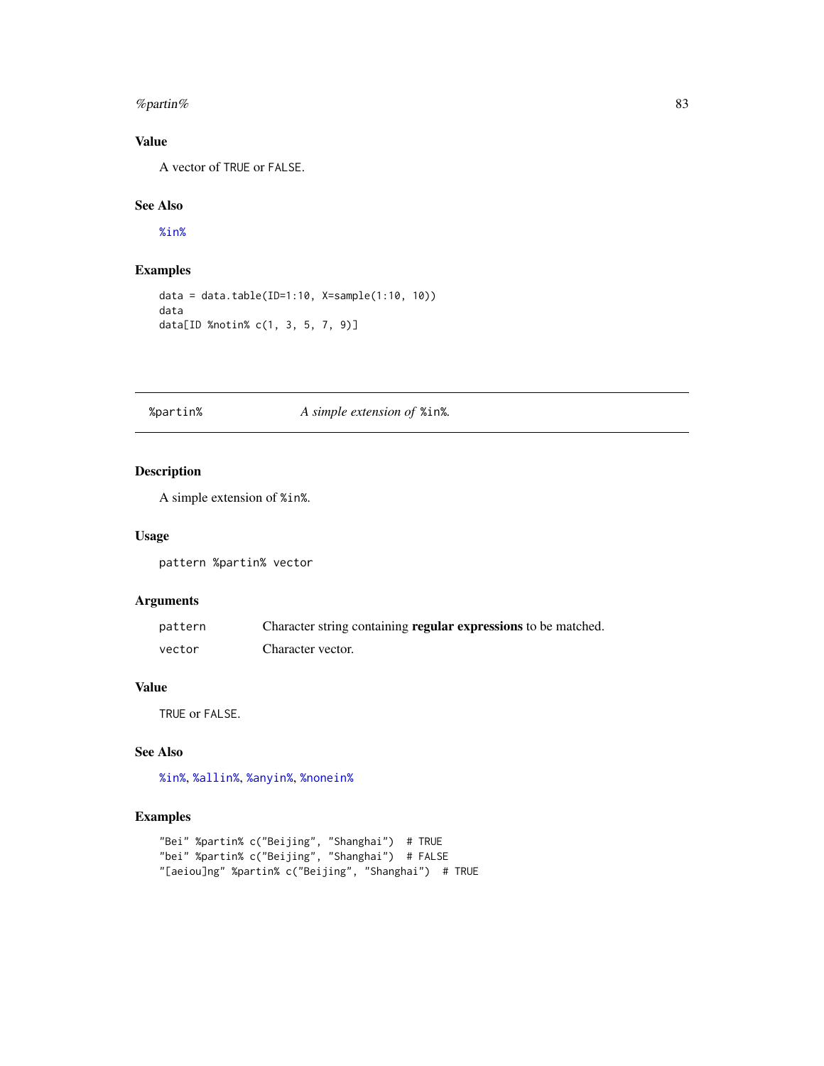## Value

A vector of TRUE or FALSE.

## See Also

%in%

## Examples

```
data = data.table(ID=1:10, X=sample(1:10, 10))
data
data[ID %notin% c(1, 3, 5, 7, 9)]
```

---

# %partin% *A simple extension of* %in%.

## Description

A simple extension of %in%.

## Usage

```
pattern %partin% vector
```

## Arguments

| | |
|---|---|
| pattern | Character string containing **regular expressions** to be matched. |
| vector | Character vector. |

## Value

TRUE or FALSE.

## See Also

%in%, %allin%, %anyin%, %nonein%

## Examples

```
"Bei" %partin% c("Beijing", "Shanghai")  # TRUE
"bei" %partin% c("Beijing", "Shanghai")  # FALSE
"[aeiou]ng" %partin% c("Beijing", "Shanghai")  # TRUE
```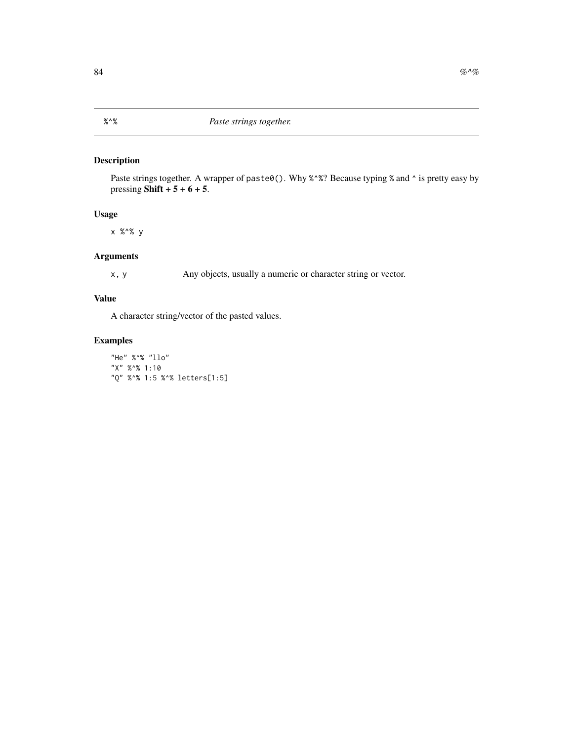## `%^%` *Paste strings together.*

### Description

Paste strings together. A wrapper of `paste0()`. Why `%^%`? Because typing `%` and `^` is pretty easy by pressing **Shift + 5 + 6 + 5**.

### Usage

```
x %^% y
```

### Arguments

| | |
|---|---|
| `x, y` | Any objects, usually a numeric or character string or vector. |

### Value

A character string/vector of the pasted values.

### Examples

```
"He" %^% "llo"
"X" %^% 1:10
"Q" %^% 1:5 %^% letters[1:5]
```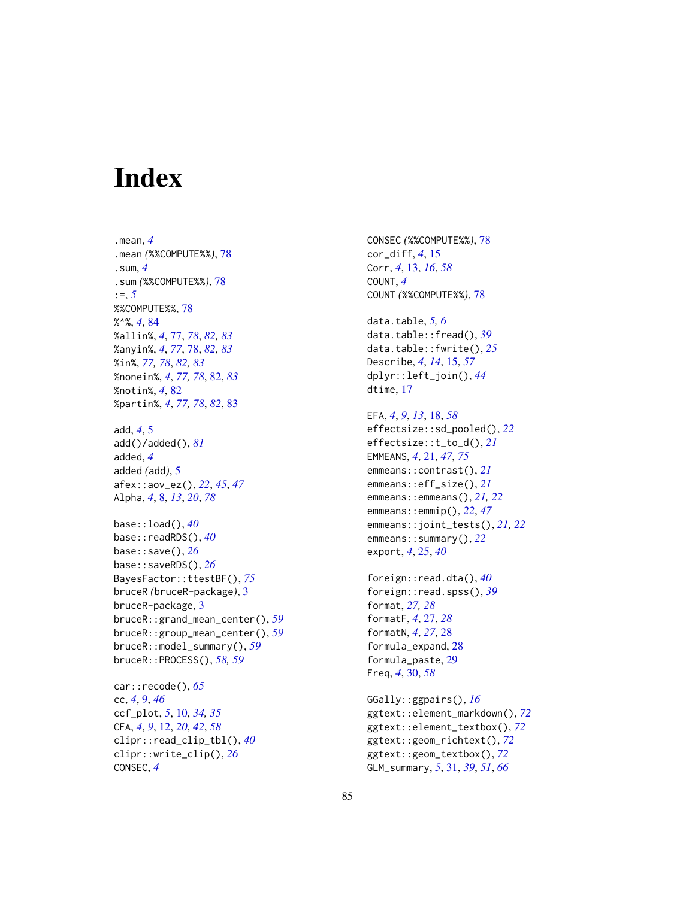# Index

.mean, *4*
.mean *(%%COMPUTE%%)*, 78
.sum, *4*
.sum *(%%COMPUTE%%)*, 78
:=, *5*
%%COMPUTE%%, 78
%^%, *4*, 84
%allin%, *4*, 77, *78*, *82, 83*
%anyin%, *4*, *77*, 78, *82, 83*
%in%, *77, 78*, *82, 83*
%nonein%, *4*, *77, 78*, 82, *83*
%notin%, *4*, 82
%partin%, *4*, *77, 78*, 82, 83

add, *4*, 5
add()/added(), *81*
added, *4*
added *(add)*, 5
afex::aov_ez(), *22*, *45*, *47*
Alpha, *4*, 8, *13*, *20*, *78*

base::load(), *40*
base::readRDS(), *40*
base::save(), *26*
base::saveRDS(), *26*
BayesFactor::ttestBF(), *75*
bruceR *(bruceR-package)*, 3
bruceR-package, 3
bruceR::grand_mean_center(), *59*
bruceR::group_mean_center(), *59*
bruceR::model_summary(), *59*
bruceR::PROCESS(), *58, 59*

car::recode(), *65*
cc, *4*, *9*, *46*
ccf_plot, *5*, 10, *34, 35*
CFA, *4*, *9*, 12, *20*, *42*, *58*
clipr::read_clip_tbl(), *40*
clipr::write_clip(), *26*
CONSEC, *4*
CONSEC *(%%COMPUTE%%)*, 78
cor_diff, *4*, 15
Corr, *4*, 13, *16*, *58*
COUNT, *4*
COUNT *(%%COMPUTE%%)*, 78

data.table, *5, 6*
data.table::fread(), *39*
data.table::fwrite(), *25*
Describe, *4*, *14*, 15, *57*
dplyr::left_join(), *44*
dtime, 17

EFA, *4*, *9*, *13*, 18, *58*
effectsize::sd_pooled(), *22*
effectsize::t_to_d(), *21*
EMMEANS, *4*, 21, *47*, *75*
emmeans::contrast(), *21*
emmeans::eff_size(), *21*
emmeans::emmeans(), *21, 22*
emmeans::emmip(), *22*, *47*
emmeans::joint_tests(), *21, 22*
emmeans::summary(), *22*
export, *4*, 25, *40*

foreign::read.dta(), *40*
foreign::read.spss(), *39*
format, *27, 28*
formatF, *4*, 27, *28*
formatN, *4*, *27*, 28
formula_expand, 28
formula_paste, 29
Freq, *4*, 30, *58*

GGally::ggpairs(), *16*
ggtext::element_markdown(), *72*
ggtext::element_textbox(), *72*
ggtext::geom_richtext(), *72*
ggtext::geom_textbox(), *72*
GLM_summary, *5*, 31, *39*, *51*, *66*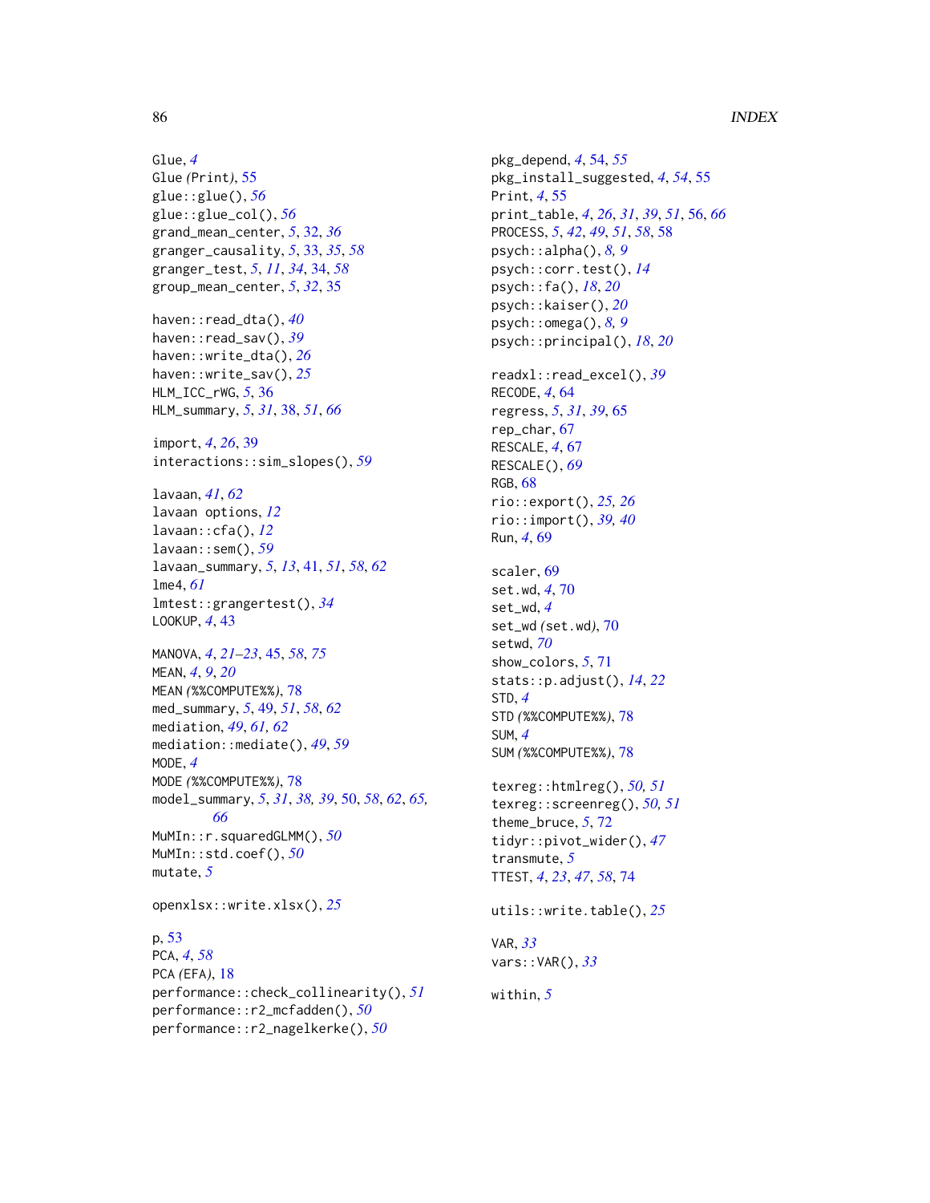Glue, *4*
Glue *(Print)*, 55
glue::glue(), *56*
glue::glue_col(), *56*
grand_mean_center, *5*, 32, *36*
granger_causality, *5*, 33, *35*, *58*
granger_test, *5*, *11*, *34*, 34, *58*
group_mean_center, *5*, *32*, 35

haven::read_dta(), *40*
haven::read_sav(), *39*
haven::write_dta(), *26*
haven::write_sav(), *25*
HLM_ICC_rWG, *5*, 36
HLM_summary, *5*, *31*, 38, *51*, *66*

import, *4*, *26*, 39
interactions::sim_slopes(), *59*

lavaan, *41*, *62*
lavaan options, *12*
lavaan::cfa(), *12*
lavaan::sem(), *59*
lavaan_summary, *5*, *13*, 41, *51*, *58*, *62*
lme4, *61*
lmtest::grangertest(), *34*
LOOKUP, *4*, 43

MANOVA, *4*, *21–23*, 45, *58*, *75*
MEAN, *4*, *9*, *20*
MEAN *(%%COMPUTE%%)*, 78
med_summary, *5*, 49, *51*, *58*, *62*
mediation, *49*, *61, 62*
mediation::mediate(), *49*, *59*
MODE, *4*
MODE *(%%COMPUTE%%)*, 78
model_summary, *5*, *31*, *38*, *39*, 50, *58*, *62*, *65*, *66*
MuMIn::r.squaredGLMM(), *50*
MuMIn::std.coef(), *50*
mutate, *5*

openxlsx::write.xlsx(), *25*

p, 53
PCA, *4*, *58*
PCA *(EFA)*, 18
performance::check_collinearity(), *51*
performance::r2_mcfadden(), *50*
performance::r2_nagelkerke(), *50*

pkg_depend, *4*, 54, *55*
pkg_install_suggested, *4*, *54*, 55
Print, *4*, 55
print_table, *4*, *26*, *31*, *39*, *51*, 56, *66*
PROCESS, *5*, *42*, *49*, *51*, *58*, 58
psych::alpha(), *8, 9*
psych::corr.test(), *14*
psych::fa(), *18*, *20*
psych::kaiser(), *20*
psych::omega(), *8, 9*
psych::principal(), *18*, *20*

readxl::read_excel(), *39*
RECODE, *4*, 64
regress, *5*, *31*, *39*, 65
rep_char, 67
RESCALE, *4*, 67
RESCALE(), *69*
RGB, 68
rio::export(), *25, 26*
rio::import(), *39, 40*
Run, *4*, 69

scaler, 69
set.wd, *4*, 70
set_wd, *4*
set_wd *(set.wd)*, 70
setwd, *70*
show_colors, *5*, 71
stats::p.adjust(), *14*, *22*
STD, *4*
STD *(%%COMPUTE%%)*, 78
SUM, *4*
SUM *(%%COMPUTE%%)*, 78

texreg::htmlreg(), *50, 51*
texreg::screenreg(), *50, 51*
theme_bruce, *5*, 72
tidyr::pivot_wider(), *47*
transmute, *5*
TTEST, *4*, *23*, *47*, *58*, 74

utils::write.table(), *25*

VAR, *33*
vars::VAR(), *33*

within, *5*